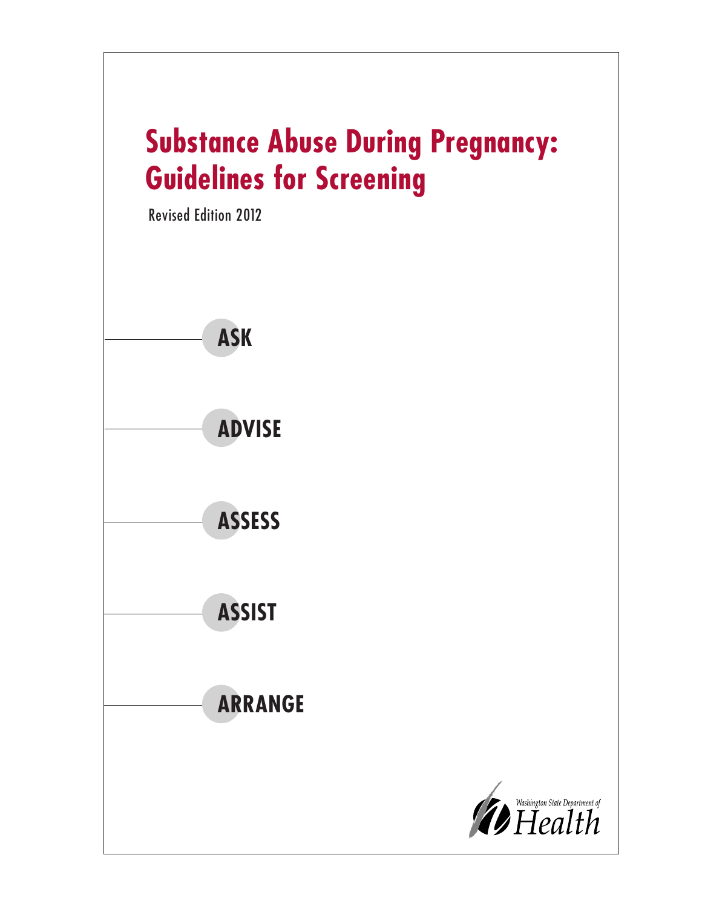# Substance Abuse During Pregnancy: Guidelines for Screening

Revised Edition 2012

**ASK**

**ADVISE**

**ASSESS**

**ASSIST**

**ARRANGE**

Washington State Department of Health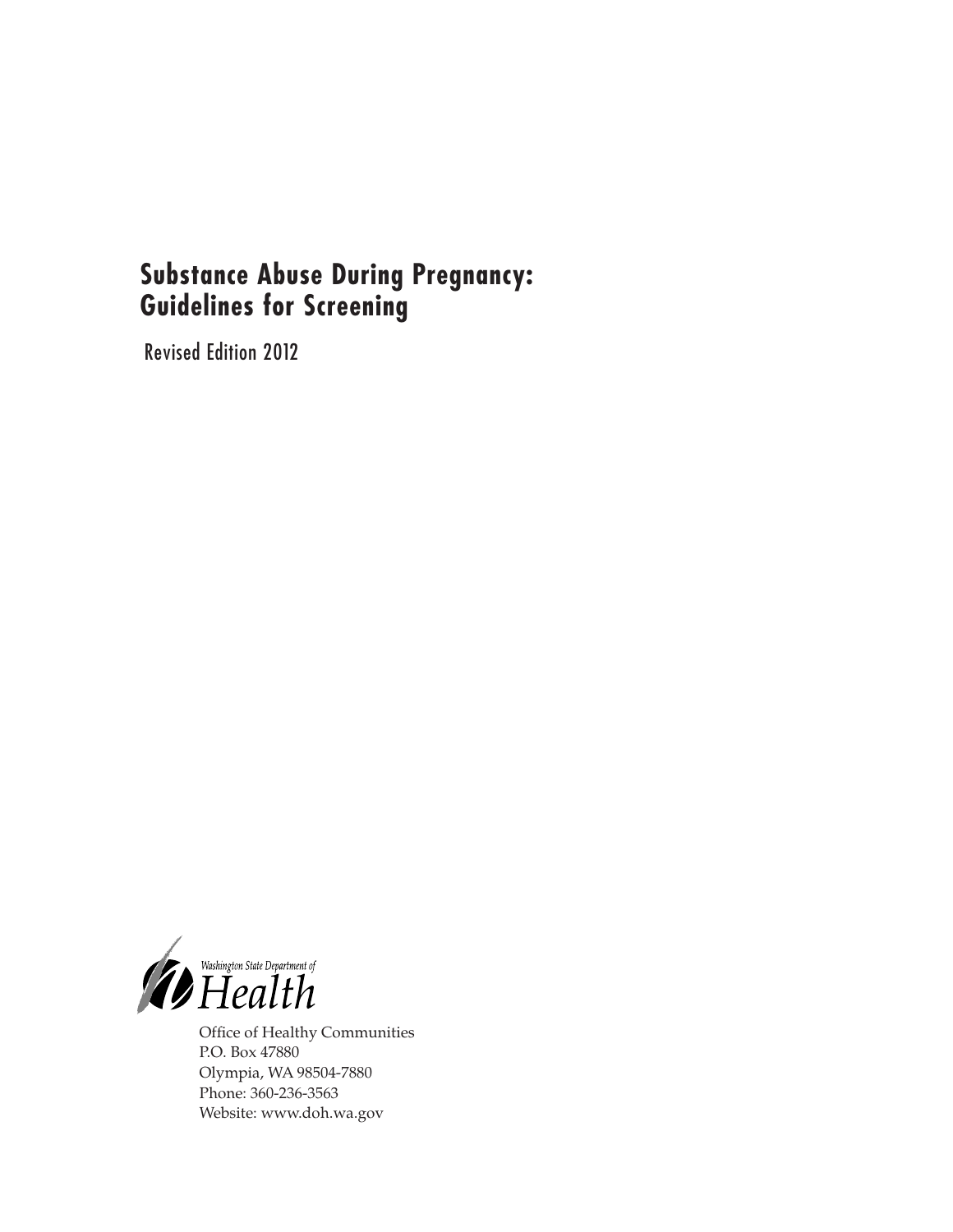# Substance Abuse During Pregnancy: Guidelines for Screening

Revised Edition 2012

Washington State Department of Health

Office of Healthy Communities
P.O. Box 47880
Olympia, WA 98504-7880
Phone: 360-236-3563
Website: www.doh.wa.gov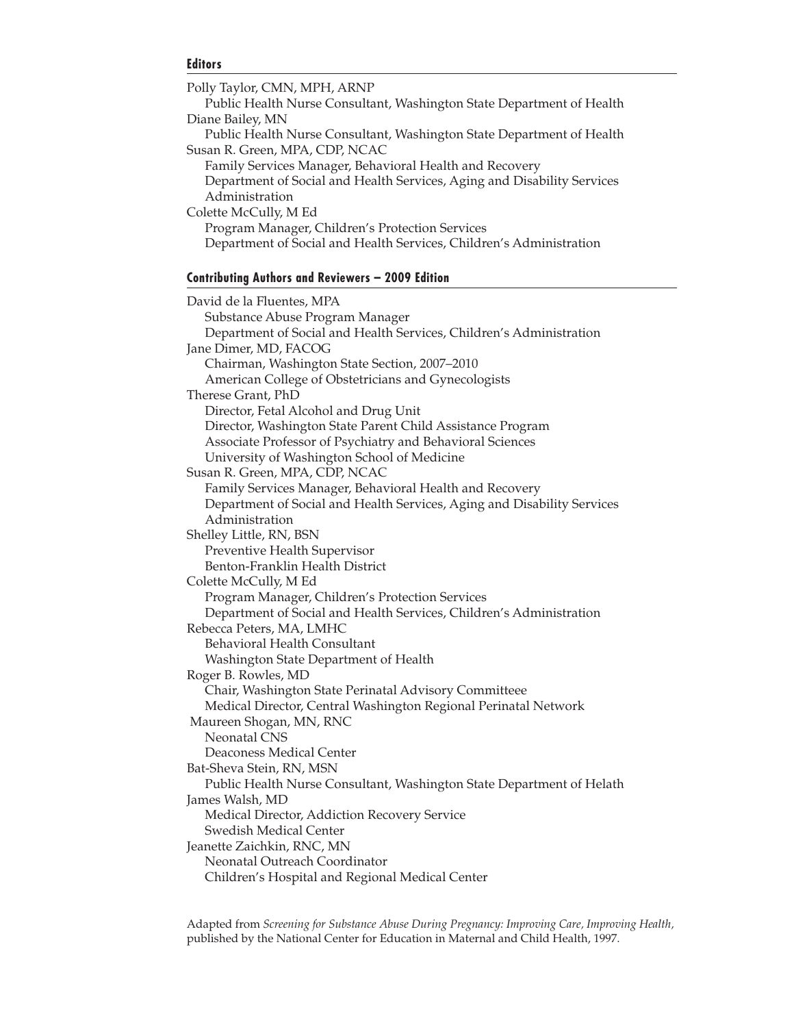## Editors

Polly Taylor, CMN, MPH, ARNP
Public Health Nurse Consultant, Washington State Department of Health

Diane Bailey, MN
Public Health Nurse Consultant, Washington State Department of Health

Susan R. Green, MPA, CDP, NCAC
Family Services Manager, Behavioral Health and Recovery
Department of Social and Health Services, Aging and Disability Services Administration

Colette McCully, M Ed
Program Manager, Children's Protection Services
Department of Social and Health Services, Children's Administration

## Contributing Authors and Reviewers – 2009 Edition

David de la Fluentes, MPA
Substance Abuse Program Manager
Department of Social and Health Services, Children's Administration

Jane Dimer, MD, FACOG
Chairman, Washington State Section, 2007–2010
American College of Obstetricians and Gynecologists

Therese Grant, PhD
Director, Fetal Alcohol and Drug Unit
Director, Washington State Parent Child Assistance Program
Associate Professor of Psychiatry and Behavioral Sciences
University of Washington School of Medicine

Susan R. Green, MPA, CDP, NCAC
Family Services Manager, Behavioral Health and Recovery
Department of Social and Health Services, Aging and Disability Services Administration

Shelley Little, RN, BSN
Preventive Health Supervisor
Benton-Franklin Health District

Colette McCully, M Ed
Program Manager, Children's Protection Services
Department of Social and Health Services, Children's Administration

Rebecca Peters, MA, LMHC
Behavioral Health Consultant
Washington State Department of Health

Roger B. Rowles, MD
Chair, Washington State Perinatal Advisory Committeee
Medical Director, Central Washington Regional Perinatal Network

Maureen Shogan, MN, RNC
Neonatal CNS
Deaconess Medical Center

Bat-Sheva Stein, RN, MSN
Public Health Nurse Consultant, Washington State Department of Helath

James Walsh, MD
Medical Director, Addiction Recovery Service
Swedish Medical Center

Jeanette Zaichkin, RNC, MN
Neonatal Outreach Coordinator
Children's Hospital and Regional Medical Center

Adapted from *Screening for Substance Abuse During Pregnancy: Improving Care, Improving Health,* published by the National Center for Education in Maternal and Child Health, 1997.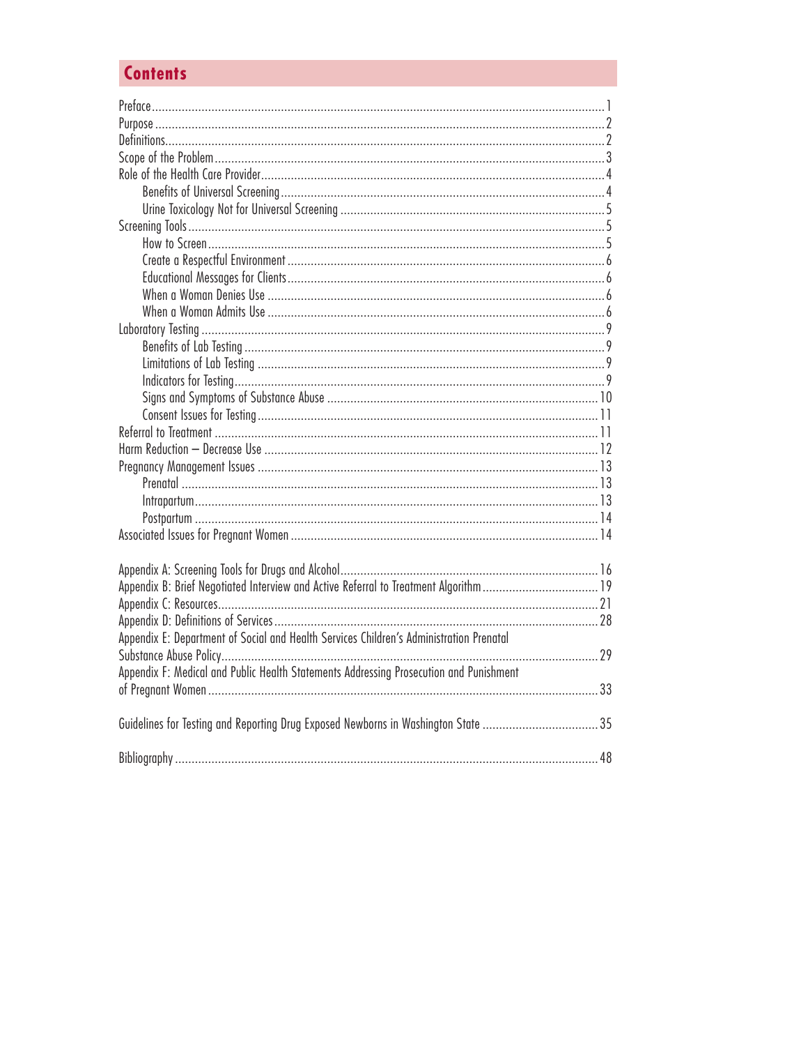## Contents

- Preface ... 1
- Purpose ... 2
- Definitions ... 2
- Scope of the Problem ... 3
- Role of the Health Care Provider ... 4
  - Benefits of Universal Screening ... 4
  - Urine Toxicology Not for Universal Screening ... 5
- Screening Tools ... 5
  - How to Screen ... 5
  - Create a Respectful Environment ... 6
  - Educational Messages for Clients ... 6
  - When a Woman Denies Use ... 6
  - When a Woman Admits Use ... 6
- Laboratory Testing ... 9
  - Benefits of Lab Testing ... 9
  - Limitations of Lab Testing ... 9
  - Indicators for Testing ... 9
  - Signs and Symptoms of Substance Abuse ... 10
  - Consent Issues for Testing ... 11
- Referral to Treatment ... 11
- Harm Reduction – Decrease Use ... 12
- Pregnancy Management Issues ... 13
  - Prenatal ... 13
  - Intrapartum ... 13
  - Postpartum ... 14
- Associated Issues for Pregnant Women ... 14

- Appendix A: Screening Tools for Drugs and Alcohol ... 16
- Appendix B: Brief Negotiated Interview and Active Referral to Treatment Algorithm ... 19
- Appendix C: Resources ... 21
- Appendix D: Definitions of Services ... 28
- Appendix E: Department of Social and Health Services Children's Administration Prenatal Substance Abuse Policy ... 29
- Appendix F: Medical and Public Health Statements Addressing Prosecution and Punishment of Pregnant Women ... 33

- Guidelines for Testing and Reporting Drug Exposed Newborns in Washington State ... 35

- Bibliography ... 48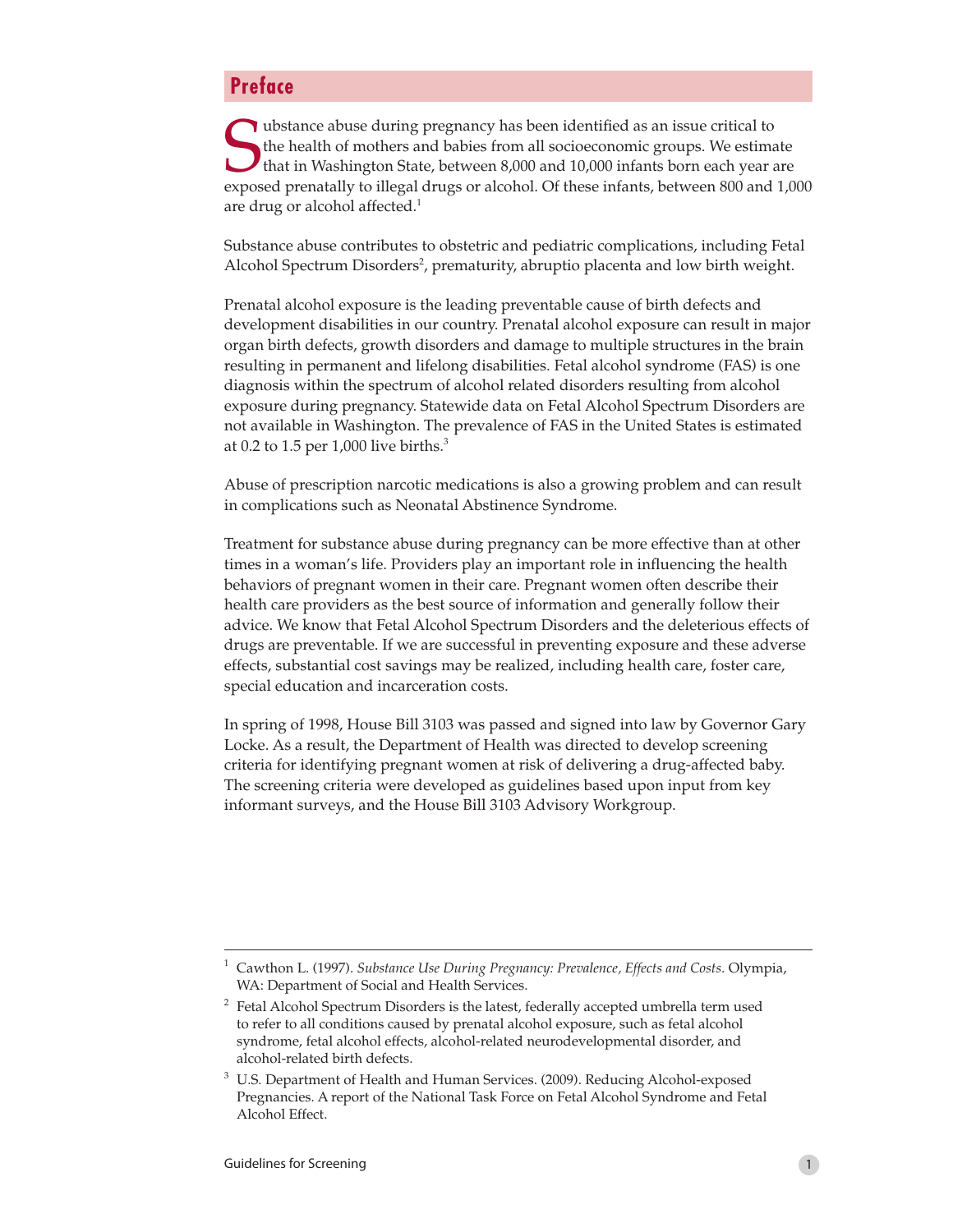# Preface

Substance abuse during pregnancy has been identified as an issue critical to the health of mothers and babies from all socioeconomic groups. We estimate that in Washington State, between 8,000 and 10,000 infants born each year are exposed prenatally to illegal drugs or alcohol. Of these infants, between 800 and 1,000 are drug or alcohol affected.[1]

Substance abuse contributes to obstetric and pediatric complications, including Fetal Alcohol Spectrum Disorders[2], prematurity, abruptio placenta and low birth weight.

Prenatal alcohol exposure is the leading preventable cause of birth defects and development disabilities in our country. Prenatal alcohol exposure can result in major organ birth defects, growth disorders and damage to multiple structures in the brain resulting in permanent and lifelong disabilities. Fetal alcohol syndrome (FAS) is one diagnosis within the spectrum of alcohol related disorders resulting from alcohol exposure during pregnancy. Statewide data on Fetal Alcohol Spectrum Disorders are not available in Washington. The prevalence of FAS in the United States is estimated at 0.2 to 1.5 per 1,000 live births.[3]

Abuse of prescription narcotic medications is also a growing problem and can result in complications such as Neonatal Abstinence Syndrome.

Treatment for substance abuse during pregnancy can be more effective than at other times in a woman's life. Providers play an important role in influencing the health behaviors of pregnant women in their care. Pregnant women often describe their health care providers as the best source of information and generally follow their advice. We know that Fetal Alcohol Spectrum Disorders and the deleterious effects of drugs are preventable. If we are successful in preventing exposure and these adverse effects, substantial cost savings may be realized, including health care, foster care, special education and incarceration costs.

In spring of 1998, House Bill 3103 was passed and signed into law by Governor Gary Locke. As a result, the Department of Health was directed to develop screening criteria for identifying pregnant women at risk of delivering a drug-affected baby. The screening criteria were developed as guidelines based upon input from key informant surveys, and the House Bill 3103 Advisory Workgroup.

---

[1] Cawthon L. (1997). *Substance Use During Pregnancy: Prevalence, Effects and Costs.* Olympia, WA: Department of Social and Health Services.

[2] Fetal Alcohol Spectrum Disorders is the latest, federally accepted umbrella term used to refer to all conditions caused by prenatal alcohol exposure, such as fetal alcohol syndrome, fetal alcohol effects, alcohol-related neurodevelopmental disorder, and alcohol-related birth defects.

[3] U.S. Department of Health and Human Services. (2009). Reducing Alcohol-exposed Pregnancies. A report of the National Task Force on Fetal Alcohol Syndrome and Fetal Alcohol Effect.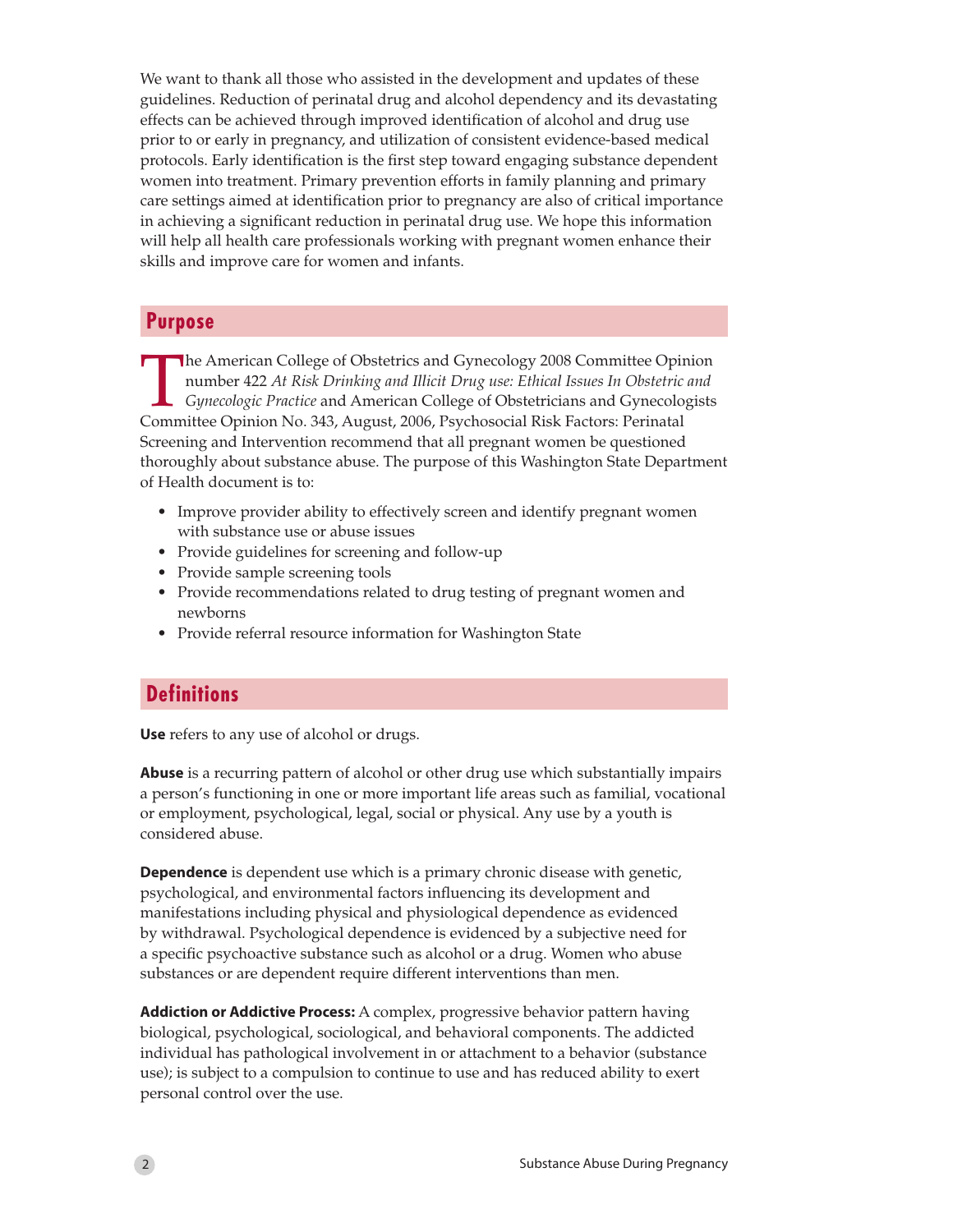We want to thank all those who assisted in the development and updates of these guidelines. Reduction of perinatal drug and alcohol dependency and its devastating effects can be achieved through improved identification of alcohol and drug use prior to or early in pregnancy, and utilization of consistent evidence-based medical protocols. Early identification is the first step toward engaging substance dependent women into treatment. Primary prevention efforts in family planning and primary care settings aimed at identification prior to pregnancy are also of critical importance in achieving a significant reduction in perinatal drug use. We hope this information will help all health care professionals working with pregnant women enhance their skills and improve care for women and infants.

## Purpose

The American College of Obstetrics and Gynecology 2008 Committee Opinion number 422 *At Risk Drinking and Illicit Drug use: Ethical Issues In Obstetric and Gynecologic Practice* and American College of Obstetricians and Gynecologists Committee Opinion No. 343, August, 2006, Psychosocial Risk Factors: Perinatal Screening and Intervention recommend that all pregnant women be questioned thoroughly about substance abuse. The purpose of this Washington State Department of Health document is to:

- Improve provider ability to effectively screen and identify pregnant women with substance use or abuse issues
- Provide guidelines for screening and follow-up
- Provide sample screening tools
- Provide recommendations related to drug testing of pregnant women and newborns
- Provide referral resource information for Washington State

## Definitions

**Use** refers to any use of alcohol or drugs.

**Abuse** is a recurring pattern of alcohol or other drug use which substantially impairs a person's functioning in one or more important life areas such as familial, vocational or employment, psychological, legal, social or physical. Any use by a youth is considered abuse.

**Dependence** is dependent use which is a primary chronic disease with genetic, psychological, and environmental factors influencing its development and manifestations including physical and physiological dependence as evidenced by withdrawal. Psychological dependence is evidenced by a subjective need for a specific psychoactive substance such as alcohol or a drug. Women who abuse substances or are dependent require different interventions than men.

**Addiction or Addictive Process:** A complex, progressive behavior pattern having biological, psychological, sociological, and behavioral components. The addicted individual has pathological involvement in or attachment to a behavior (substance use); is subject to a compulsion to continue to use and has reduced ability to exert personal control over the use.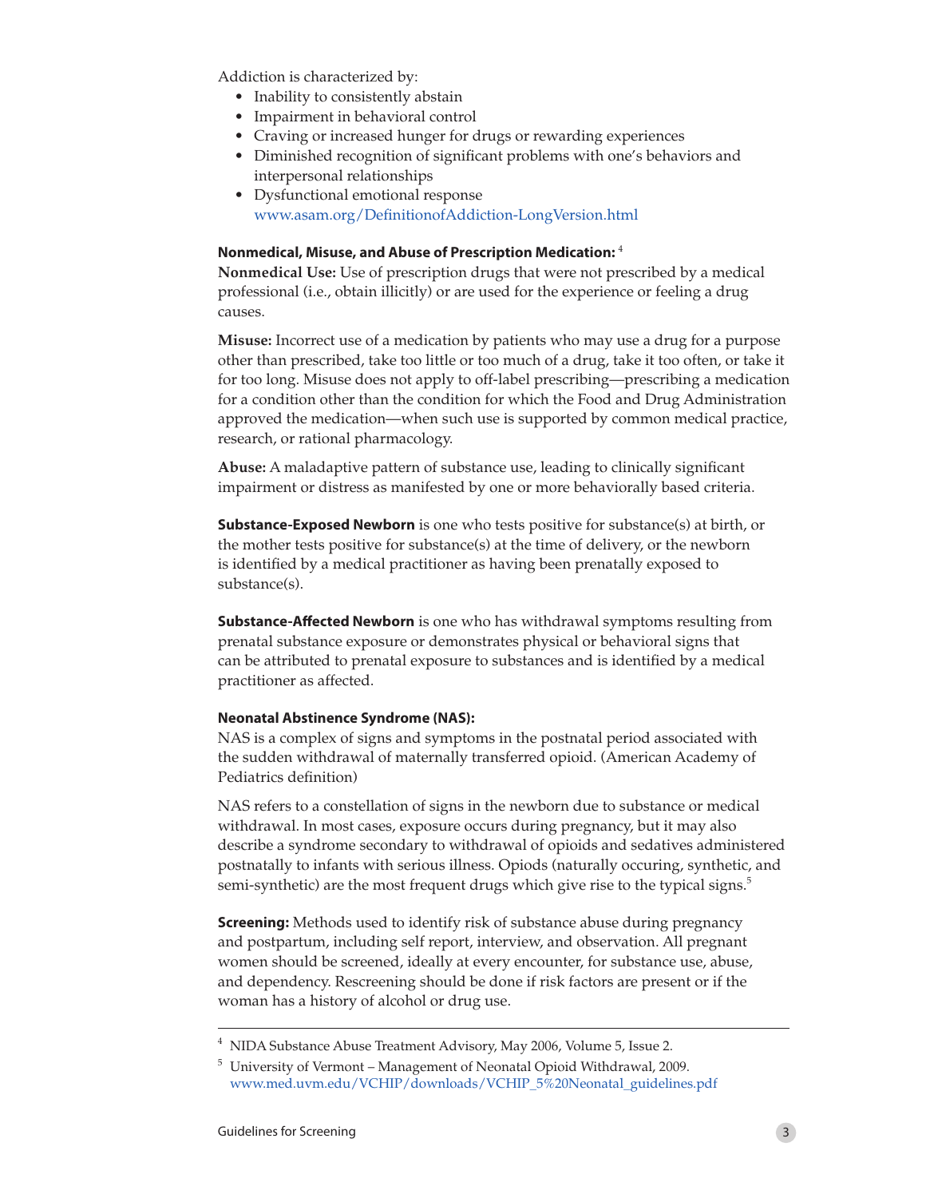Addiction is characterized by:

- Inability to consistently abstain
- Impairment in behavioral control
- Craving or increased hunger for drugs or rewarding experiences
- Diminished recognition of significant problems with one's behaviors and interpersonal relationships
- Dysfunctional emotional response
  www.asam.org/DefinitionofAddiction-LongVersion.html

**Nonmedical, Misuse, and Abuse of Prescription Medication:** [4]

**Nonmedical Use:** Use of prescription drugs that were not prescribed by a medical professional (i.e., obtain illicitly) or are used for the experience or feeling a drug causes.

**Misuse:** Incorrect use of a medication by patients who may use a drug for a purpose other than prescribed, take too little or too much of a drug, take it too often, or take it for too long. Misuse does not apply to off-label prescribing—prescribing a medication for a condition other than the condition for which the Food and Drug Administration approved the medication—when such use is supported by common medical practice, research, or rational pharmacology.

**Abuse:** A maladaptive pattern of substance use, leading to clinically significant impairment or distress as manifested by one or more behaviorally based criteria.

**Substance-Exposed Newborn** is one who tests positive for substance(s) at birth, or the mother tests positive for substance(s) at the time of delivery, or the newborn is identified by a medical practitioner as having been prenatally exposed to substance(s).

**Substance-Affected Newborn** is one who has withdrawal symptoms resulting from prenatal substance exposure or demonstrates physical or behavioral signs that can be attributed to prenatal exposure to substances and is identified by a medical practitioner as affected.

**Neonatal Abstinence Syndrome (NAS):**

NAS is a complex of signs and symptoms in the postnatal period associated with the sudden withdrawal of maternally transferred opioid. (American Academy of Pediatrics definition)

NAS refers to a constellation of signs in the newborn due to substance or medical withdrawal. In most cases, exposure occurs during pregnancy, but it may also describe a syndrome secondary to withdrawal of opioids and sedatives administered postnatally to infants with serious illness. Opiods (naturally occuring, synthetic, and semi-synthetic) are the most frequent drugs which give rise to the typical signs.[5]

**Screening:** Methods used to identify risk of substance abuse during pregnancy and postpartum, including self report, interview, and observation. All pregnant women should be screened, ideally at every encounter, for substance use, abuse, and dependency. Rescreening should be done if risk factors are present or if the woman has a history of alcohol or drug use.

---

[4] NIDA Substance Abuse Treatment Advisory, May 2006, Volume 5, Issue 2.

[5] University of Vermont – Management of Neonatal Opioid Withdrawal, 2009. www.med.uvm.edu/VCHIP/downloads/VCHIP_5%20Neonatal_guidelines.pdf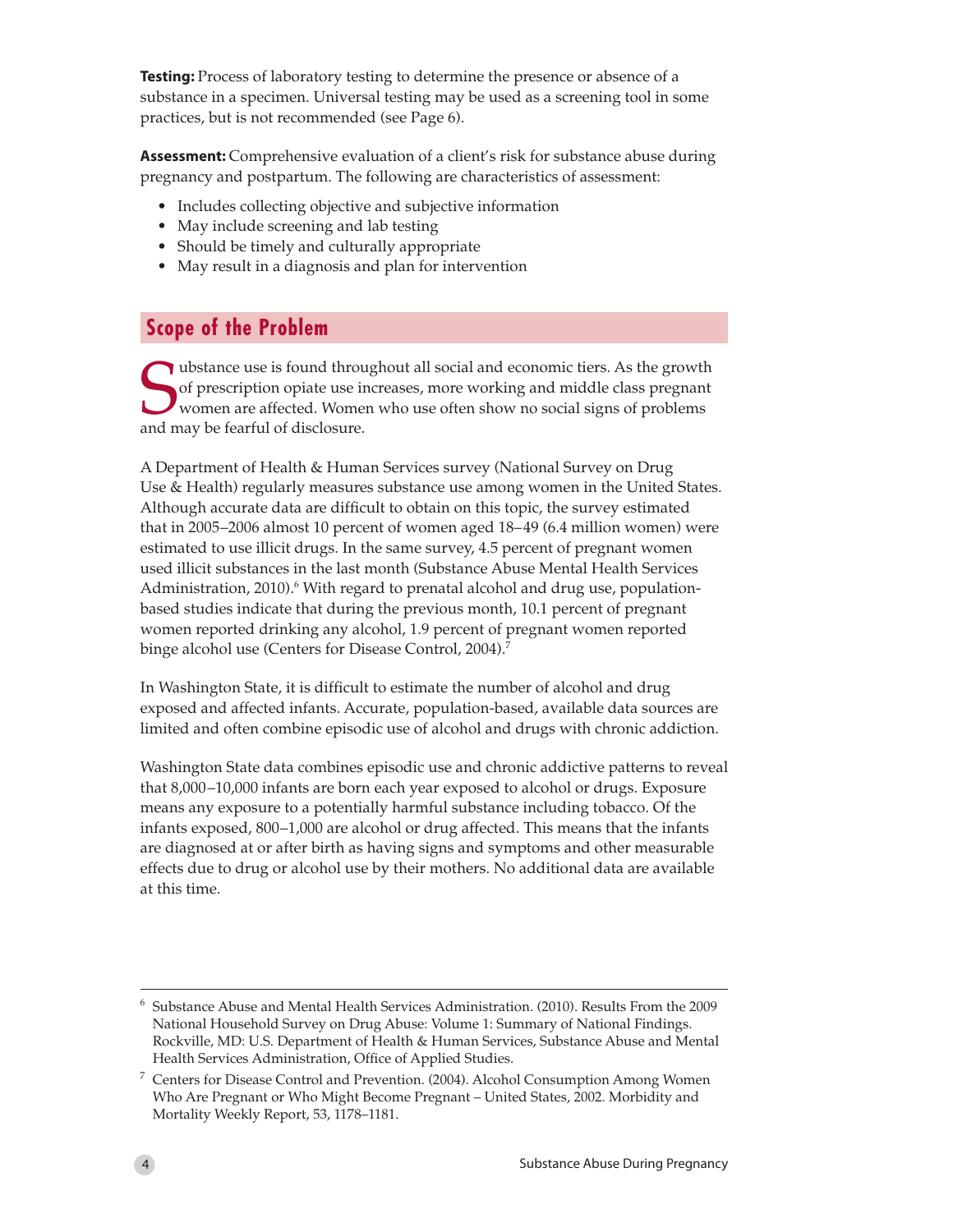**Testing:** Process of laboratory testing to determine the presence or absence of a substance in a specimen. Universal testing may be used as a screening tool in some practices, but is not recommended (see Page 6).

**Assessment:** Comprehensive evaluation of a client's risk for substance abuse during pregnancy and postpartum. The following are characteristics of assessment:

- Includes collecting objective and subjective information
- May include screening and lab testing
- Should be timely and culturally appropriate
- May result in a diagnosis and plan for intervention

## Scope of the Problem

Substance use is found throughout all social and economic tiers. As the growth of prescription opiate use increases, more working and middle class pregnant women are affected. Women who use often show no social signs of problems and may be fearful of disclosure.

A Department of Health & Human Services survey (National Survey on Drug Use & Health) regularly measures substance use among women in the United States. Although accurate data are difficult to obtain on this topic, the survey estimated that in 2005–2006 almost 10 percent of women aged 18–49 (6.4 million women) were estimated to use illicit drugs. In the same survey, 4.5 percent of pregnant women used illicit substances in the last month (Substance Abuse Mental Health Services Administration, 2010).[6] With regard to prenatal alcohol and drug use, population-based studies indicate that during the previous month, 10.1 percent of pregnant women reported drinking any alcohol, 1.9 percent of pregnant women reported binge alcohol use (Centers for Disease Control, 2004).[7]

In Washington State, it is difficult to estimate the number of alcohol and drug exposed and affected infants. Accurate, population-based, available data sources are limited and often combine episodic use of alcohol and drugs with chronic addiction.

Washington State data combines episodic use and chronic addictive patterns to reveal that 8,000–10,000 infants are born each year exposed to alcohol or drugs. Exposure means any exposure to a potentially harmful substance including tobacco. Of the infants exposed, 800–1,000 are alcohol or drug affected. This means that the infants are diagnosed at or after birth as having signs and symptoms and other measurable effects due to drug or alcohol use by their mothers. No additional data are available at this time.

---

[6] Substance Abuse and Mental Health Services Administration. (2010). Results From the 2009 National Household Survey on Drug Abuse: Volume 1: Summary of National Findings. Rockville, MD: U.S. Department of Health & Human Services, Substance Abuse and Mental Health Services Administration, Office of Applied Studies.

[7] Centers for Disease Control and Prevention. (2004). Alcohol Consumption Among Women Who Are Pregnant or Who Might Become Pregnant – United States, 2002. Morbidity and Mortality Weekly Report, 53, 1178–1181.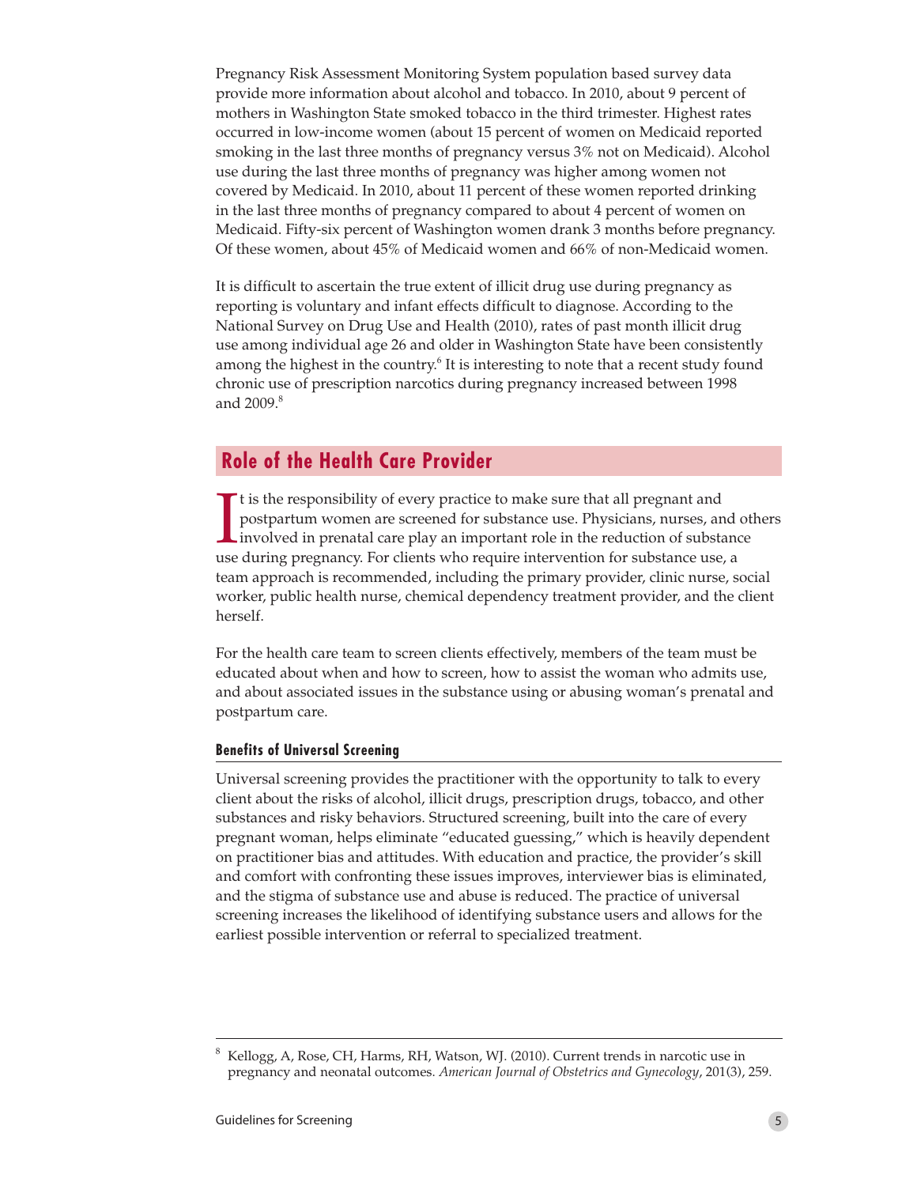Pregnancy Risk Assessment Monitoring System population based survey data provide more information about alcohol and tobacco. In 2010, about 9 percent of mothers in Washington State smoked tobacco in the third trimester. Highest rates occurred in low-income women (about 15 percent of women on Medicaid reported smoking in the last three months of pregnancy versus 3% not on Medicaid). Alcohol use during the last three months of pregnancy was higher among women not covered by Medicaid. In 2010, about 11 percent of these women reported drinking in the last three months of pregnancy compared to about 4 percent of women on Medicaid. Fifty-six percent of Washington women drank 3 months before pregnancy. Of these women, about 45% of Medicaid women and 66% of non-Medicaid women.

It is difficult to ascertain the true extent of illicit drug use during pregnancy as reporting is voluntary and infant effects difficult to diagnose. According to the National Survey on Drug Use and Health (2010), rates of past month illicit drug use among individual age 26 and older in Washington State have been consistently among the highest in the country.[6] It is interesting to note that a recent study found chronic use of prescription narcotics during pregnancy increased between 1998 and 2009.[8]

## Role of the Health Care Provider

It is the responsibility of every practice to make sure that all pregnant and postpartum women are screened for substance use. Physicians, nurses, and others involved in prenatal care play an important role in the reduction of substance use during pregnancy. For clients who require intervention for substance use, a team approach is recommended, including the primary provider, clinic nurse, social worker, public health nurse, chemical dependency treatment provider, and the client herself.

For the health care team to screen clients effectively, members of the team must be educated about when and how to screen, how to assist the woman who admits use, and about associated issues in the substance using or abusing woman's prenatal and postpartum care.

### Benefits of Universal Screening

Universal screening provides the practitioner with the opportunity to talk to every client about the risks of alcohol, illicit drugs, prescription drugs, tobacco, and other substances and risky behaviors. Structured screening, built into the care of every pregnant woman, helps eliminate "educated guessing," which is heavily dependent on practitioner bias and attitudes. With education and practice, the provider's skill and comfort with confronting these issues improves, interviewer bias is eliminated, and the stigma of substance use and abuse is reduced. The practice of universal screening increases the likelihood of identifying substance users and allows for the earliest possible intervention or referral to specialized treatment.

---

[8] Kellogg, A, Rose, CH, Harms, RH, Watson, WJ. (2010). Current trends in narcotic use in pregnancy and neonatal outcomes. *American Journal of Obstetrics and Gynecology*, 201(3), 259.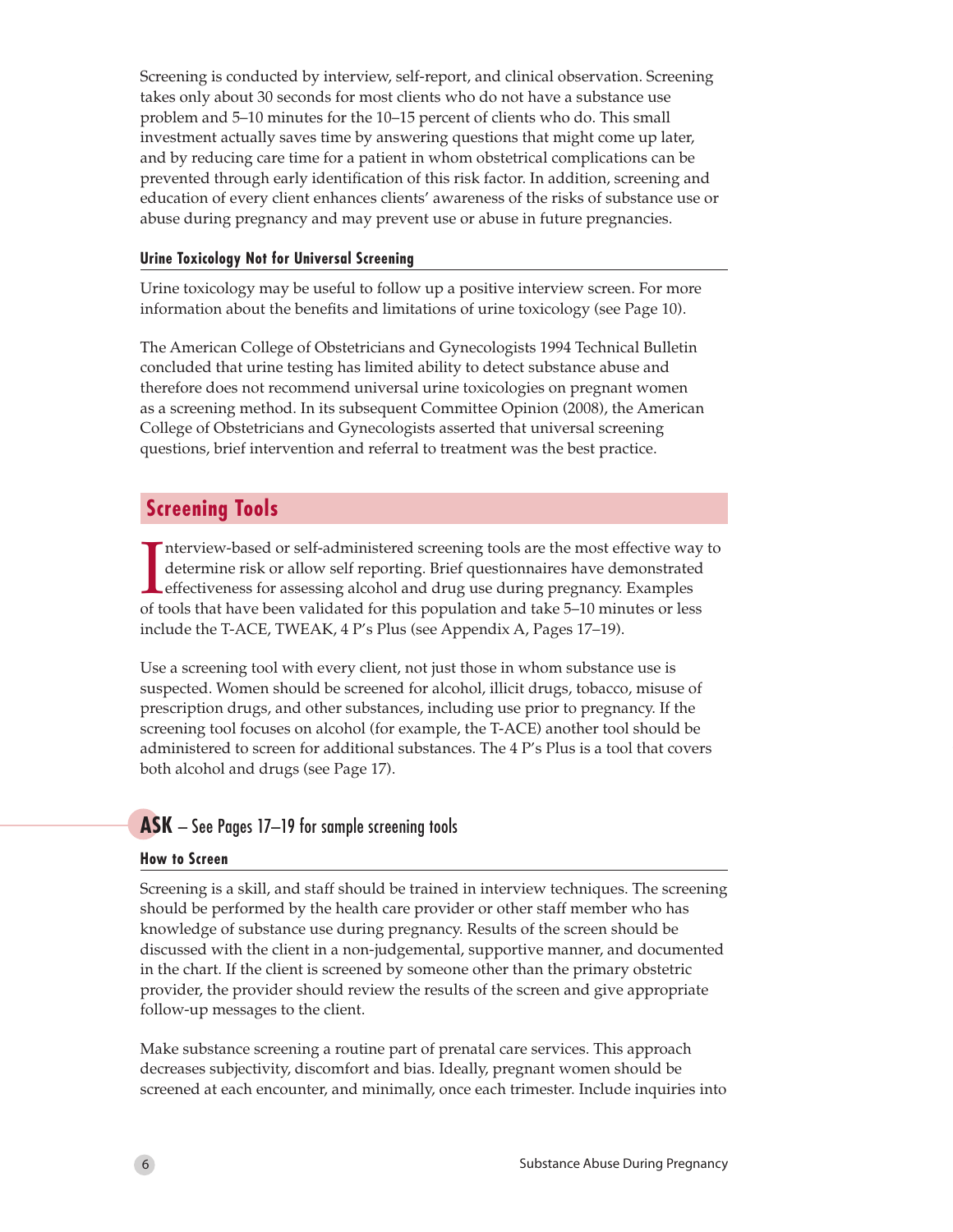Screening is conducted by interview, self-report, and clinical observation. Screening takes only about 30 seconds for most clients who do not have a substance use problem and 5–10 minutes for the 10–15 percent of clients who do. This small investment actually saves time by answering questions that might come up later, and by reducing care time for a patient in whom obstetrical complications can be prevented through early identification of this risk factor. In addition, screening and education of every client enhances clients' awareness of the risks of substance use or abuse during pregnancy and may prevent use or abuse in future pregnancies.

### Urine Toxicology Not for Universal Screening

Urine toxicology may be useful to follow up a positive interview screen. For more information about the benefits and limitations of urine toxicology (see Page 10).

The American College of Obstetricians and Gynecologists 1994 Technical Bulletin concluded that urine testing has limited ability to detect substance abuse and therefore does not recommend universal urine toxicologies on pregnant women as a screening method. In its subsequent Committee Opinion (2008), the American College of Obstetricians and Gynecologists asserted that universal screening questions, brief intervention and referral to treatment was the best practice.

## Screening Tools

Interview-based or self-administered screening tools are the most effective way to determine risk or allow self reporting. Brief questionnaires have demonstrated effectiveness for assessing alcohol and drug use during pregnancy. Examples of tools that have been validated for this population and take 5–10 minutes or less include the T-ACE, TWEAK, 4 P's Plus (see Appendix A, Pages 17–19).

Use a screening tool with every client, not just those in whom substance use is suspected. Women should be screened for alcohol, illicit drugs, tobacco, misuse of prescription drugs, and other substances, including use prior to pregnancy. If the screening tool focuses on alcohol (for example, the T-ACE) another tool should be administered to screen for additional substances. The 4 P's Plus is a tool that covers both alcohol and drugs (see Page 17).

## ASK – See Pages 17–19 for sample screening tools

### How to Screen

Screening is a skill, and staff should be trained in interview techniques. The screening should be performed by the health care provider or other staff member who has knowledge of substance use during pregnancy. Results of the screen should be discussed with the client in a non-judgemental, supportive manner, and documented in the chart. If the client is screened by someone other than the primary obstetric provider, the provider should review the results of the screen and give appropriate follow-up messages to the client.

Make substance screening a routine part of prenatal care services. This approach decreases subjectivity, discomfort and bias. Ideally, pregnant women should be screened at each encounter, and minimally, once each trimester. Include inquiries into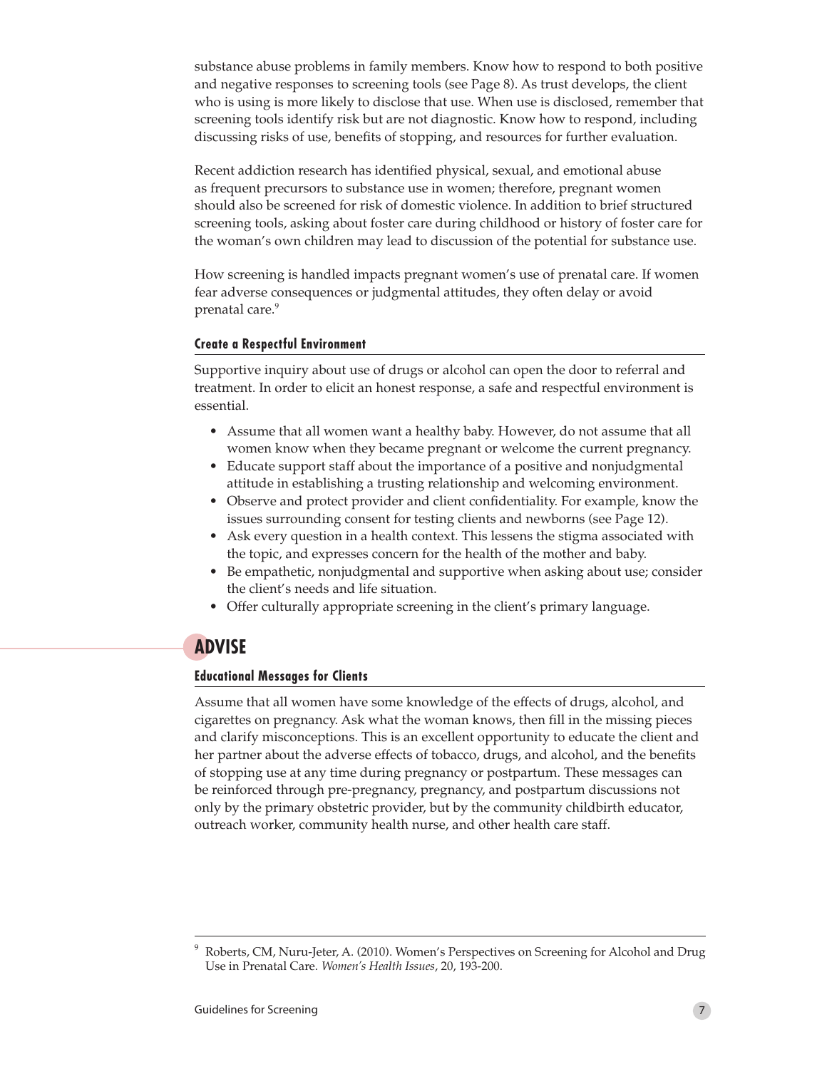substance abuse problems in family members. Know how to respond to both positive and negative responses to screening tools (see Page 8). As trust develops, the client who is using is more likely to disclose that use. When use is disclosed, remember that screening tools identify risk but are not diagnostic. Know how to respond, including discussing risks of use, benefits of stopping, and resources for further evaluation.

Recent addiction research has identified physical, sexual, and emotional abuse as frequent precursors to substance use in women; therefore, pregnant women should also be screened for risk of domestic violence. In addition to brief structured screening tools, asking about foster care during childhood or history of foster care for the woman's own children may lead to discussion of the potential for substance use.

How screening is handled impacts pregnant women's use of prenatal care. If women fear adverse consequences or judgmental attitudes, they often delay or avoid prenatal care.[9]

### Create a Respectful Environment

Supportive inquiry about use of drugs or alcohol can open the door to referral and treatment. In order to elicit an honest response, a safe and respectful environment is essential.

- Assume that all women want a healthy baby. However, do not assume that all women know when they became pregnant or welcome the current pregnancy.
- Educate support staff about the importance of a positive and nonjudgmental attitude in establishing a trusting relationship and welcoming environment.
- Observe and protect provider and client confidentiality. For example, know the issues surrounding consent for testing clients and newborns (see Page 12).
- Ask every question in a health context. This lessens the stigma associated with the topic, and expresses concern for the health of the mother and baby.
- Be empathetic, nonjudgmental and supportive when asking about use; consider the client's needs and life situation.
- Offer culturally appropriate screening in the client's primary language.

## ADVISE

### Educational Messages for Clients

Assume that all women have some knowledge of the effects of drugs, alcohol, and cigarettes on pregnancy. Ask what the woman knows, then fill in the missing pieces and clarify misconceptions. This is an excellent opportunity to educate the client and her partner about the adverse effects of tobacco, drugs, and alcohol, and the benefits of stopping use at any time during pregnancy or postpartum. These messages can be reinforced through pre-pregnancy, pregnancy, and postpartum discussions not only by the primary obstetric provider, but by the community childbirth educator, outreach worker, community health nurse, and other health care staff.

---

[9] Roberts, CM, Nuru-Jeter, A. (2010). Women's Perspectives on Screening for Alcohol and Drug Use in Prenatal Care. *Women's Health Issues*, 20, 193-200.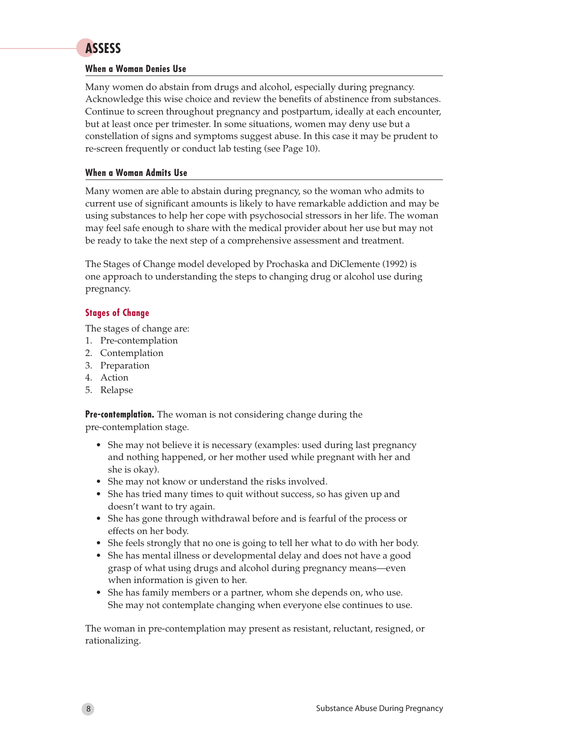# ASSESS

### When a Woman Denies Use

Many women do abstain from drugs and alcohol, especially during pregnancy. Acknowledge this wise choice and review the benefits of abstinence from substances. Continue to screen throughout pregnancy and postpartum, ideally at each encounter, but at least once per trimester. In some situations, women may deny use but a constellation of signs and symptoms suggest abuse. In this case it may be prudent to re-screen frequently or conduct lab testing (see Page 10).

### When a Woman Admits Use

Many women are able to abstain during pregnancy, so the woman who admits to current use of significant amounts is likely to have remarkable addiction and may be using substances to help her cope with psychosocial stressors in her life. The woman may feel safe enough to share with the medical provider about her use but may not be ready to take the next step of a comprehensive assessment and treatment.

The Stages of Change model developed by Prochaska and DiClemente (1992) is one approach to understanding the steps to changing drug or alcohol use during pregnancy.

#### Stages of Change

The stages of change are:

1. Pre-contemplation
2. Contemplation
3. Preparation
4. Action
5. Relapse

**Pre-contemplation.** The woman is not considering change during the pre-contemplation stage.

- She may not believe it is necessary (examples: used during last pregnancy and nothing happened, or her mother used while pregnant with her and she is okay).
- She may not know or understand the risks involved.
- She has tried many times to quit without success, so has given up and doesn't want to try again.
- She has gone through withdrawal before and is fearful of the process or effects on her body.
- She feels strongly that no one is going to tell her what to do with her body.
- She has mental illness or developmental delay and does not have a good grasp of what using drugs and alcohol during pregnancy means—even when information is given to her.
- She has family members or a partner, whom she depends on, who use. She may not contemplate changing when everyone else continues to use.

The woman in pre-contemplation may present as resistant, reluctant, resigned, or rationalizing.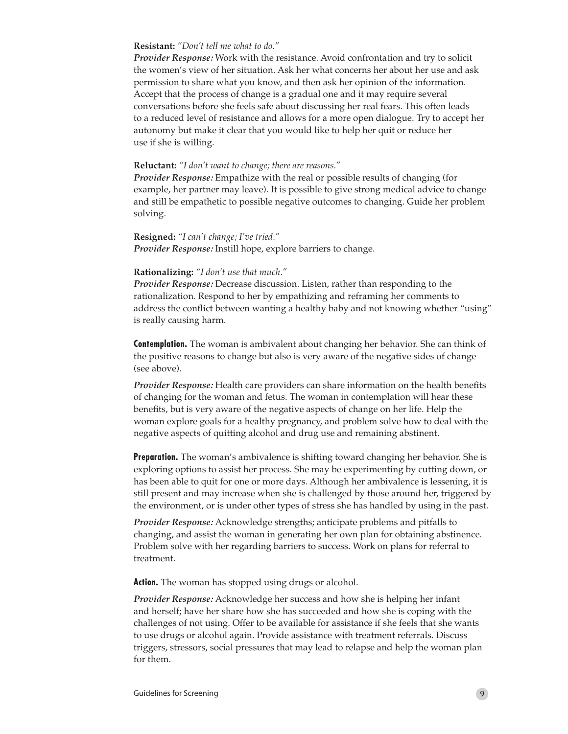**Resistant:** *"Don't tell me what to do."*
***Provider Response:*** Work with the resistance. Avoid confrontation and try to solicit the women's view of her situation. Ask her what concerns her about her use and ask permission to share what you know, and then ask her opinion of the information. Accept that the process of change is a gradual one and it may require several conversations before she feels safe about discussing her real fears. This often leads to a reduced level of resistance and allows for a more open dialogue. Try to accept her autonomy but make it clear that you would like to help her quit or reduce her use if she is willing.

**Reluctant:** *"I don't want to change; there are reasons."*
***Provider Response:*** Empathize with the real or possible results of changing (for example, her partner may leave). It is possible to give strong medical advice to change and still be empathetic to possible negative outcomes to changing. Guide her problem solving.

**Resigned:** *"I can't change; I've tried."*
***Provider Response:*** Instill hope, explore barriers to change.

**Rationalizing:** *"I don't use that much."*
***Provider Response:*** Decrease discussion. Listen, rather than responding to the rationalization. Respond to her by empathizing and reframing her comments to address the conflict between wanting a healthy baby and not knowing whether "using" is really causing harm.

**Contemplation.** The woman is ambivalent about changing her behavior. She can think of the positive reasons to change but also is very aware of the negative sides of change (see above).

***Provider Response:*** Health care providers can share information on the health benefits of changing for the woman and fetus. The woman in contemplation will hear these benefits, but is very aware of the negative aspects of change on her life. Help the woman explore goals for a healthy pregnancy, and problem solve how to deal with the negative aspects of quitting alcohol and drug use and remaining abstinent.

**Preparation.** The woman's ambivalence is shifting toward changing her behavior. She is exploring options to assist her process. She may be experimenting by cutting down, or has been able to quit for one or more days. Although her ambivalence is lessening, it is still present and may increase when she is challenged by those around her, triggered by the environment, or is under other types of stress she has handled by using in the past.

***Provider Response:*** Acknowledge strengths; anticipate problems and pitfalls to changing, and assist the woman in generating her own plan for obtaining abstinence. Problem solve with her regarding barriers to success. Work on plans for referral to treatment.

**Action.** The woman has stopped using drugs or alcohol.

***Provider Response:*** Acknowledge her success and how she is helping her infant and herself; have her share how she has succeeded and how she is coping with the challenges of not using. Offer to be available for assistance if she feels that she wants to use drugs or alcohol again. Provide assistance with treatment referrals. Discuss triggers, stressors, social pressures that may lead to relapse and help the woman plan for them.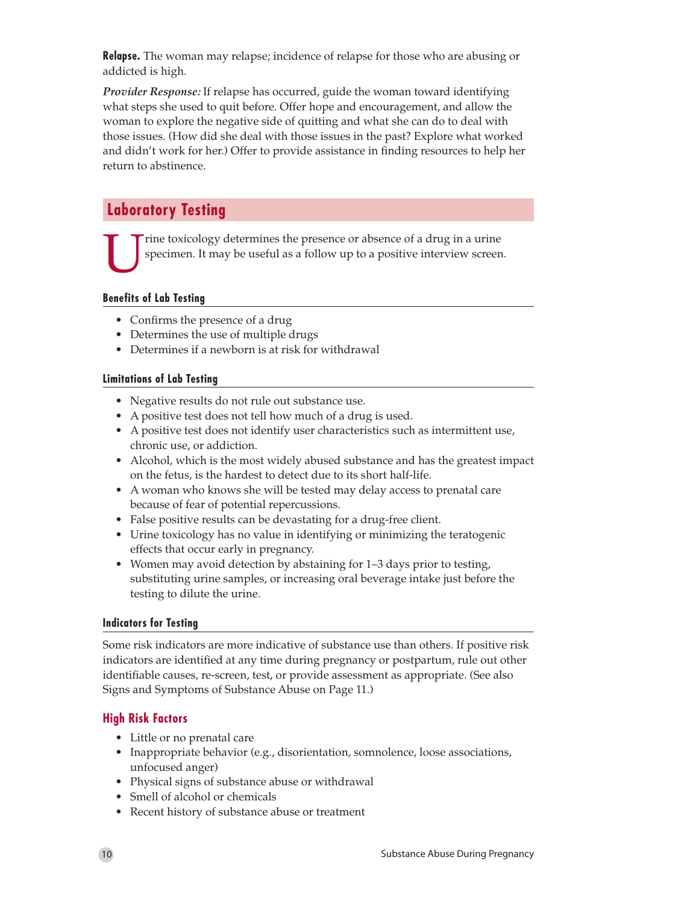**Relapse.** The woman may relapse; incidence of relapse for those who are abusing or addicted is high.

*Provider Response:* If relapse has occurred, guide the woman toward identifying what steps she used to quit before. Offer hope and encouragement, and allow the woman to explore the negative side of quitting and what she can do to deal with those issues. (How did she deal with those issues in the past? Explore what worked and didn't work for her.) Offer to provide assistance in finding resources to help her return to abstinence.

## Laboratory Testing

Urine toxicology determines the presence or absence of a drug in a urine specimen. It may be useful as a follow up to a positive interview screen.

### Benefits of Lab Testing

- Confirms the presence of a drug
- Determines the use of multiple drugs
- Determines if a newborn is at risk for withdrawal

### Limitations of Lab Testing

- Negative results do not rule out substance use.
- A positive test does not tell how much of a drug is used.
- A positive test does not identify user characteristics such as intermittent use, chronic use, or addiction.
- Alcohol, which is the most widely abused substance and has the greatest impact on the fetus, is the hardest to detect due to its short half-life.
- A woman who knows she will be tested may delay access to prenatal care because of fear of potential repercussions.
- False positive results can be devastating for a drug-free client.
- Urine toxicology has no value in identifying or minimizing the teratogenic effects that occur early in pregnancy.
- Women may avoid detection by abstaining for 1–3 days prior to testing, substituting urine samples, or increasing oral beverage intake just before the testing to dilute the urine.

### Indicators for Testing

Some risk indicators are more indicative of substance use than others. If positive risk indicators are identified at any time during pregnancy or postpartum, rule out other identifiable causes, re-screen, test, or provide assessment as appropriate. (See also Signs and Symptoms of Substance Abuse on Page 11.)

### High Risk Factors

- Little or no prenatal care
- Inappropriate behavior (e.g., disorientation, somnolence, loose associations, unfocused anger)
- Physical signs of substance abuse or withdrawal
- Smell of alcohol or chemicals
- Recent history of substance abuse or treatment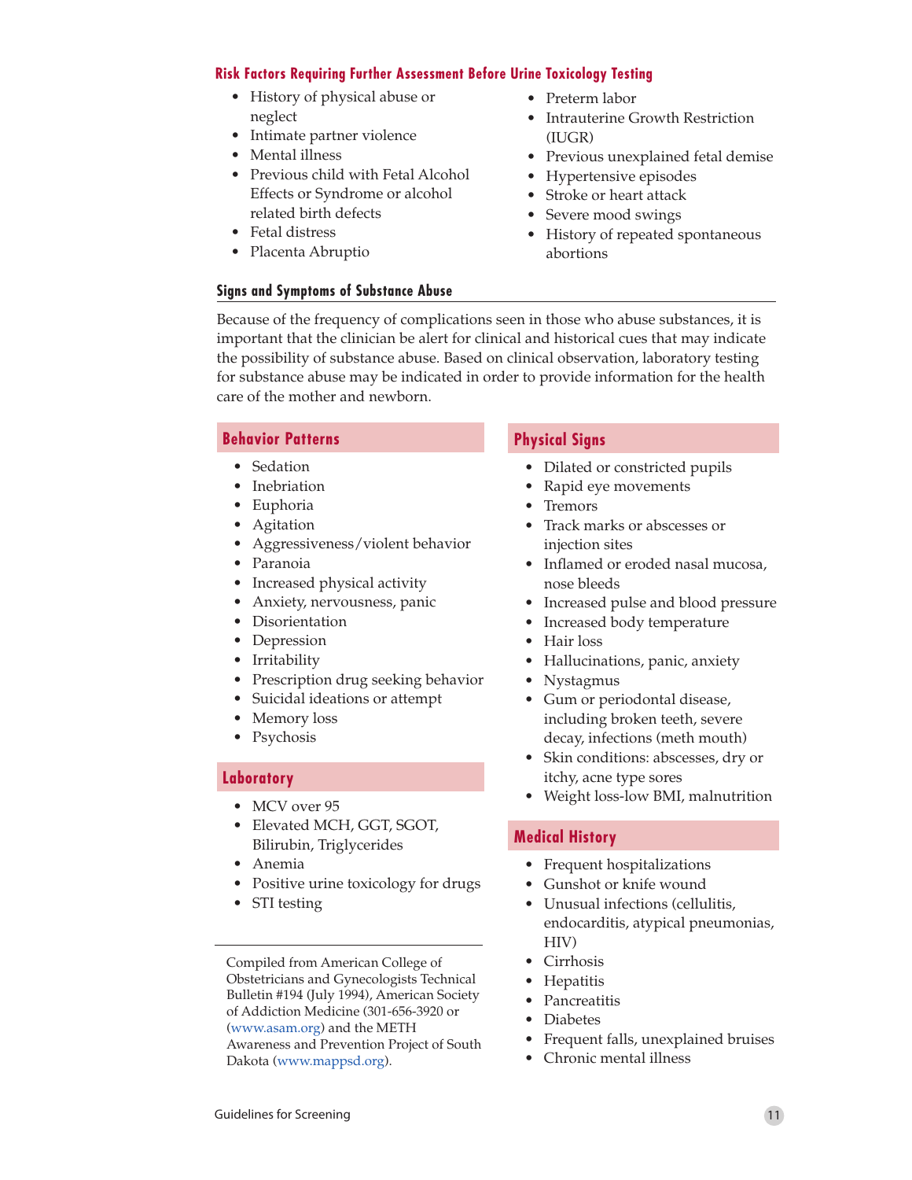## Risk Factors Requiring Further Assessment Before Urine Toxicology Testing

- History of physical abuse or neglect
- Intimate partner violence
- Mental illness
- Previous child with Fetal Alcohol Effects or Syndrome or alcohol related birth defects
- Fetal distress
- Placenta Abruptio
- Preterm labor
- Intrauterine Growth Restriction (IUGR)
- Previous unexplained fetal demise
- Hypertensive episodes
- Stroke or heart attack
- Severe mood swings
- History of repeated spontaneous abortions

## Signs and Symptoms of Substance Abuse

Because of the frequency of complications seen in those who abuse substances, it is important that the clinician be alert for clinical and historical cues that may indicate the possibility of substance abuse. Based on clinical observation, laboratory testing for substance abuse may be indicated in order to provide information for the health care of the mother and newborn.

### Behavior Patterns

- Sedation
- Inebriation
- Euphoria
- Agitation
- Aggressiveness/violent behavior
- Paranoia
- Increased physical activity
- Anxiety, nervousness, panic
- Disorientation
- Depression
- Irritability
- Prescription drug seeking behavior
- Suicidal ideations or attempt
- Memory loss
- Psychosis

### Laboratory

- MCV over 95
- Elevated MCH, GGT, SGOT, Bilirubin, Triglycerides
- Anemia
- Positive urine toxicology for drugs
- STI testing

Compiled from American College of Obstetricians and Gynecologists Technical Bulletin #194 (July 1994), American Society of Addiction Medicine (301-656-3920 or (www.asam.org) and the METH Awareness and Prevention Project of South Dakota (www.mappsd.org).

### Physical Signs

- Dilated or constricted pupils
- Rapid eye movements
- Tremors
- Track marks or abscesses or injection sites
- Inflamed or eroded nasal mucosa, nose bleeds
- Increased pulse and blood pressure
- Increased body temperature
- Hair loss
- Hallucinations, panic, anxiety
- Nystagmus
- Gum or periodontal disease, including broken teeth, severe decay, infections (meth mouth)
- Skin conditions: abscesses, dry or itchy, acne type sores
- Weight loss-low BMI, malnutrition

### Medical History

- Frequent hospitalizations
- Gunshot or knife wound
- Unusual infections (cellulitis, endocarditis, atypical pneumonias, HIV)
- Cirrhosis
- Hepatitis
- Pancreatitis
- Diabetes
- Frequent falls, unexplained bruises
- Chronic mental illness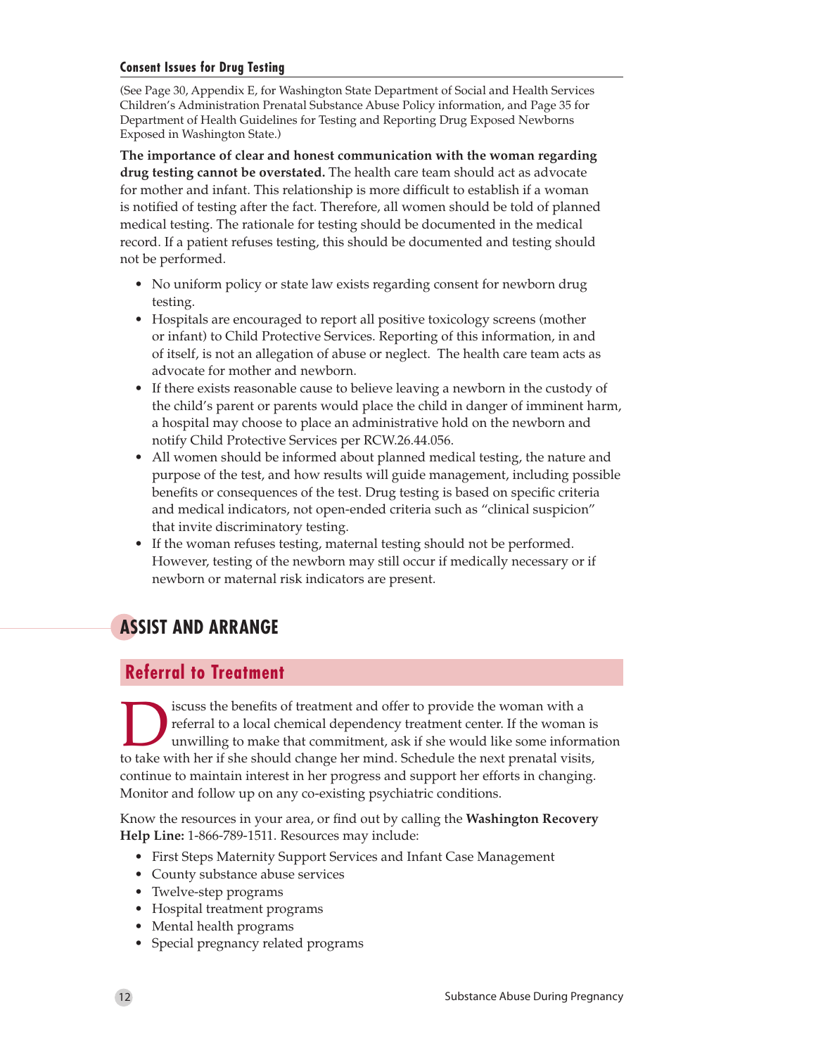### Consent Issues for Drug Testing

(See Page 30, Appendix E, for Washington State Department of Social and Health Services Children's Administration Prenatal Substance Abuse Policy information, and Page 35 for Department of Health Guidelines for Testing and Reporting Drug Exposed Newborns Exposed in Washington State.)

**The importance of clear and honest communication with the woman regarding drug testing cannot be overstated.** The health care team should act as advocate for mother and infant. This relationship is more difficult to establish if a woman is notified of testing after the fact. Therefore, all women should be told of planned medical testing. The rationale for testing should be documented in the medical record. If a patient refuses testing, this should be documented and testing should not be performed.

- No uniform policy or state law exists regarding consent for newborn drug testing.
- Hospitals are encouraged to report all positive toxicology screens (mother or infant) to Child Protective Services. Reporting of this information, in and of itself, is not an allegation of abuse or neglect. The health care team acts as advocate for mother and newborn.
- If there exists reasonable cause to believe leaving a newborn in the custody of the child's parent or parents would place the child in danger of imminent harm, a hospital may choose to place an administrative hold on the newborn and notify Child Protective Services per RCW.26.44.056.
- All women should be informed about planned medical testing, the nature and purpose of the test, and how results will guide management, including possible benefits or consequences of the test. Drug testing is based on specific criteria and medical indicators, not open-ended criteria such as "clinical suspicion" that invite discriminatory testing.
- If the woman refuses testing, maternal testing should not be performed. However, testing of the newborn may still occur if medically necessary or if newborn or maternal risk indicators are present.

# ASSIST AND ARRANGE

## Referral to Treatment

Discuss the benefits of treatment and offer to provide the woman with a referral to a local chemical dependency treatment center. If the woman is unwilling to make that commitment, ask if she would like some information to take with her if she should change her mind. Schedule the next prenatal visits, continue to maintain interest in her progress and support her efforts in changing. Monitor and follow up on any co-existing psychiatric conditions.

Know the resources in your area, or find out by calling the **Washington Recovery Help Line:** 1-866-789-1511. Resources may include:

- First Steps Maternity Support Services and Infant Case Management
- County substance abuse services
- Twelve-step programs
- Hospital treatment programs
- Mental health programs
- Special pregnancy related programs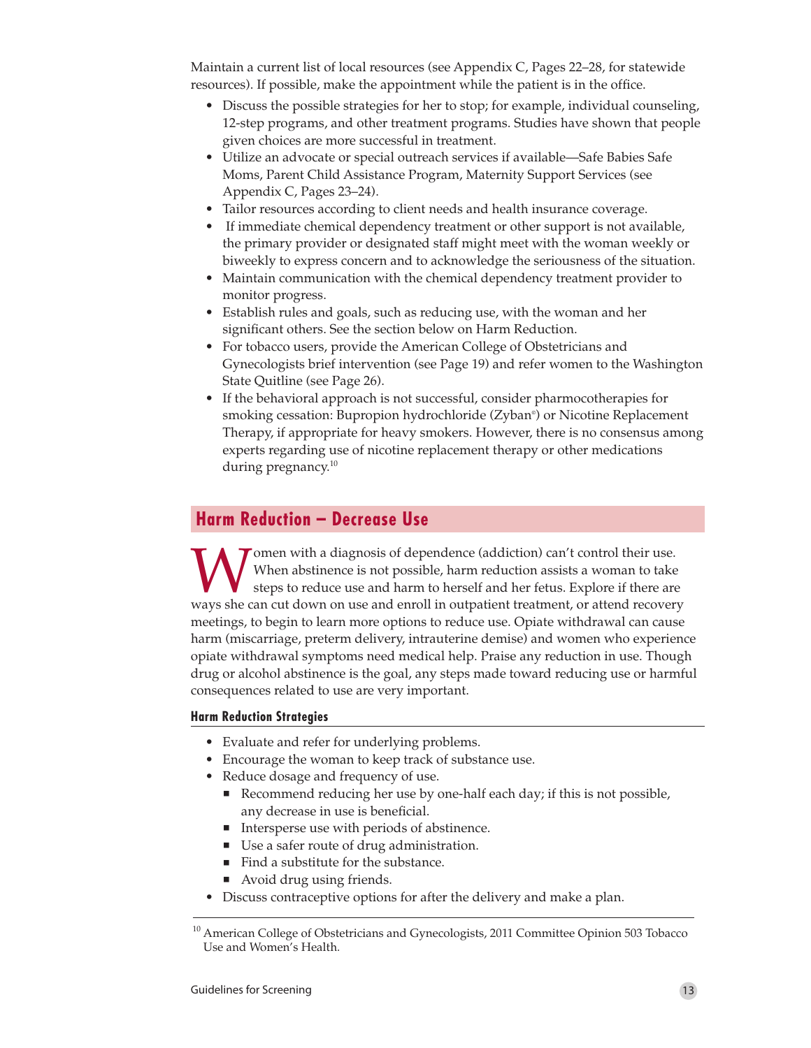Maintain a current list of local resources (see Appendix C, Pages 22–28, for statewide resources). If possible, make the appointment while the patient is in the office.

- Discuss the possible strategies for her to stop; for example, individual counseling, 12-step programs, and other treatment programs. Studies have shown that people given choices are more successful in treatment.
- Utilize an advocate or special outreach services if available—Safe Babies Safe Moms, Parent Child Assistance Program, Maternity Support Services (see Appendix C, Pages 23–24).
- Tailor resources according to client needs and health insurance coverage.
- If immediate chemical dependency treatment or other support is not available, the primary provider or designated staff might meet with the woman weekly or biweekly to express concern and to acknowledge the seriousness of the situation.
- Maintain communication with the chemical dependency treatment provider to monitor progress.
- Establish rules and goals, such as reducing use, with the woman and her significant others. See the section below on Harm Reduction.
- For tobacco users, provide the American College of Obstetricians and Gynecologists brief intervention (see Page 19) and refer women to the Washington State Quitline (see Page 26).
- If the behavioral approach is not successful, consider pharmocotherapies for smoking cessation: Bupropion hydrochloride (Zyban®) or Nicotine Replacement Therapy, if appropriate for heavy smokers. However, there is no consensus among experts regarding use of nicotine replacement therapy or other medications during pregnancy.[10]

## Harm Reduction – Decrease Use

Women with a diagnosis of dependence (addiction) can't control their use. When abstinence is not possible, harm reduction assists a woman to take steps to reduce use and harm to herself and her fetus. Explore if there are ways she can cut down on use and enroll in outpatient treatment, or attend recovery meetings, to begin to learn more options to reduce use. Opiate withdrawal can cause harm (miscarriage, preterm delivery, intrauterine demise) and women who experience opiate withdrawal symptoms need medical help. Praise any reduction in use. Though drug or alcohol abstinence is the goal, any steps made toward reducing use or harmful consequences related to use are very important.

### Harm Reduction Strategies

- Evaluate and refer for underlying problems.
- Encourage the woman to keep track of substance use.
- Reduce dosage and frequency of use.
  - Recommend reducing her use by one-half each day; if this is not possible, any decrease in use is beneficial.
  - Intersperse use with periods of abstinence.
  - Use a safer route of drug administration.
  - Find a substitute for the substance.
  - Avoid drug using friends.
- Discuss contraceptive options for after the delivery and make a plan.

[10] American College of Obstetricians and Gynecologists, 2011 Committee Opinion 503 Tobacco Use and Women's Health.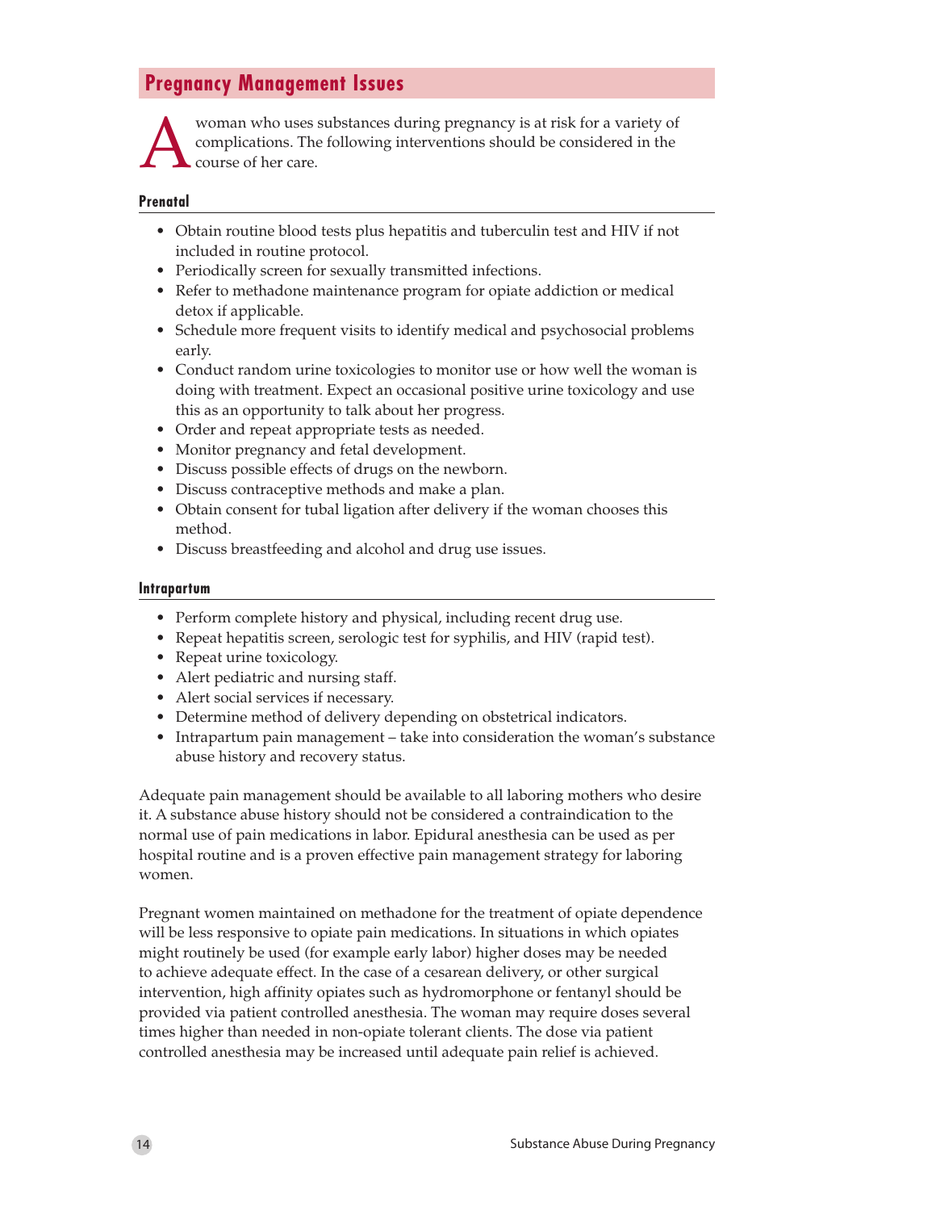## Pregnancy Management Issues

A woman who uses substances during pregnancy is at risk for a variety of complications. The following interventions should be considered in the course of her care.

### Prenatal

- Obtain routine blood tests plus hepatitis and tuberculin test and HIV if not included in routine protocol.
- Periodically screen for sexually transmitted infections.
- Refer to methadone maintenance program for opiate addiction or medical detox if applicable.
- Schedule more frequent visits to identify medical and psychosocial problems early.
- Conduct random urine toxicologies to monitor use or how well the woman is doing with treatment. Expect an occasional positive urine toxicology and use this as an opportunity to talk about her progress.
- Order and repeat appropriate tests as needed.
- Monitor pregnancy and fetal development.
- Discuss possible effects of drugs on the newborn.
- Discuss contraceptive methods and make a plan.
- Obtain consent for tubal ligation after delivery if the woman chooses this method.
- Discuss breastfeeding and alcohol and drug use issues.

### Intrapartum

- Perform complete history and physical, including recent drug use.
- Repeat hepatitis screen, serologic test for syphilis, and HIV (rapid test).
- Repeat urine toxicology.
- Alert pediatric and nursing staff.
- Alert social services if necessary.
- Determine method of delivery depending on obstetrical indicators.
- Intrapartum pain management – take into consideration the woman's substance abuse history and recovery status.

Adequate pain management should be available to all laboring mothers who desire it. A substance abuse history should not be considered a contraindication to the normal use of pain medications in labor. Epidural anesthesia can be used as per hospital routine and is a proven effective pain management strategy for laboring women.

Pregnant women maintained on methadone for the treatment of opiate dependence will be less responsive to opiate pain medications. In situations in which opiates might routinely be used (for example early labor) higher doses may be needed to achieve adequate effect. In the case of a cesarean delivery, or other surgical intervention, high affinity opiates such as hydromorphone or fentanyl should be provided via patient controlled anesthesia. The woman may require doses several times higher than needed in non-opiate tolerant clients. The dose via patient controlled anesthesia may be increased until adequate pain relief is achieved.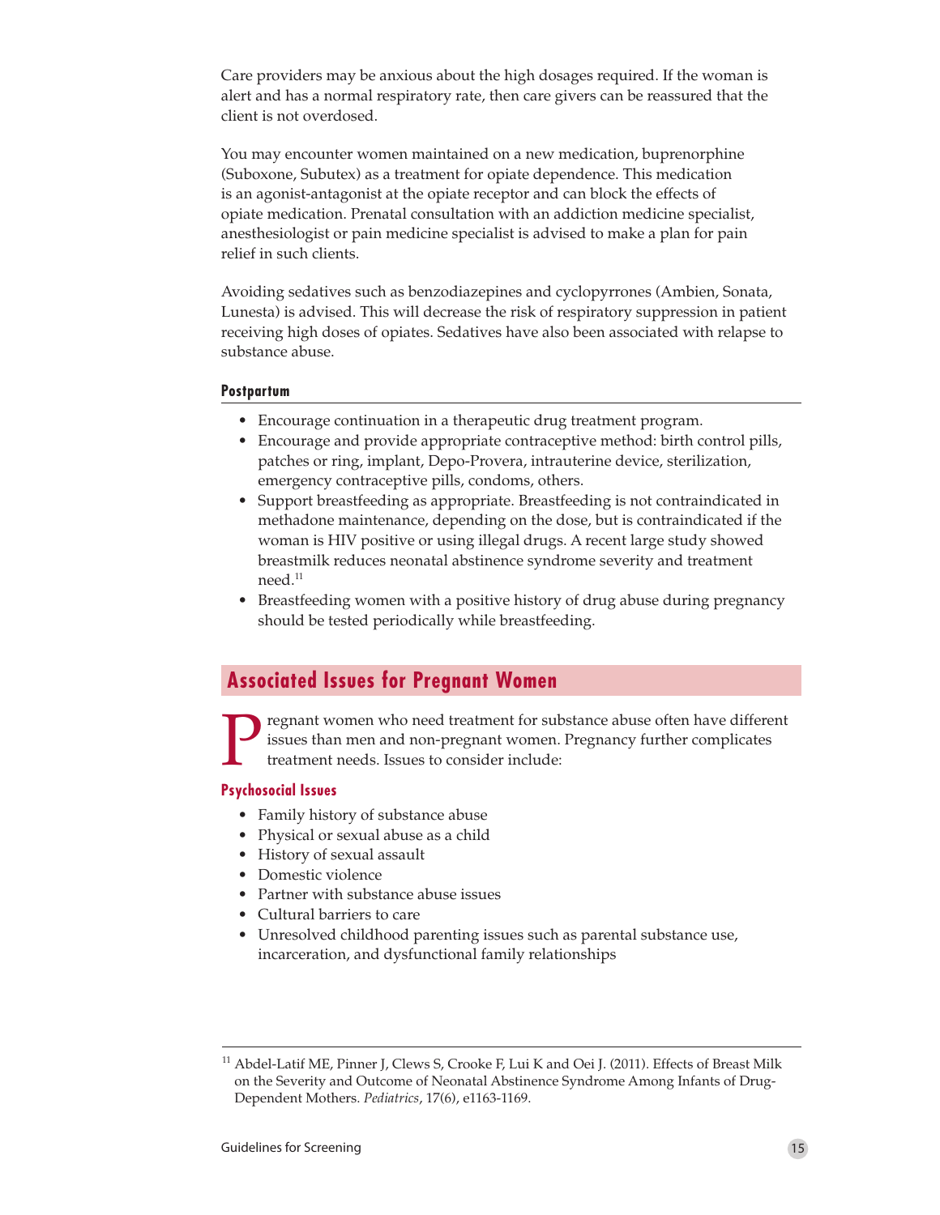Care providers may be anxious about the high dosages required. If the woman is alert and has a normal respiratory rate, then care givers can be reassured that the client is not overdosed.

You may encounter women maintained on a new medication, buprenorphine (Suboxone, Subutex) as a treatment for opiate dependence. This medication is an agonist-antagonist at the opiate receptor and can block the effects of opiate medication. Prenatal consultation with an addiction medicine specialist, anesthesiologist or pain medicine specialist is advised to make a plan for pain relief in such clients.

Avoiding sedatives such as benzodiazepines and cyclopyrrones (Ambien, Sonata, Lunesta) is advised. This will decrease the risk of respiratory suppression in patient receiving high doses of opiates. Sedatives have also been associated with relapse to substance abuse.

### Postpartum

- Encourage continuation in a therapeutic drug treatment program.
- Encourage and provide appropriate contraceptive method: birth control pills, patches or ring, implant, Depo-Provera, intrauterine device, sterilization, emergency contraceptive pills, condoms, others.
- Support breastfeeding as appropriate. Breastfeeding is not contraindicated in methadone maintenance, depending on the dose, but is contraindicated if the woman is HIV positive or using illegal drugs. A recent large study showed breastmilk reduces neonatal abstinence syndrome severity and treatment need.[11]
- Breastfeeding women with a positive history of drug abuse during pregnancy should be tested periodically while breastfeeding.

## Associated Issues for Pregnant Women

Pregnant women who need treatment for substance abuse often have different issues than men and non-pregnant women. Pregnancy further complicates treatment needs. Issues to consider include:

### Psychosocial Issues

- Family history of substance abuse
- Physical or sexual abuse as a child
- History of sexual assault
- Domestic violence
- Partner with substance abuse issues
- Cultural barriers to care
- Unresolved childhood parenting issues such as parental substance use, incarceration, and dysfunctional family relationships

---

[11] Abdel-Latif ME, Pinner J, Clews S, Crooke F, Lui K and Oei J. (2011). Effects of Breast Milk on the Severity and Outcome of Neonatal Abstinence Syndrome Among Infants of Drug-Dependent Mothers. *Pediatrics*, 17(6), e1163-1169.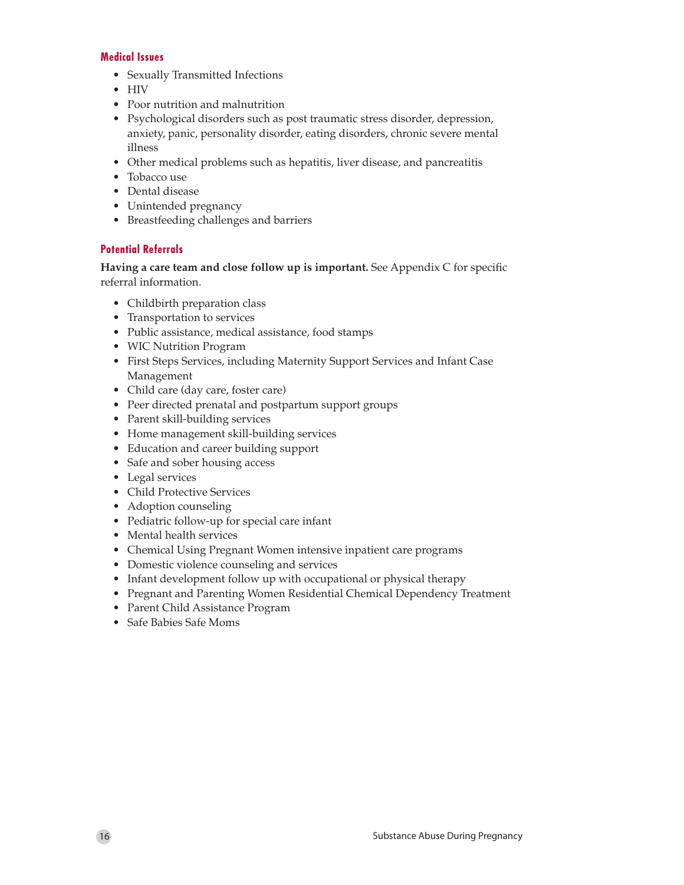### Medical Issues

- Sexually Transmitted Infections
- HIV
- Poor nutrition and malnutrition
- Psychological disorders such as post traumatic stress disorder, depression, anxiety, panic, personality disorder, eating disorders, chronic severe mental illness
- Other medical problems such as hepatitis, liver disease, and pancreatitis
- Tobacco use
- Dental disease
- Unintended pregnancy
- Breastfeeding challenges and barriers

### Potential Referrals

**Having a care team and close follow up is important.** See Appendix C for specific referral information.

- Childbirth preparation class
- Transportation to services
- Public assistance, medical assistance, food stamps
- WIC Nutrition Program
- First Steps Services, including Maternity Support Services and Infant Case Management
- Child care (day care, foster care)
- Peer directed prenatal and postpartum support groups
- Parent skill-building services
- Home management skill-building services
- Education and career building support
- Safe and sober housing access
- Legal services
- Child Protective Services
- Adoption counseling
- Pediatric follow-up for special care infant
- Mental health services
- Chemical Using Pregnant Women intensive inpatient care programs
- Domestic violence counseling and services
- Infant development follow up with occupational or physical therapy
- Pregnant and Parenting Women Residential Chemical Dependency Treatment
- Parent Child Assistance Program
- Safe Babies Safe Moms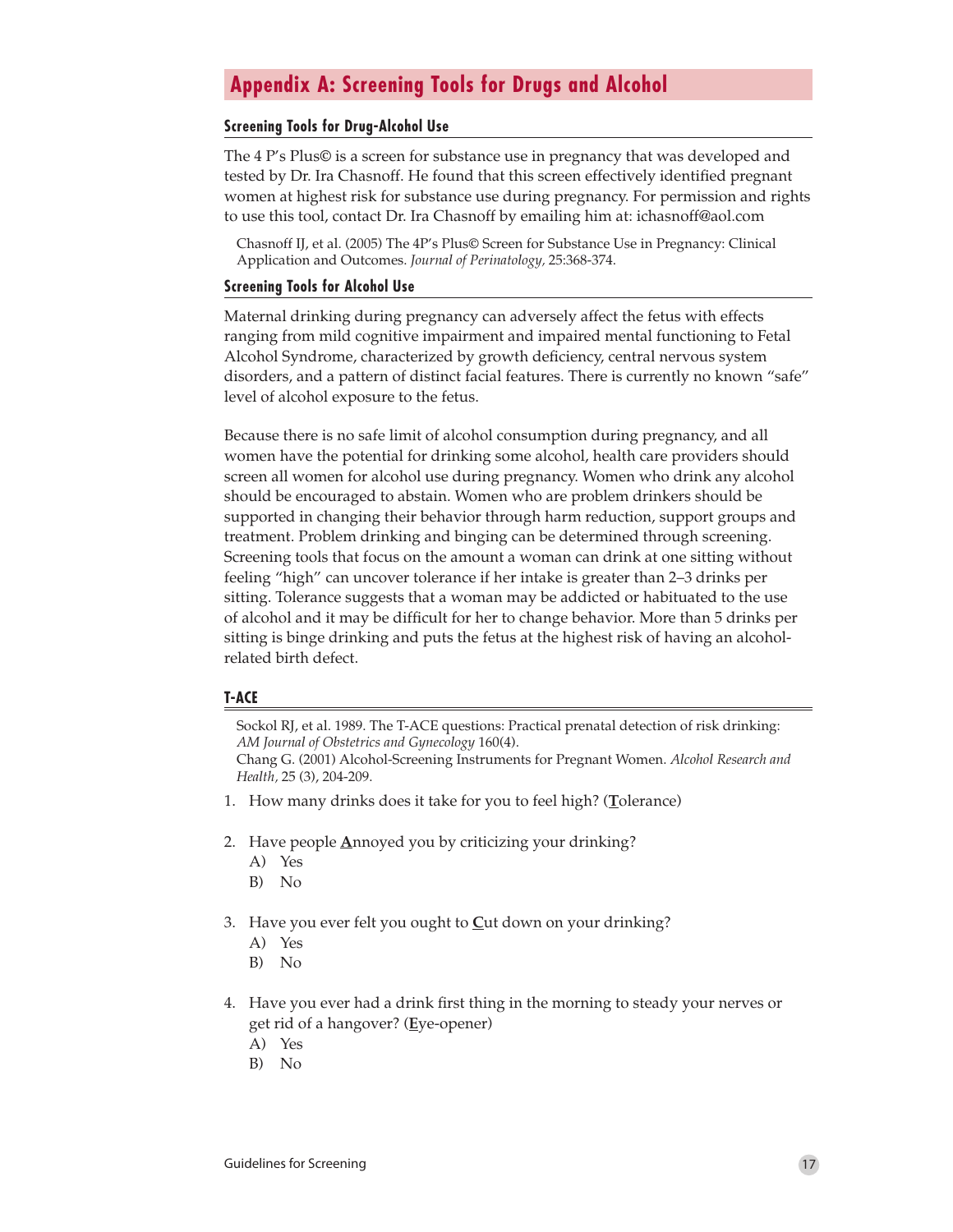# Appendix A: Screening Tools for Drugs and Alcohol

## Screening Tools for Drug-Alcohol Use

The 4 P's Plus© is a screen for substance use in pregnancy that was developed and tested by Dr. Ira Chasnoff. He found that this screen effectively identified pregnant women at highest risk for substance use during pregnancy. For permission and rights to use this tool, contact Dr. Ira Chasnoff by emailing him at: ichasnoff@aol.com

> Chasnoff IJ, et al. (2005) The 4P's Plus© Screen for Substance Use in Pregnancy: Clinical Application and Outcomes. *Journal of Perinatology*, 25:368-374.

## Screening Tools for Alcohol Use

Maternal drinking during pregnancy can adversely affect the fetus with effects ranging from mild cognitive impairment and impaired mental functioning to Fetal Alcohol Syndrome, characterized by growth deficiency, central nervous system disorders, and a pattern of distinct facial features. There is currently no known "safe" level of alcohol exposure to the fetus.

Because there is no safe limit of alcohol consumption during pregnancy, and all women have the potential for drinking some alcohol, health care providers should screen all women for alcohol use during pregnancy. Women who drink any alcohol should be encouraged to abstain. Women who are problem drinkers should be supported in changing their behavior through harm reduction, support groups and treatment. Problem drinking and binging can be determined through screening. Screening tools that focus on the amount a woman can drink at one sitting without feeling "high" can uncover tolerance if her intake is greater than 2–3 drinks per sitting. Tolerance suggests that a woman may be addicted or habituated to the use of alcohol and it may be difficult for her to change behavior. More than 5 drinks per sitting is binge drinking and puts the fetus at the highest risk of having an alcohol-related birth defect.

## T-ACE

> Sockol RJ, et al. 1989. The T-ACE questions: Practical prenatal detection of risk drinking: *AM Journal of Obstetrics and Gynecology* 160(4).
> Chang G. (2001) Alcohol-Screening Instruments for Pregnant Women. *Alcohol Research and Health*, 25 (3), 204-209.

1. How many drinks does it take for you to feel high? (**T**olerance)

2. Have people **A**nnoyed you by criticizing your drinking?
   A) Yes
   B) No

3. Have you ever felt you ought to **C**ut down on your drinking?
   A) Yes
   B) No

4. Have you ever had a drink first thing in the morning to steady your nerves or get rid of a hangover? (**E**ye-opener)
   A) Yes
   B) No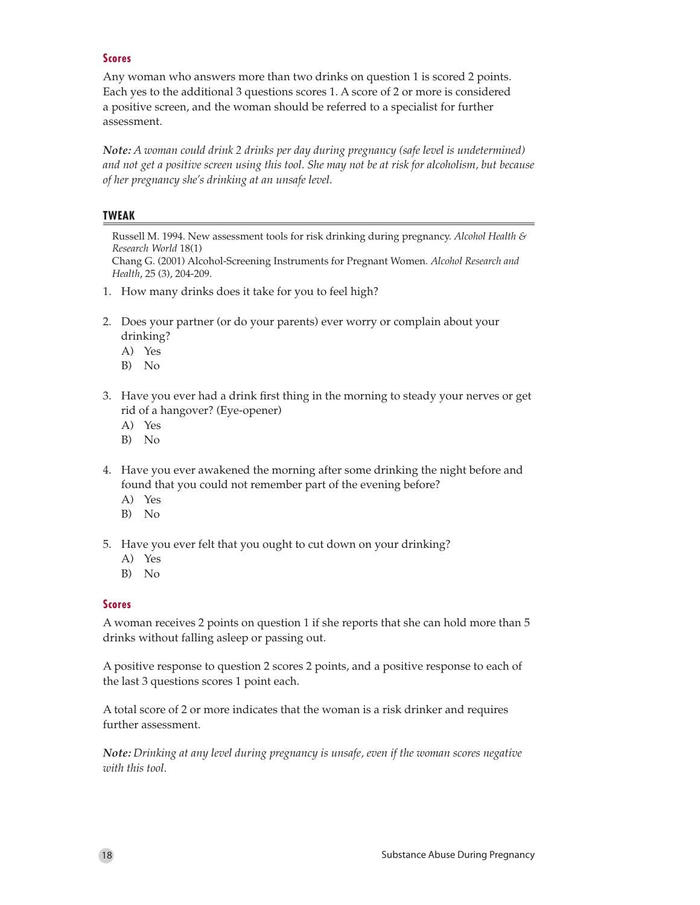### Scores

Any woman who answers more than two drinks on question 1 is scored 2 points. Each yes to the additional 3 questions scores 1. A score of 2 or more is considered a positive screen, and the woman should be referred to a specialist for further assessment.

***Note:*** *A woman could drink 2 drinks per day during pregnancy (safe level is undetermined) and not get a positive screen using this tool. She may not be at risk for alcoholism, but because of her pregnancy she's drinking at an unsafe level.*

## TWEAK

Russell M. 1994. New assessment tools for risk drinking during pregnancy. *Alcohol Health & Research World* 18(1)
Chang G. (2001) Alcohol-Screening Instruments for Pregnant Women. *Alcohol Research and Health*, 25 (3), 204-209.

1. How many drinks does it take for you to feel high?

2. Does your partner (or do your parents) ever worry or complain about your drinking?
   A) Yes
   B) No

3. Have you ever had a drink first thing in the morning to steady your nerves or get rid of a hangover? (Eye-opener)
   A) Yes
   B) No

4. Have you ever awakened the morning after some drinking the night before and found that you could not remember part of the evening before?
   A) Yes
   B) No

5. Have you ever felt that you ought to cut down on your drinking?
   A) Yes
   B) No

### Scores

A woman receives 2 points on question 1 if she reports that she can hold more than 5 drinks without falling asleep or passing out.

A positive response to question 2 scores 2 points, and a positive response to each of the last 3 questions scores 1 point each.

A total score of 2 or more indicates that the woman is a risk drinker and requires further assessment.

***Note:*** *Drinking at any level during pregnancy is unsafe, even if the woman scores negative with this tool.*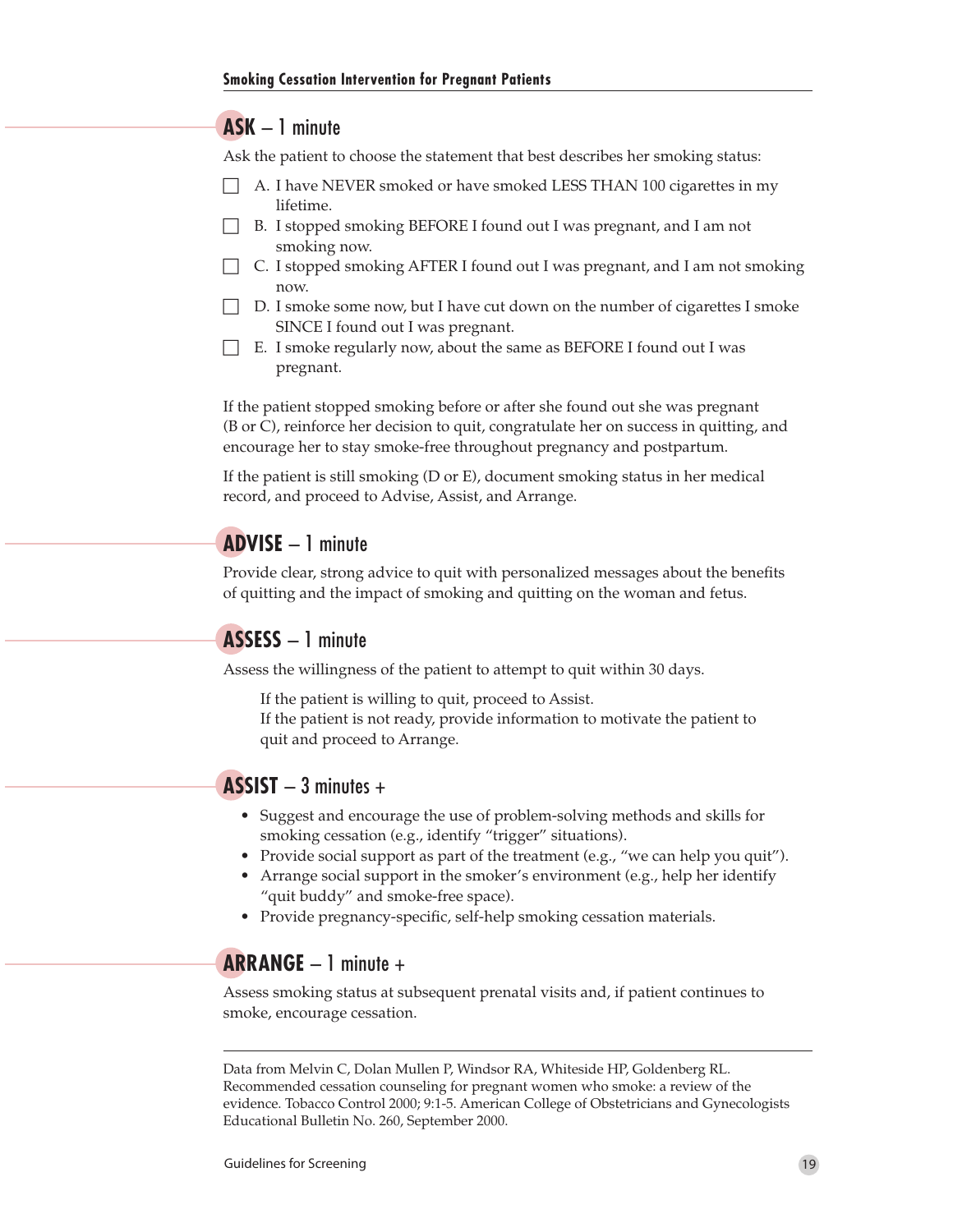## Smoking Cessation Intervention for Pregnant Patients

### ASK – 1 minute

Ask the patient to choose the statement that best describes her smoking status:

- ☐ A. I have NEVER smoked or have smoked LESS THAN 100 cigarettes in my lifetime.
- ☐ B. I stopped smoking BEFORE I found out I was pregnant, and I am not smoking now.
- ☐ C. I stopped smoking AFTER I found out I was pregnant, and I am not smoking now.
- ☐ D. I smoke some now, but I have cut down on the number of cigarettes I smoke SINCE I found out I was pregnant.
- ☐ E. I smoke regularly now, about the same as BEFORE I found out I was pregnant.

If the patient stopped smoking before or after she found out she was pregnant (B or C), reinforce her decision to quit, congratulate her on success in quitting, and encourage her to stay smoke-free throughout pregnancy and postpartum.

If the patient is still smoking (D or E), document smoking status in her medical record, and proceed to Advise, Assist, and Arrange.

### ADVISE – 1 minute

Provide clear, strong advice to quit with personalized messages about the benefits of quitting and the impact of smoking and quitting on the woman and fetus.

### ASSESS – 1 minute

Assess the willingness of the patient to attempt to quit within 30 days.

If the patient is willing to quit, proceed to Assist.
If the patient is not ready, provide information to motivate the patient to quit and proceed to Arrange.

### ASSIST – 3 minutes +

- Suggest and encourage the use of problem-solving methods and skills for smoking cessation (e.g., identify "trigger" situations).
- Provide social support as part of the treatment (e.g., "we can help you quit").
- Arrange social support in the smoker's environment (e.g., help her identify "quit buddy" and smoke-free space).
- Provide pregnancy-specific, self-help smoking cessation materials.

### ARRANGE – 1 minute +

Assess smoking status at subsequent prenatal visits and, if patient continues to smoke, encourage cessation.

---

Data from Melvin C, Dolan Mullen P, Windsor RA, Whiteside HP, Goldenberg RL. Recommended cessation counseling for pregnant women who smoke: a review of the evidence. Tobacco Control 2000; 9:1-5. American College of Obstetricians and Gynecologists Educational Bulletin No. 260, September 2000.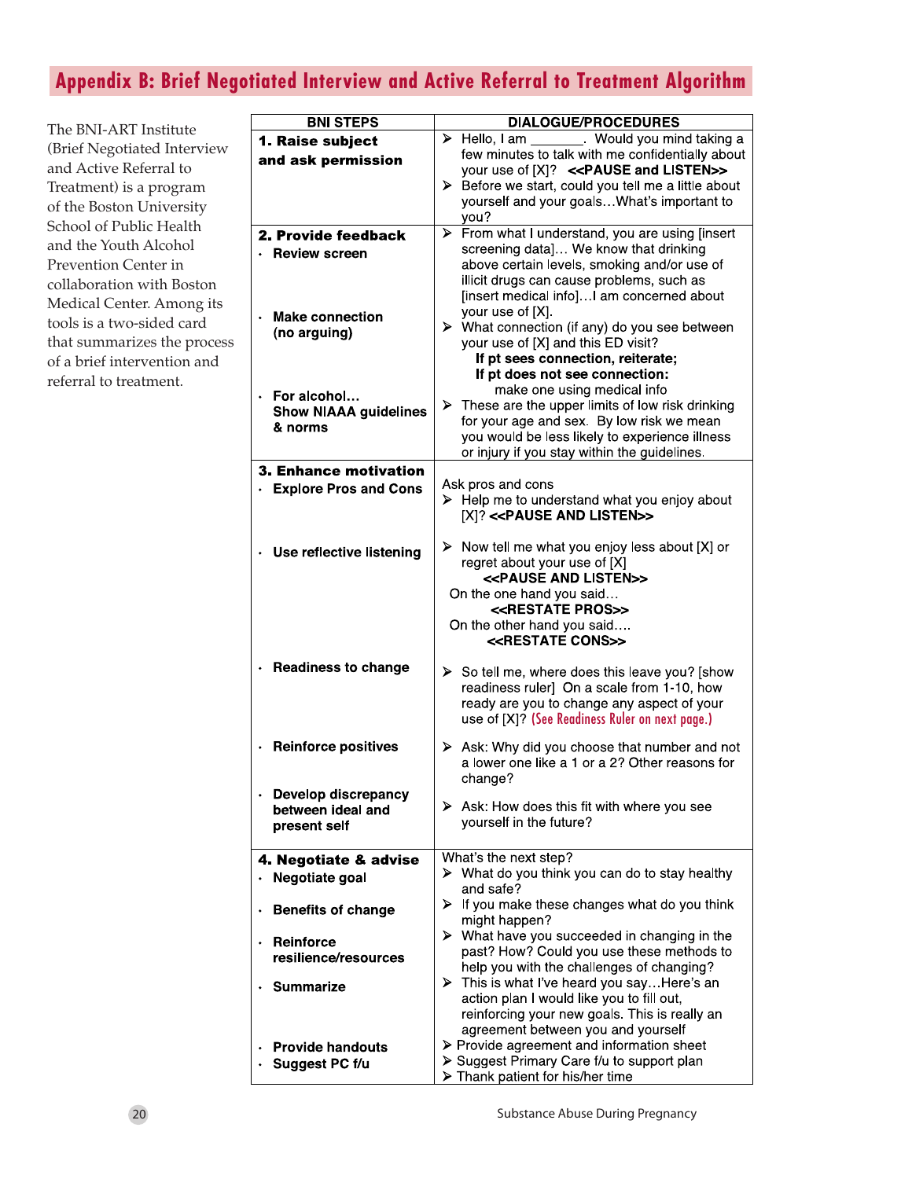# Appendix B: Brief Negotiated Interview and Active Referral to Treatment Algorithm

The BNI-ART Institute (Brief Negotiated Interview and Active Referral to Treatment) is a program of the Boston University School of Public Health and the Youth Alcohol Prevention Center in collaboration with Boston Medical Center. Among its tools is a two-sided card that summarizes the process of a brief intervention and referral to treatment.

| BNI STEPS | DIALOGUE/PROCEDURES |
|---|---|
| **1. Raise subject and ask permission** | ➢ Hello, I am _______. Would you mind taking a few minutes to talk with me confidentially about your use of [X]? **<<PAUSE and LISTEN>>**<br>➢ Before we start, could you tell me a little about yourself and your goals…What's important to you? |
| **2. Provide feedback**<br>• **Review screen** | ➢ From what I understand, you are using [insert screening data]… We know that drinking above certain levels, smoking and/or use of illicit drugs can cause problems, such as [insert medical info]…I am concerned about your use of [X]. |
| • **Make connection (no arguing)** | ➢ What connection (if any) do you see between your use of [X] and this ED visit?<br>**If pt sees connection, reiterate;**<br>**If pt does not see connection:** make one using medical info |
| • **For alcohol… Show NIAAA guidelines & norms** | ➢ These are the upper limits of low risk drinking for your age and sex. By low risk we mean you would be less likely to experience illness or injury if you stay within the guidelines. |
| **3. Enhance motivation**<br>• **Explore Pros and Cons** | Ask pros and cons<br>➢ Help me to understand what you enjoy about [X]? **<<PAUSE AND LISTEN>>** |
| • **Use reflective listening** | ➢ Now tell me what you enjoy less about [X] or regret about your use of [X] **<<PAUSE AND LISTEN>>**<br>On the one hand you said… **<<RESTATE PROS>>**<br>On the other hand you said…. **<<RESTATE CONS>>** |
| • **Readiness to change** | ➢ So tell me, where does this leave you? [show readiness ruler] On a scale from 1-10, how ready are you to change any aspect of your use of [X]? (See Readiness Ruler on next page.) |
| • **Reinforce positives** | ➢ Ask: Why did you choose that number and not a lower one like a 1 or a 2? Other reasons for change? |
| • **Develop discrepancy between ideal and present self** | ➢ Ask: How does this fit with where you see yourself in the future? |
| **4. Negotiate & advise**<br>• **Negotiate goal** | What's the next step?<br>➢ What do you think you can do to stay healthy and safe? |
| • **Benefits of change** | ➢ If you make these changes what do you think might happen? |
| • **Reinforce resilience/resources** | ➢ What have you succeeded in changing in the past? How? Could you use these methods to help you with the challenges of changing? |
| • **Summarize** | ➢ This is what I've heard you say…Here's an action plan I would like you to fill out, reinforcing your new goals. This is really an agreement between you and yourself |
| • **Provide handouts**<br>• **Suggest PC f/u** | ➢ Provide agreement and information sheet<br>➢ Suggest Primary Care f/u to support plan<br>➢ Thank patient for his/her time |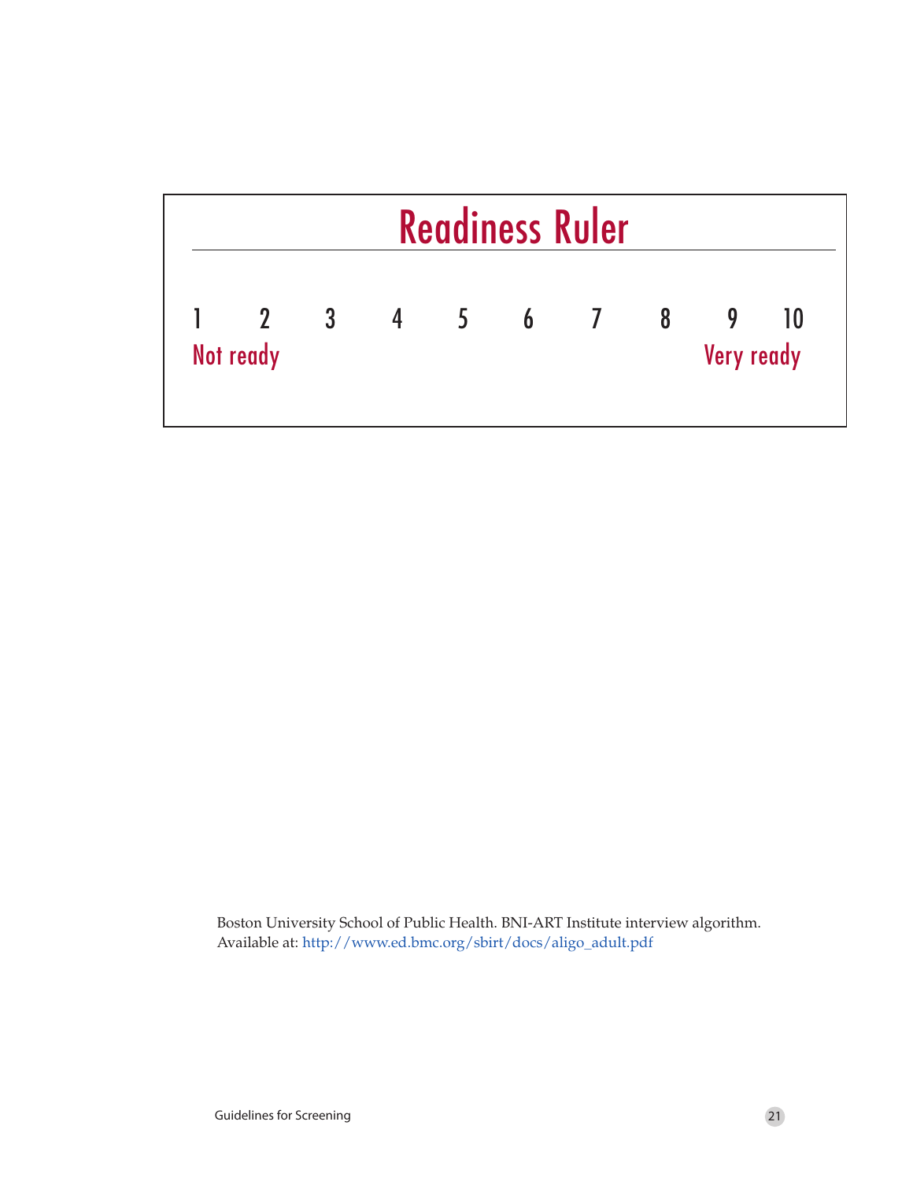# Readiness Ruler

1 2 3 4 5 6 7 8 9 10

Not ready ... Very ready

Boston University School of Public Health. BNI-ART Institute interview algorithm. Available at: http://www.ed.bmc.org/sbirt/docs/aligo_adult.pdf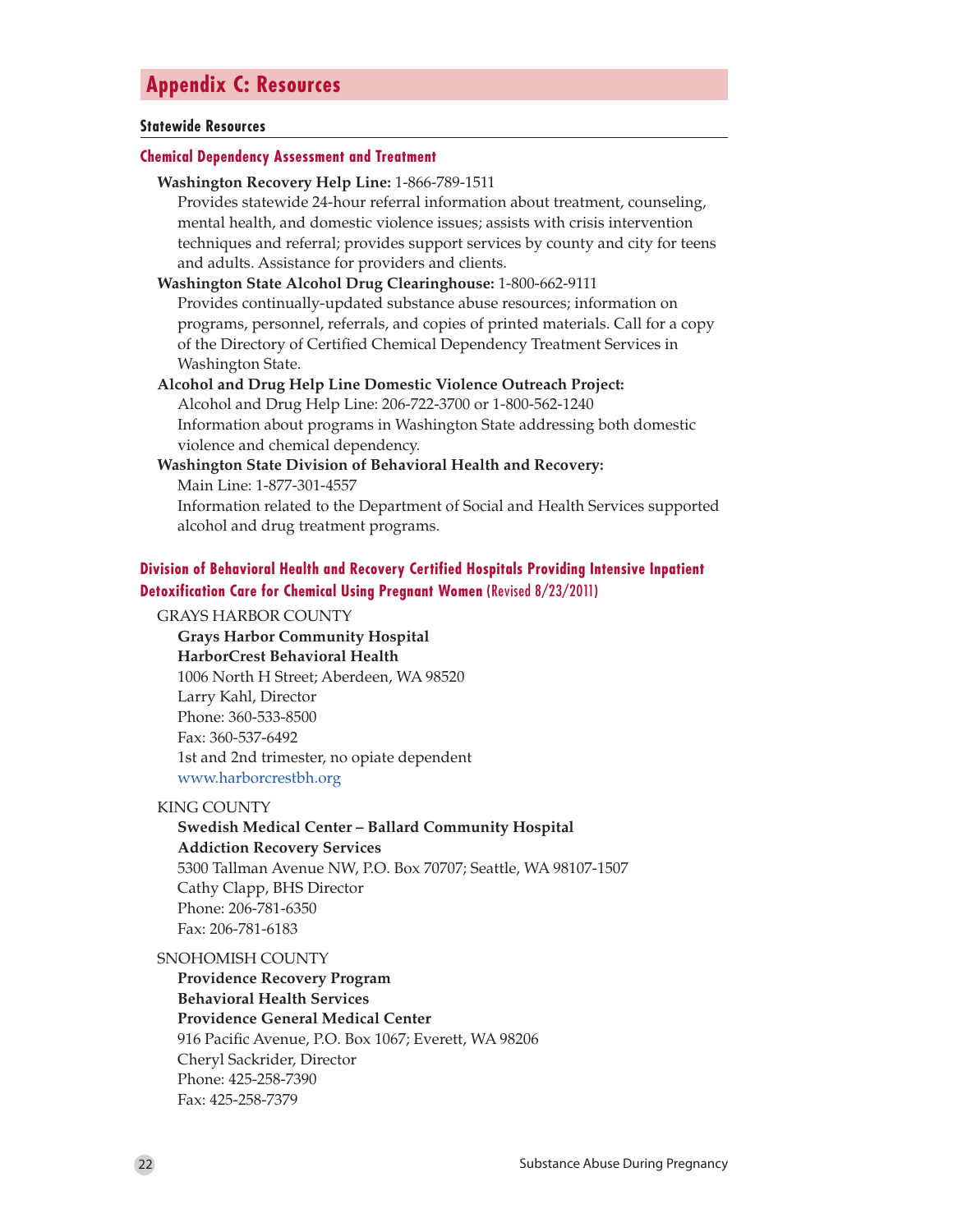# Appendix C: Resources

## Statewide Resources

### Chemical Dependency Assessment and Treatment

**Washington Recovery Help Line:** 1-866-789-1511
Provides statewide 24-hour referral information about treatment, counseling, mental health, and domestic violence issues; assists with crisis intervention techniques and referral; provides support services by county and city for teens and adults. Assistance for providers and clients.

**Washington State Alcohol Drug Clearinghouse:** 1-800-662-9111
Provides continually-updated substance abuse resources; information on programs, personnel, referrals, and copies of printed materials. Call for a copy of the Directory of Certified Chemical Dependency Treatment Services in Washington State.

**Alcohol and Drug Help Line Domestic Violence Outreach Project:**
Alcohol and Drug Help Line: 206-722-3700 or 1-800-562-1240
Information about programs in Washington State addressing both domestic violence and chemical dependency.

**Washington State Division of Behavioral Health and Recovery:**
Main Line: 1-877-301-4557
Information related to the Department of Social and Health Services supported alcohol and drug treatment programs.

### Division of Behavioral Health and Recovery Certified Hospitals Providing Intensive Inpatient Detoxification Care for Chemical Using Pregnant Women (Revised 8/23/2011)

GRAYS HARBOR COUNTY

**Grays Harbor Community Hospital**
**HarborCrest Behavioral Health**
1006 North H Street; Aberdeen, WA 98520
Larry Kahl, Director
Phone: 360-533-8500
Fax: 360-537-6492
1st and 2nd trimester, no opiate dependent
www.harborcrestbh.org

KING COUNTY

**Swedish Medical Center – Ballard Community Hospital**
**Addiction Recovery Services**
5300 Tallman Avenue NW, P.O. Box 70707; Seattle, WA 98107-1507
Cathy Clapp, BHS Director
Phone: 206-781-6350
Fax: 206-781-6183

SNOHOMISH COUNTY

**Providence Recovery Program**
**Behavioral Health Services**
**Providence General Medical Center**
916 Pacific Avenue, P.O. Box 1067; Everett, WA 98206
Cheryl Sackrider, Director
Phone: 425-258-7390
Fax: 425-258-7379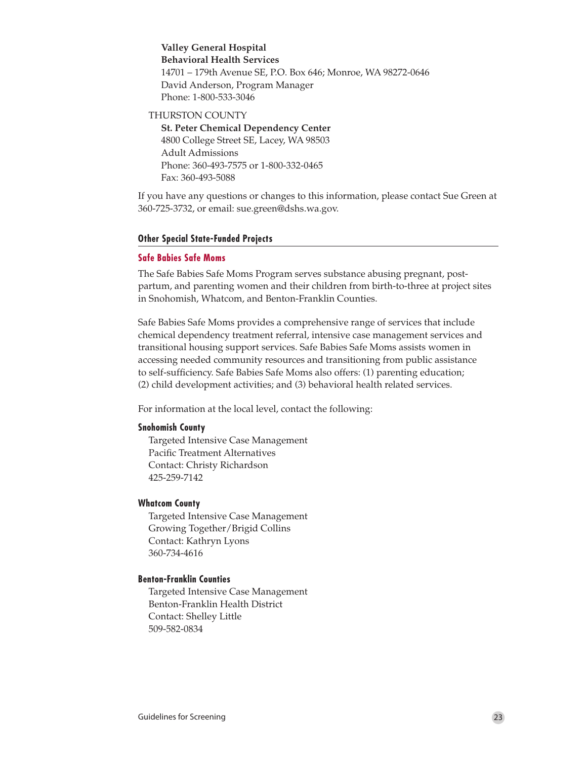**Valley General Hospital**
**Behavioral Health Services**
14701 – 179th Avenue SE, P.O. Box 646; Monroe, WA 98272-0646
David Anderson, Program Manager
Phone: 1-800-533-3046

THURSTON COUNTY

**St. Peter Chemical Dependency Center**
4800 College Street SE, Lacey, WA 98503
Adult Admissions
Phone: 360-493-7575 or 1-800-332-0465
Fax: 360-493-5088

If you have any questions or changes to this information, please contact Sue Green at 360-725-3732, or email: sue.green@dshs.wa.gov.

## Other Special State-Funded Projects

### Safe Babies Safe Moms

The Safe Babies Safe Moms Program serves substance abusing pregnant, post-partum, and parenting women and their children from birth-to-three at project sites in Snohomish, Whatcom, and Benton-Franklin Counties.

Safe Babies Safe Moms provides a comprehensive range of services that include chemical dependency treatment referral, intensive case management services and transitional housing support services. Safe Babies Safe Moms assists women in accessing needed community resources and transitioning from public assistance to self-sufficiency. Safe Babies Safe Moms also offers: (1) parenting education; (2) child development activities; and (3) behavioral health related services.

For information at the local level, contact the following:

#### Snohomish County

Targeted Intensive Case Management
Pacific Treatment Alternatives
Contact: Christy Richardson
425-259-7142

#### Whatcom County

Targeted Intensive Case Management
Growing Together/Brigid Collins
Contact: Kathryn Lyons
360-734-4616

#### Benton-Franklin Counties

Targeted Intensive Case Management
Benton-Franklin Health District
Contact: Shelley Little
509-582-0834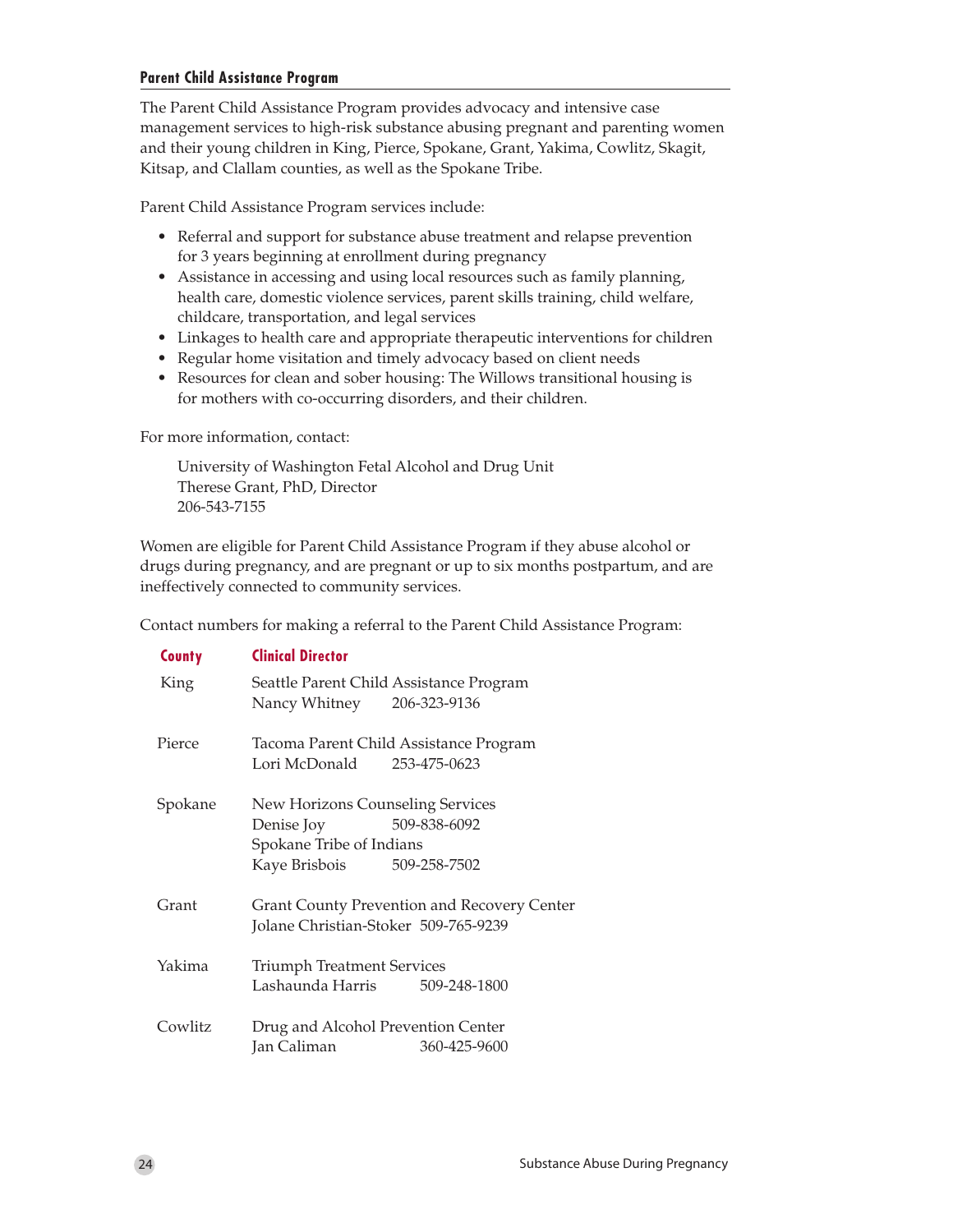## Parent Child Assistance Program

The Parent Child Assistance Program provides advocacy and intensive case management services to high-risk substance abusing pregnant and parenting women and their young children in King, Pierce, Spokane, Grant, Yakima, Cowlitz, Skagit, Kitsap, and Clallam counties, as well as the Spokane Tribe.

Parent Child Assistance Program services include:

- Referral and support for substance abuse treatment and relapse prevention for 3 years beginning at enrollment during pregnancy
- Assistance in accessing and using local resources such as family planning, health care, domestic violence services, parent skills training, child welfare, childcare, transportation, and legal services
- Linkages to health care and appropriate therapeutic interventions for children
- Regular home visitation and timely advocacy based on client needs
- Resources for clean and sober housing: The Willows transitional housing is for mothers with co-occurring disorders, and their children.

For more information, contact:

University of Washington Fetal Alcohol and Drug Unit
Therese Grant, PhD, Director
206-543-7155

Women are eligible for Parent Child Assistance Program if they abuse alcohol or drugs during pregnancy, and are pregnant or up to six months postpartum, and are ineffectively connected to community services.

Contact numbers for making a referral to the Parent Child Assistance Program:

| County | Clinical Director |
|---|---|
| King | Seattle Parent Child Assistance Program<br>Nancy Whitney 206-323-9136 |
| Pierce | Tacoma Parent Child Assistance Program<br>Lori McDonald 253-475-0623 |
| Spokane | New Horizons Counseling Services<br>Denise Joy 509-838-6092<br>Spokane Tribe of Indians<br>Kaye Brisbois 509-258-7502 |
| Grant | Grant County Prevention and Recovery Center<br>Jolane Christian-Stoker 509-765-9239 |
| Yakima | Triumph Treatment Services<br>Lashaunda Harris 509-248-1800 |
| Cowlitz | Drug and Alcohol Prevention Center<br>Jan Caliman 360-425-9600 |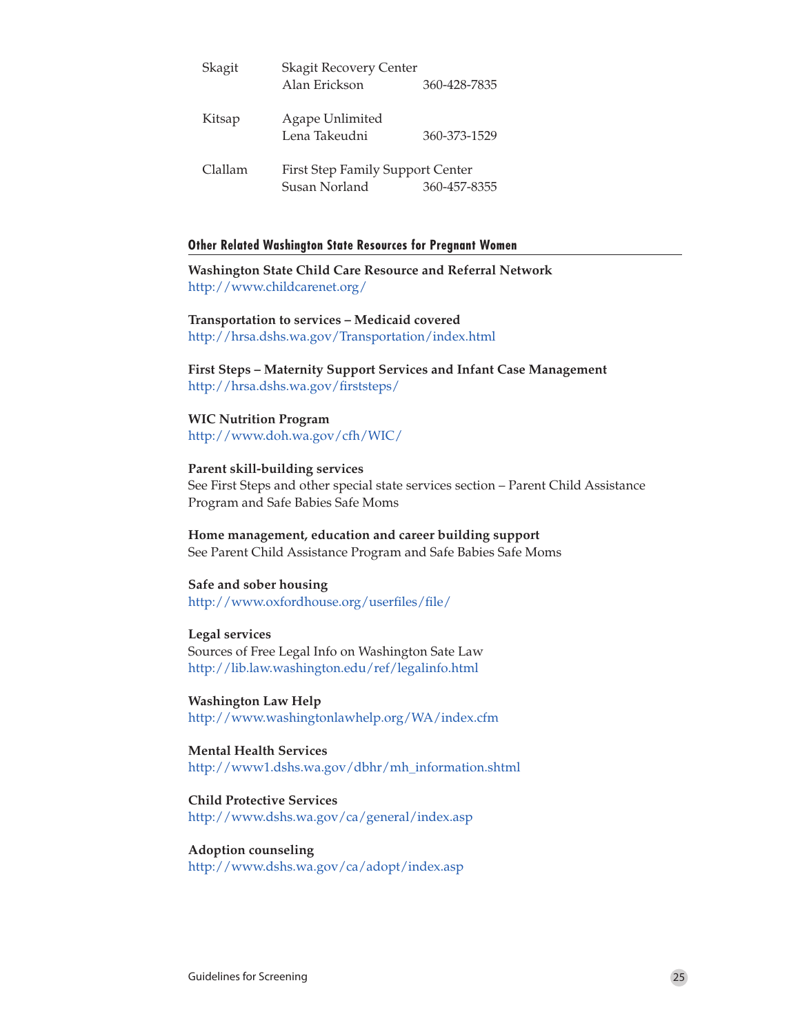| | | |
|---|---|---|
| Skagit | Skagit Recovery Center | |
| | Alan Erickson | 360-428-7835 |
| Kitsap | Agape Unlimited | |
| | Lena Takeudni | 360-373-1529 |
| Clallam | First Step Family Support Center | |
| | Susan Norland | 360-457-8355 |

## Other Related Washington State Resources for Pregnant Women

**Washington State Child Care Resource and Referral Network**
http://www.childcarenet.org/

**Transportation to services – Medicaid covered**
http://hrsa.dshs.wa.gov/Transportation/index.html

**First Steps – Maternity Support Services and Infant Case Management**
http://hrsa.dshs.wa.gov/firststeps/

**WIC Nutrition Program**
http://www.doh.wa.gov/cfh/WIC/

**Parent skill-building services**
See First Steps and other special state services section – Parent Child Assistance Program and Safe Babies Safe Moms

**Home management, education and career building support**
See Parent Child Assistance Program and Safe Babies Safe Moms

**Safe and sober housing**
http://www.oxfordhouse.org/userfiles/file/

**Legal services**
Sources of Free Legal Info on Washington Sate Law
http://lib.law.washington.edu/ref/legalinfo.html

**Washington Law Help**
http://www.washingtonlawhelp.org/WA/index.cfm

**Mental Health Services**
http://www1.dshs.wa.gov/dbhr/mh_information.shtml

**Child Protective Services**
http://www.dshs.wa.gov/ca/general/index.asp

**Adoption counseling**
http://www.dshs.wa.gov/ca/adopt/index.asp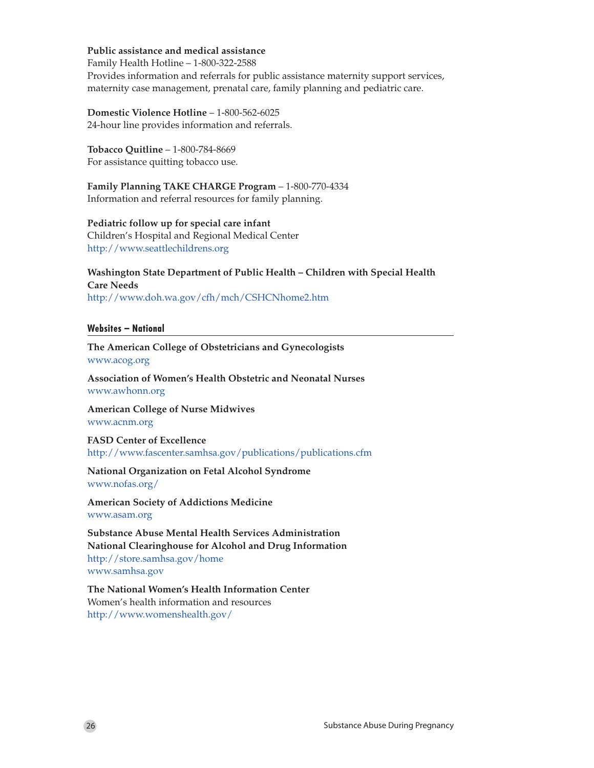**Public assistance and medical assistance**
Family Health Hotline – 1-800-322-2588
Provides information and referrals for public assistance maternity support services, maternity case management, prenatal care, family planning and pediatric care.

**Domestic Violence Hotline** – 1-800-562-6025
24-hour line provides information and referrals.

**Tobacco Quitline** – 1-800-784-8669
For assistance quitting tobacco use.

**Family Planning TAKE CHARGE Program** – 1-800-770-4334
Information and referral resources for family planning.

**Pediatric follow up for special care infant**
Children's Hospital and Regional Medical Center
http://www.seattlechildrens.org

**Washington State Department of Public Health – Children with Special Health Care Needs**
http://www.doh.wa.gov/cfh/mch/CSHCNhome2.htm

## Websites – National

**The American College of Obstetricians and Gynecologists**
www.acog.org

**Association of Women's Health Obstetric and Neonatal Nurses**
www.awhonn.org

**American College of Nurse Midwives**
www.acnm.org

**FASD Center of Excellence**
http://www.fascenter.samhsa.gov/publications/publications.cfm

**National Organization on Fetal Alcohol Syndrome**
www.nofas.org/

**American Society of Addictions Medicine**
www.asam.org

**Substance Abuse Mental Health Services Administration**
**National Clearinghouse for Alcohol and Drug Information**
http://store.samhsa.gov/home
www.samhsa.gov

**The National Women's Health Information Center**
Women's health information and resources
http://www.womenshealth.gov/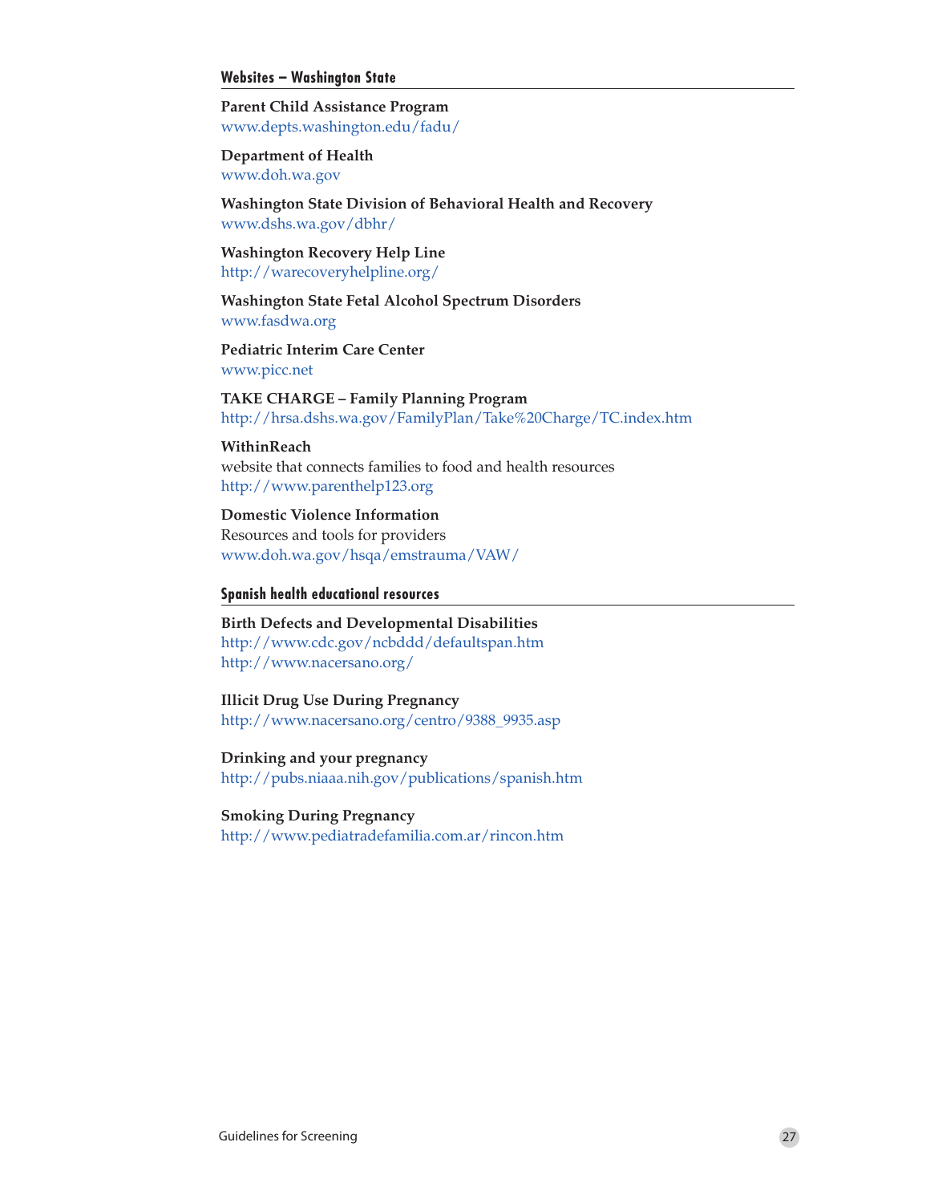### Websites – Washington State

**Parent Child Assistance Program**
www.depts.washington.edu/fadu/

**Department of Health**
www.doh.wa.gov

**Washington State Division of Behavioral Health and Recovery**
www.dshs.wa.gov/dbhr/

**Washington Recovery Help Line**
http://warecoveryhelpline.org/

**Washington State Fetal Alcohol Spectrum Disorders**
www.fasdwa.org

**Pediatric Interim Care Center**
www.picc.net

**TAKE CHARGE – Family Planning Program**
http://hrsa.dshs.wa.gov/FamilyPlan/Take%20Charge/TC.index.htm

**WithinReach**
website that connects families to food and health resources
http://www.parenthelp123.org

**Domestic Violence Information**
Resources and tools for providers
www.doh.wa.gov/hsqa/emstrauma/VAW/

### Spanish health educational resources

**Birth Defects and Developmental Disabilities**
http://www.cdc.gov/ncbddd/defaultspan.htm
http://www.nacersano.org/

**Illicit Drug Use During Pregnancy**
http://www.nacersano.org/centro/9388_9935.asp

**Drinking and your pregnancy**
http://pubs.niaaa.nih.gov/publications/spanish.htm

**Smoking During Pregnancy**
http://www.pediatradefamilia.com.ar/rincon.htm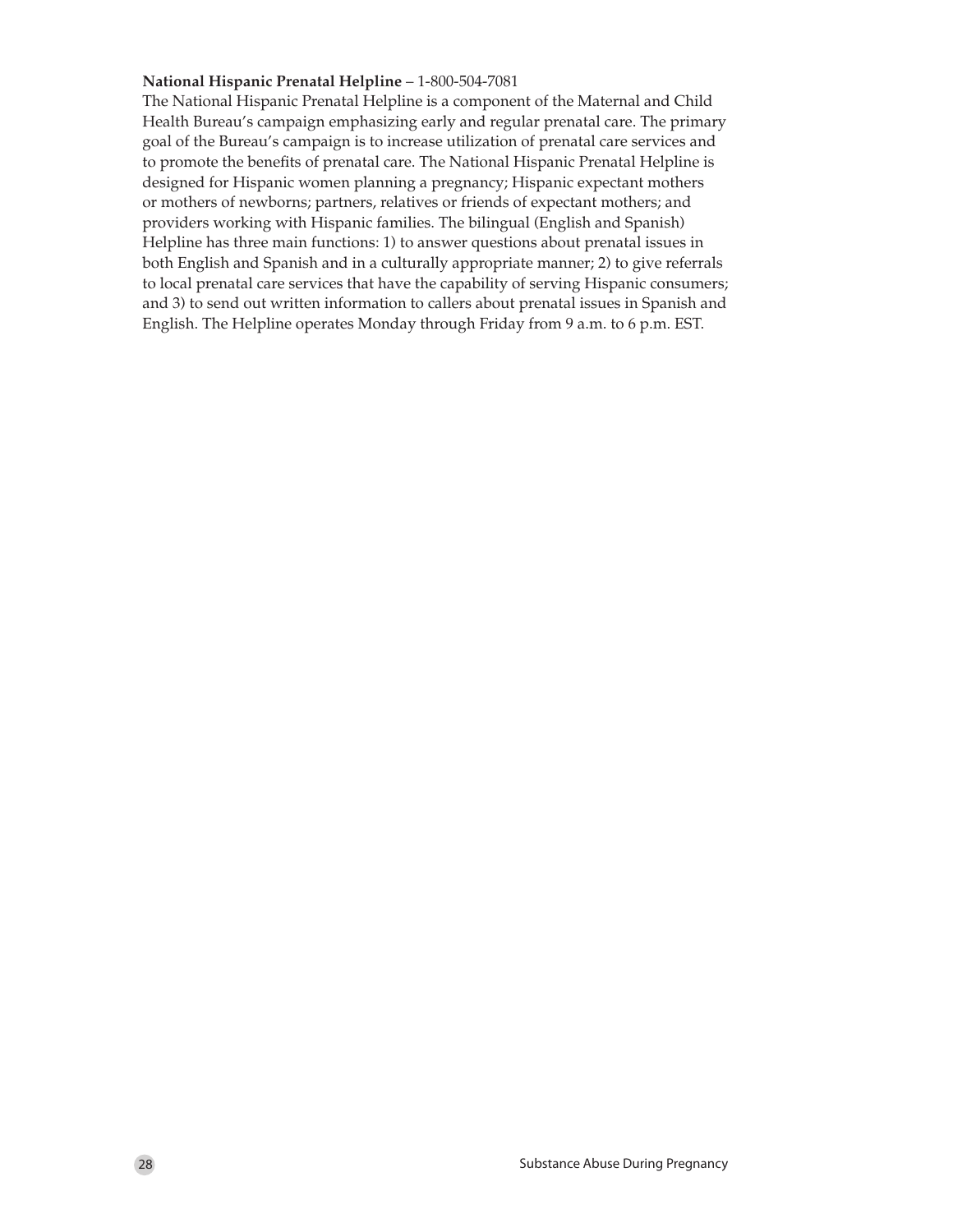**National Hispanic Prenatal Helpline** – 1-800-504-7081

The National Hispanic Prenatal Helpline is a component of the Maternal and Child Health Bureau's campaign emphasizing early and regular prenatal care. The primary goal of the Bureau's campaign is to increase utilization of prenatal care services and to promote the benefits of prenatal care. The National Hispanic Prenatal Helpline is designed for Hispanic women planning a pregnancy; Hispanic expectant mothers or mothers of newborns; partners, relatives or friends of expectant mothers; and providers working with Hispanic families. The bilingual (English and Spanish) Helpline has three main functions: 1) to answer questions about prenatal issues in both English and Spanish and in a culturally appropriate manner; 2) to give referrals to local prenatal care services that have the capability of serving Hispanic consumers; and 3) to send out written information to callers about prenatal issues in Spanish and English. The Helpline operates Monday through Friday from 9 a.m. to 6 p.m. EST.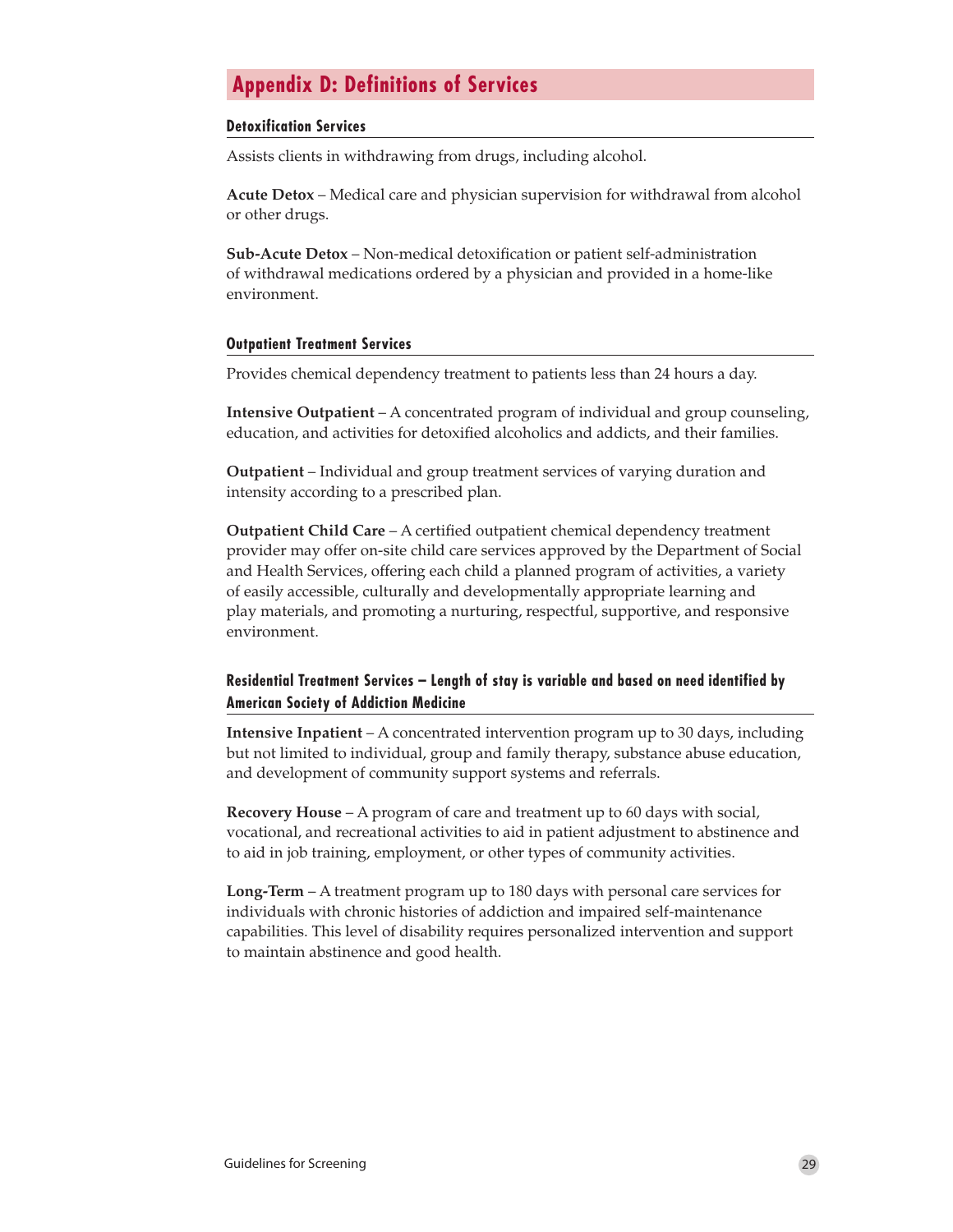# Appendix D: Definitions of Services

### Detoxification Services

Assists clients in withdrawing from drugs, including alcohol.

**Acute Detox** – Medical care and physician supervision for withdrawal from alcohol or other drugs.

**Sub-Acute Detox** – Non-medical detoxification or patient self-administration of withdrawal medications ordered by a physician and provided in a home-like environment.

### Outpatient Treatment Services

Provides chemical dependency treatment to patients less than 24 hours a day.

**Intensive Outpatient** – A concentrated program of individual and group counseling, education, and activities for detoxified alcoholics and addicts, and their families.

**Outpatient** – Individual and group treatment services of varying duration and intensity according to a prescribed plan.

**Outpatient Child Care** – A certified outpatient chemical dependency treatment provider may offer on-site child care services approved by the Department of Social and Health Services, offering each child a planned program of activities, a variety of easily accessible, culturally and developmentally appropriate learning and play materials, and promoting a nurturing, respectful, supportive, and responsive environment.

### Residential Treatment Services – Length of stay is variable and based on need identified by American Society of Addiction Medicine

**Intensive Inpatient** – A concentrated intervention program up to 30 days, including but not limited to individual, group and family therapy, substance abuse education, and development of community support systems and referrals.

**Recovery House** – A program of care and treatment up to 60 days with social, vocational, and recreational activities to aid in patient adjustment to abstinence and to aid in job training, employment, or other types of community activities.

**Long-Term** – A treatment program up to 180 days with personal care services for individuals with chronic histories of addiction and impaired self-maintenance capabilities. This level of disability requires personalized intervention and support to maintain abstinence and good health.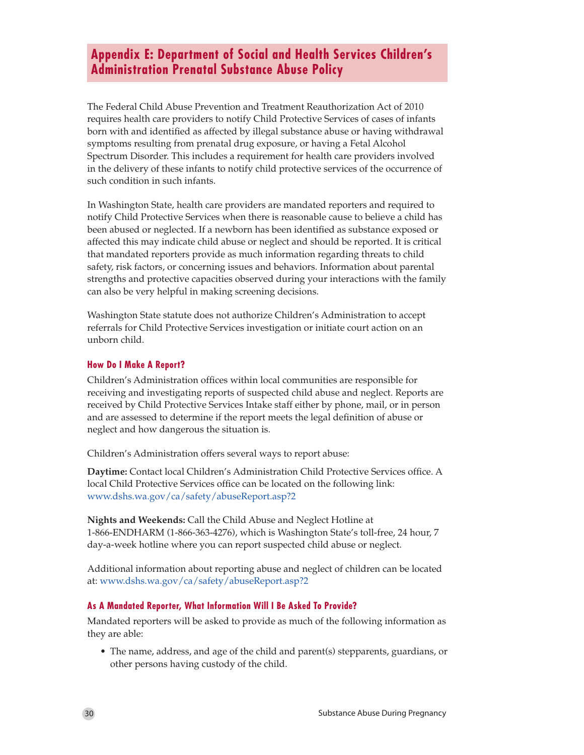## Appendix E: Department of Social and Health Services Children's Administration Prenatal Substance Abuse Policy

The Federal Child Abuse Prevention and Treatment Reauthorization Act of 2010 requires health care providers to notify Child Protective Services of cases of infants born with and identified as affected by illegal substance abuse or having withdrawal symptoms resulting from prenatal drug exposure, or having a Fetal Alcohol Spectrum Disorder. This includes a requirement for health care providers involved in the delivery of these infants to notify child protective services of the occurrence of such condition in such infants.

In Washington State, health care providers are mandated reporters and required to notify Child Protective Services when there is reasonable cause to believe a child has been abused or neglected. If a newborn has been identified as substance exposed or affected this may indicate child abuse or neglect and should be reported. It is critical that mandated reporters provide as much information regarding threats to child safety, risk factors, or concerning issues and behaviors. Information about parental strengths and protective capacities observed during your interactions with the family can also be very helpful in making screening decisions.

Washington State statute does not authorize Children's Administration to accept referrals for Child Protective Services investigation or initiate court action on an unborn child.

### How Do I Make A Report?

Children's Administration offices within local communities are responsible for receiving and investigating reports of suspected child abuse and neglect. Reports are received by Child Protective Services Intake staff either by phone, mail, or in person and are assessed to determine if the report meets the legal definition of abuse or neglect and how dangerous the situation is.

Children's Administration offers several ways to report abuse:

**Daytime:** Contact local Children's Administration Child Protective Services office. A local Child Protective Services office can be located on the following link: www.dshs.wa.gov/ca/safety/abuseReport.asp?2

**Nights and Weekends:** Call the Child Abuse and Neglect Hotline at 1-866-ENDHARM (1-866-363-4276), which is Washington State's toll-free, 24 hour, 7 day-a-week hotline where you can report suspected child abuse or neglect.

Additional information about reporting abuse and neglect of children can be located at: www.dshs.wa.gov/ca/safety/abuseReport.asp?2

### As A Mandated Reporter, What Information Will I Be Asked To Provide?

Mandated reporters will be asked to provide as much of the following information as they are able:

- The name, address, and age of the child and parent(s) stepparents, guardians, or other persons having custody of the child.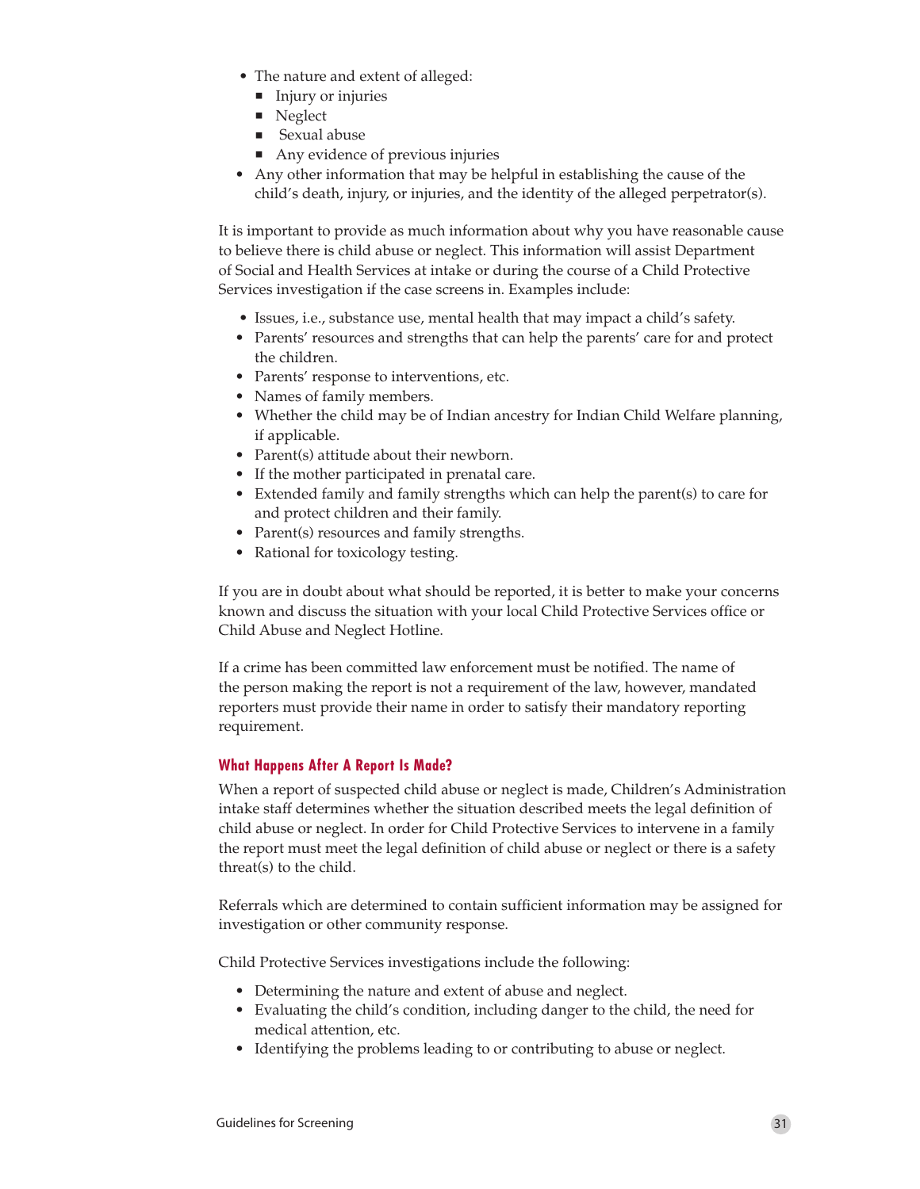- The nature and extent of alleged:
  - Injury or injuries
  - Neglect
  - Sexual abuse
  - Any evidence of previous injuries
- Any other information that may be helpful in establishing the cause of the child's death, injury, or injuries, and the identity of the alleged perpetrator(s).

It is important to provide as much information about why you have reasonable cause to believe there is child abuse or neglect. This information will assist Department of Social and Health Services at intake or during the course of a Child Protective Services investigation if the case screens in. Examples include:

- Issues, i.e., substance use, mental health that may impact a child's safety.
- Parents' resources and strengths that can help the parents' care for and protect the children.
- Parents' response to interventions, etc.
- Names of family members.
- Whether the child may be of Indian ancestry for Indian Child Welfare planning, if applicable.
- Parent(s) attitude about their newborn.
- If the mother participated in prenatal care.
- Extended family and family strengths which can help the parent(s) to care for and protect children and their family.
- Parent(s) resources and family strengths.
- Rational for toxicology testing.

If you are in doubt about what should be reported, it is better to make your concerns known and discuss the situation with your local Child Protective Services office or Child Abuse and Neglect Hotline.

If a crime has been committed law enforcement must be notified. The name of the person making the report is not a requirement of the law, however, mandated reporters must provide their name in order to satisfy their mandatory reporting requirement.

### What Happens After A Report Is Made?

When a report of suspected child abuse or neglect is made, Children's Administration intake staff determines whether the situation described meets the legal definition of child abuse or neglect. In order for Child Protective Services to intervene in a family the report must meet the legal definition of child abuse or neglect or there is a safety threat(s) to the child.

Referrals which are determined to contain sufficient information may be assigned for investigation or other community response.

Child Protective Services investigations include the following:

- Determining the nature and extent of abuse and neglect.
- Evaluating the child's condition, including danger to the child, the need for medical attention, etc.
- Identifying the problems leading to or contributing to abuse or neglect.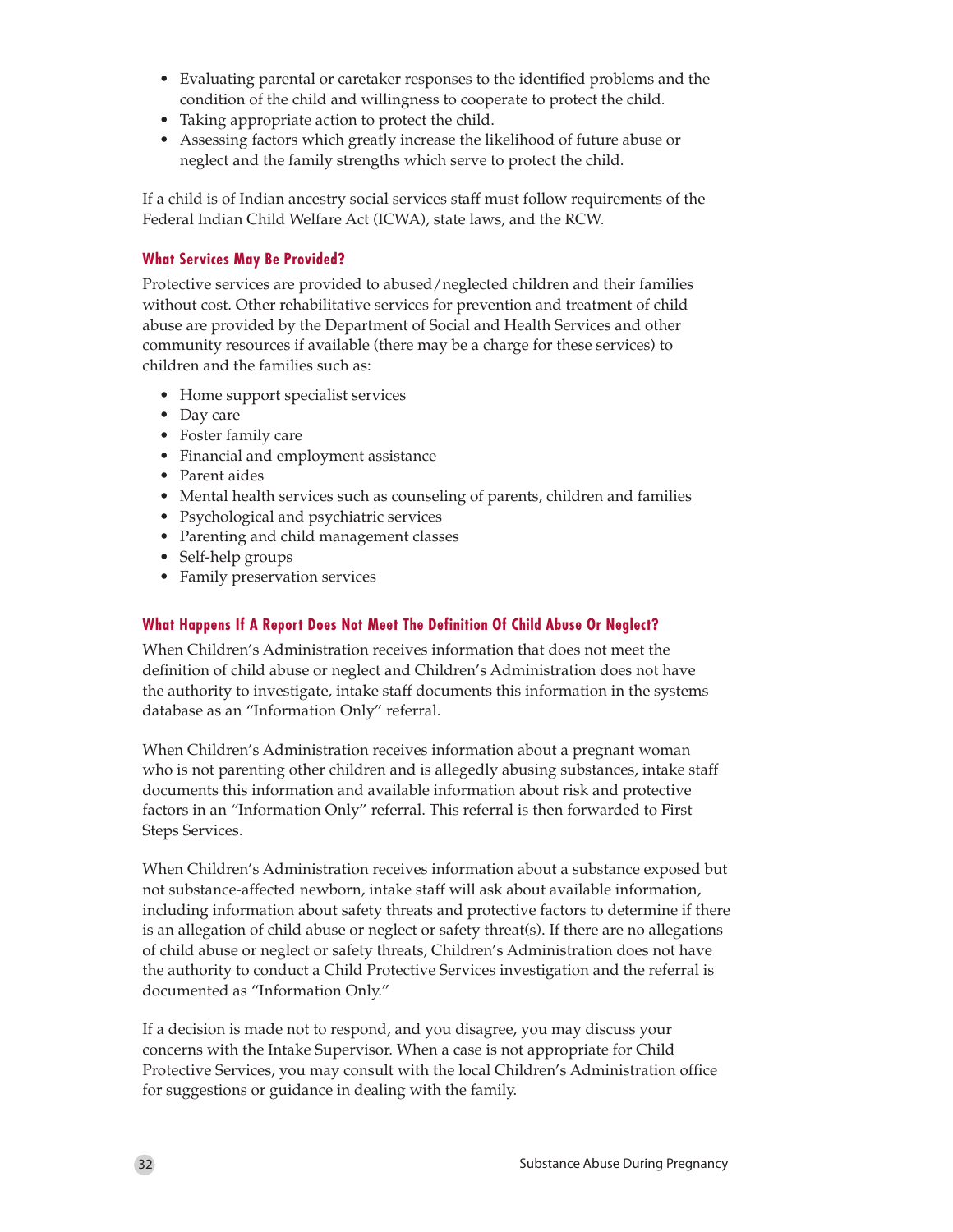- Evaluating parental or caretaker responses to the identified problems and the condition of the child and willingness to cooperate to protect the child.
- Taking appropriate action to protect the child.
- Assessing factors which greatly increase the likelihood of future abuse or neglect and the family strengths which serve to protect the child.

If a child is of Indian ancestry social services staff must follow requirements of the Federal Indian Child Welfare Act (ICWA), state laws, and the RCW.

### What Services May Be Provided?

Protective services are provided to abused/neglected children and their families without cost. Other rehabilitative services for prevention and treatment of child abuse are provided by the Department of Social and Health Services and other community resources if available (there may be a charge for these services) to children and the families such as:

- Home support specialist services
- Day care
- Foster family care
- Financial and employment assistance
- Parent aides
- Mental health services such as counseling of parents, children and families
- Psychological and psychiatric services
- Parenting and child management classes
- Self-help groups
- Family preservation services

### What Happens If A Report Does Not Meet The Definition Of Child Abuse Or Neglect?

When Children's Administration receives information that does not meet the definition of child abuse or neglect and Children's Administration does not have the authority to investigate, intake staff documents this information in the systems database as an "Information Only" referral.

When Children's Administration receives information about a pregnant woman who is not parenting other children and is allegedly abusing substances, intake staff documents this information and available information about risk and protective factors in an "Information Only" referral. This referral is then forwarded to First Steps Services.

When Children's Administration receives information about a substance exposed but not substance-affected newborn, intake staff will ask about available information, including information about safety threats and protective factors to determine if there is an allegation of child abuse or neglect or safety threat(s). If there are no allegations of child abuse or neglect or safety threats, Children's Administration does not have the authority to conduct a Child Protective Services investigation and the referral is documented as "Information Only."

If a decision is made not to respond, and you disagree, you may discuss your concerns with the Intake Supervisor. When a case is not appropriate for Child Protective Services, you may consult with the local Children's Administration office for suggestions or guidance in dealing with the family.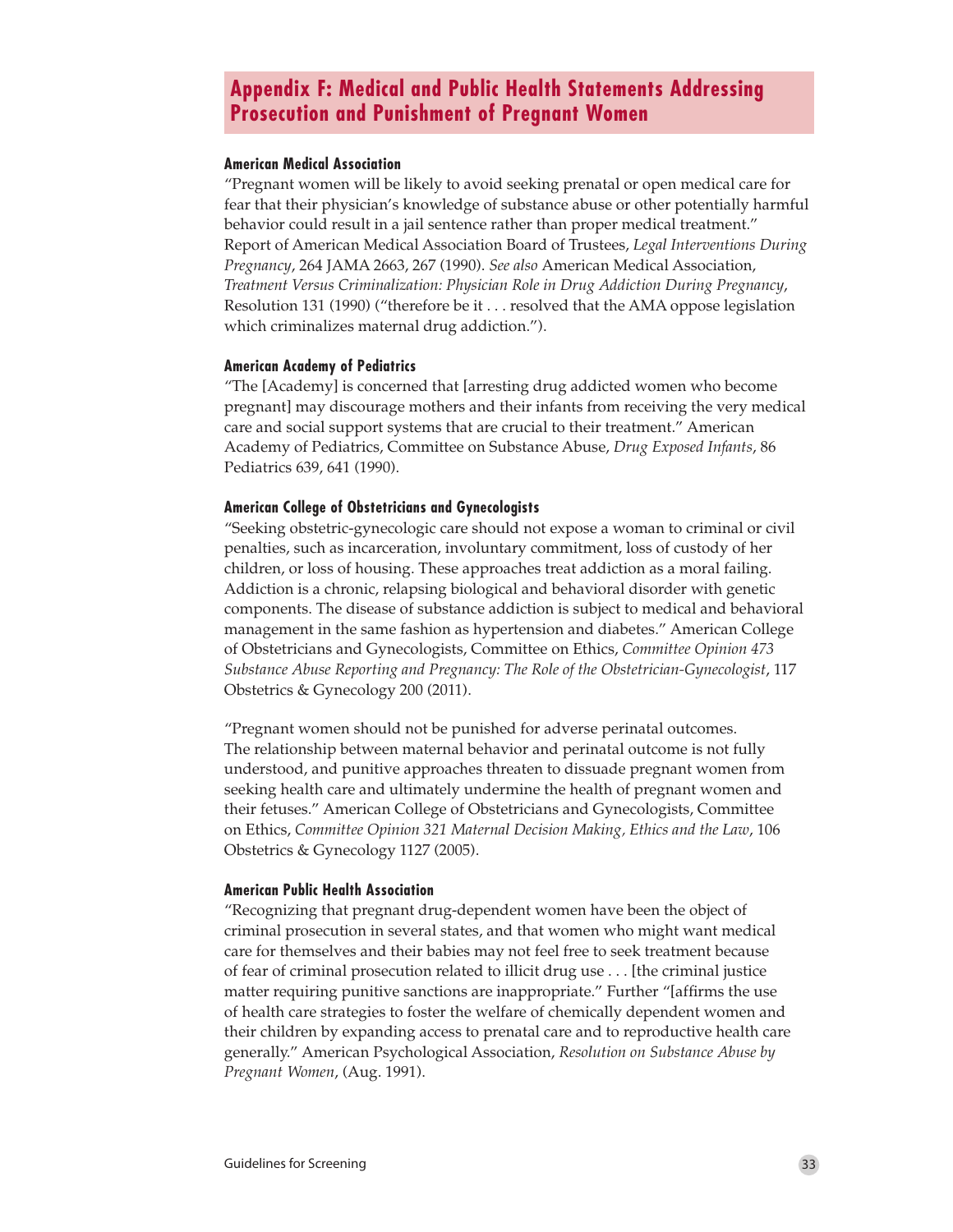## Appendix F: Medical and Public Health Statements Addressing Prosecution and Punishment of Pregnant Women

#### American Medical Association

"Pregnant women will be likely to avoid seeking prenatal or open medical care for fear that their physician's knowledge of substance abuse or other potentially harmful behavior could result in a jail sentence rather than proper medical treatment." Report of American Medical Association Board of Trustees, *Legal Interventions During Pregnancy*, 264 JAMA 2663, 267 (1990). *See also* American Medical Association, *Treatment Versus Criminalization: Physician Role in Drug Addiction During Pregnancy*, Resolution 131 (1990) ("therefore be it . . . resolved that the AMA oppose legislation which criminalizes maternal drug addiction.").

#### American Academy of Pediatrics

"The [Academy] is concerned that [arresting drug addicted women who become pregnant] may discourage mothers and their infants from receiving the very medical care and social support systems that are crucial to their treatment." American Academy of Pediatrics, Committee on Substance Abuse, *Drug Exposed Infants*, 86 Pediatrics 639, 641 (1990).

#### American College of Obstetricians and Gynecologists

"Seeking obstetric-gynecologic care should not expose a woman to criminal or civil penalties, such as incarceration, involuntary commitment, loss of custody of her children, or loss of housing. These approaches treat addiction as a moral failing. Addiction is a chronic, relapsing biological and behavioral disorder with genetic components. The disease of substance addiction is subject to medical and behavioral management in the same fashion as hypertension and diabetes." American College of Obstetricians and Gynecologists, Committee on Ethics, *Committee Opinion 473 Substance Abuse Reporting and Pregnancy: The Role of the Obstetrician-Gynecologist*, 117 Obstetrics & Gynecology 200 (2011).

"Pregnant women should not be punished for adverse perinatal outcomes. The relationship between maternal behavior and perinatal outcome is not fully understood, and punitive approaches threaten to dissuade pregnant women from seeking health care and ultimately undermine the health of pregnant women and their fetuses." American College of Obstetricians and Gynecologists, Committee on Ethics, *Committee Opinion 321 Maternal Decision Making, Ethics and the Law*, 106 Obstetrics & Gynecology 1127 (2005).

#### American Public Health Association

"Recognizing that pregnant drug-dependent women have been the object of criminal prosecution in several states, and that women who might want medical care for themselves and their babies may not feel free to seek treatment because of fear of criminal prosecution related to illicit drug use . . . [the criminal justice matter requiring punitive sanctions are inappropriate." Further "[affirms the use of health care strategies to foster the welfare of chemically dependent women and their children by expanding access to prenatal care and to reproductive health care generally." American Psychological Association, *Resolution on Substance Abuse by Pregnant Women*, (Aug. 1991).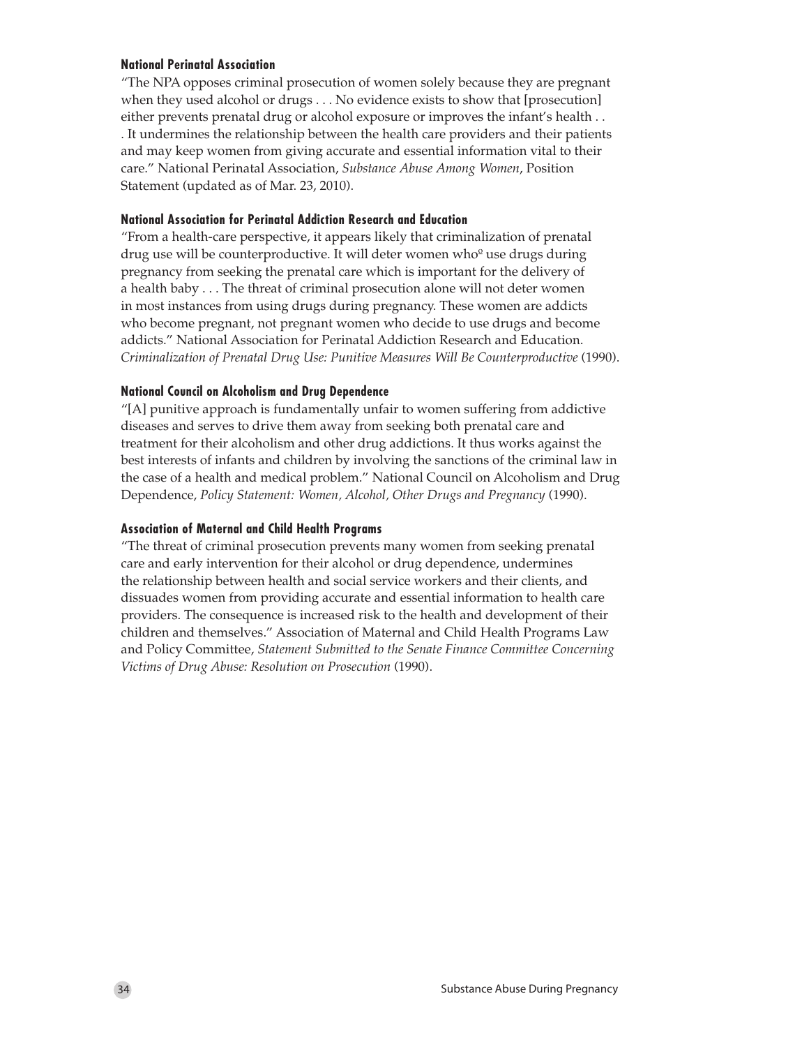**National Perinatal Association**

"The NPA opposes criminal prosecution of women solely because they are pregnant when they used alcohol or drugs . . . No evidence exists to show that [prosecution] either prevents prenatal drug or alcohol exposure or improves the infant's health . . . It undermines the relationship between the health care providers and their patients and may keep women from giving accurate and essential information vital to their care." National Perinatal Association, *Substance Abuse Among Women*, Position Statement (updated as of Mar. 23, 2010).

**National Association for Perinatal Addiction Research and Education**

"From a health-care perspective, it appears likely that criminalization of prenatal drug use will be counterproductive. It will deter women whoº use drugs during pregnancy from seeking the prenatal care which is important for the delivery of a health baby . . . The threat of criminal prosecution alone will not deter women in most instances from using drugs during pregnancy. These women are addicts who become pregnant, not pregnant women who decide to use drugs and become addicts." National Association for Perinatal Addiction Research and Education. *Criminalization of Prenatal Drug Use: Punitive Measures Will Be Counterproductive* (1990).

**National Council on Alcoholism and Drug Dependence**

"[A] punitive approach is fundamentally unfair to women suffering from addictive diseases and serves to drive them away from seeking both prenatal care and treatment for their alcoholism and other drug addictions. It thus works against the best interests of infants and children by involving the sanctions of the criminal law in the case of a health and medical problem." National Council on Alcoholism and Drug Dependence, *Policy Statement: Women, Alcohol, Other Drugs and Pregnancy* (1990).

**Association of Maternal and Child Health Programs**

"The threat of criminal prosecution prevents many women from seeking prenatal care and early intervention for their alcohol or drug dependence, undermines the relationship between health and social service workers and their clients, and dissuades women from providing accurate and essential information to health care providers. The consequence is increased risk to the health and development of their children and themselves." Association of Maternal and Child Health Programs Law and Policy Committee, *Statement Submitted to the Senate Finance Committee Concerning Victims of Drug Abuse: Resolution on Prosecution* (1990).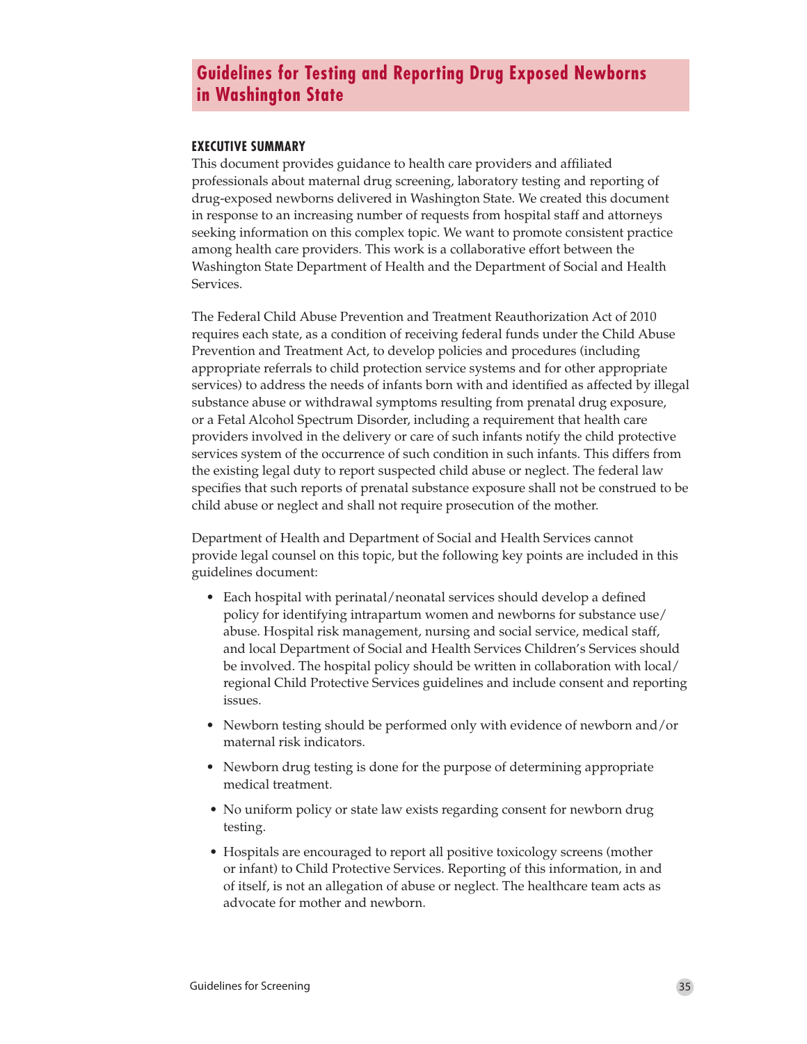# Guidelines for Testing and Reporting Drug Exposed Newborns in Washington State

## EXECUTIVE SUMMARY

This document provides guidance to health care providers and affiliated professionals about maternal drug screening, laboratory testing and reporting of drug-exposed newborns delivered in Washington State. We created this document in response to an increasing number of requests from hospital staff and attorneys seeking information on this complex topic. We want to promote consistent practice among health care providers. This work is a collaborative effort between the Washington State Department of Health and the Department of Social and Health Services.

The Federal Child Abuse Prevention and Treatment Reauthorization Act of 2010 requires each state, as a condition of receiving federal funds under the Child Abuse Prevention and Treatment Act, to develop policies and procedures (including appropriate referrals to child protection service systems and for other appropriate services) to address the needs of infants born with and identified as affected by illegal substance abuse or withdrawal symptoms resulting from prenatal drug exposure, or a Fetal Alcohol Spectrum Disorder, including a requirement that health care providers involved in the delivery or care of such infants notify the child protective services system of the occurrence of such condition in such infants. This differs from the existing legal duty to report suspected child abuse or neglect. The federal law specifies that such reports of prenatal substance exposure shall not be construed to be child abuse or neglect and shall not require prosecution of the mother.

Department of Health and Department of Social and Health Services cannot provide legal counsel on this topic, but the following key points are included in this guidelines document:

- Each hospital with perinatal/neonatal services should develop a defined policy for identifying intrapartum women and newborns for substance use/abuse. Hospital risk management, nursing and social service, medical staff, and local Department of Social and Health Services Children's Services should be involved. The hospital policy should be written in collaboration with local/regional Child Protective Services guidelines and include consent and reporting issues.
- Newborn testing should be performed only with evidence of newborn and/or maternal risk indicators.
- Newborn drug testing is done for the purpose of determining appropriate medical treatment.
- No uniform policy or state law exists regarding consent for newborn drug testing.
- Hospitals are encouraged to report all positive toxicology screens (mother or infant) to Child Protective Services. Reporting of this information, in and of itself, is not an allegation of abuse or neglect. The healthcare team acts as advocate for mother and newborn.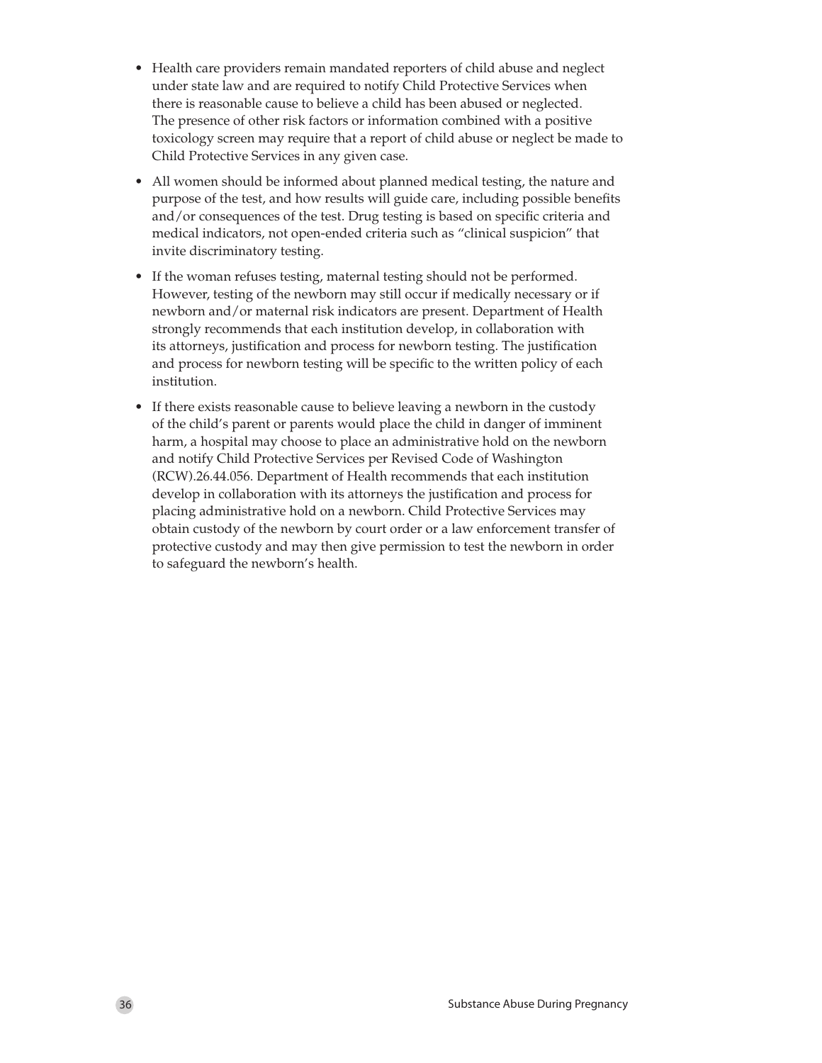- Health care providers remain mandated reporters of child abuse and neglect under state law and are required to notify Child Protective Services when there is reasonable cause to believe a child has been abused or neglected. The presence of other risk factors or information combined with a positive toxicology screen may require that a report of child abuse or neglect be made to Child Protective Services in any given case.
- All women should be informed about planned medical testing, the nature and purpose of the test, and how results will guide care, including possible benefits and/or consequences of the test. Drug testing is based on specific criteria and medical indicators, not open-ended criteria such as "clinical suspicion" that invite discriminatory testing.
- If the woman refuses testing, maternal testing should not be performed. However, testing of the newborn may still occur if medically necessary or if newborn and/or maternal risk indicators are present. Department of Health strongly recommends that each institution develop, in collaboration with its attorneys, justification and process for newborn testing. The justification and process for newborn testing will be specific to the written policy of each institution.
- If there exists reasonable cause to believe leaving a newborn in the custody of the child's parent or parents would place the child in danger of imminent harm, a hospital may choose to place an administrative hold on the newborn and notify Child Protective Services per Revised Code of Washington (RCW).26.44.056. Department of Health recommends that each institution develop in collaboration with its attorneys the justification and process for placing administrative hold on a newborn. Child Protective Services may obtain custody of the newborn by court order or a law enforcement transfer of protective custody and may then give permission to test the newborn in order to safeguard the newborn's health.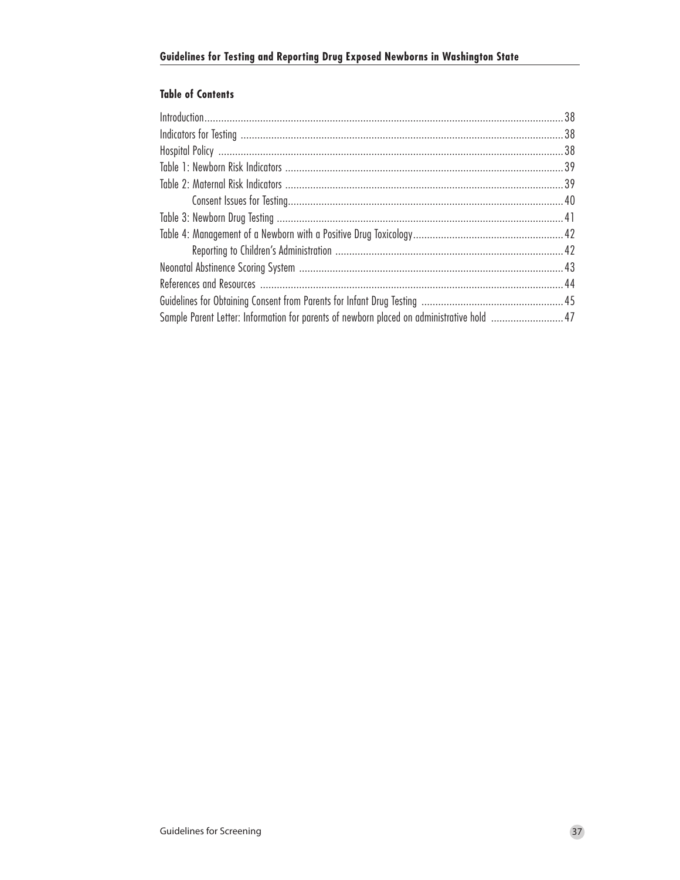## Guidelines for Testing and Reporting Drug Exposed Newborns in Washington State

### Table of Contents

| | |
|---|---|
| Introduction | 38 |
| Indicators for Testing | 38 |
| Hospital Policy | 38 |
| Table 1: Newborn Risk Indicators | 39 |
| Table 2: Maternal Risk Indicators | 39 |
| Consent Issues for Testing | 40 |
| Table 3: Newborn Drug Testing | 41 |
| Table 4: Management of a Newborn with a Positive Drug Toxicology | 42 |
| Reporting to Children's Administration | 42 |
| Neonatal Abstinence Scoring System | 43 |
| References and Resources | 44 |
| Guidelines for Obtaining Consent from Parents for Infant Drug Testing | 45 |
| Sample Parent Letter: Information for parents of newborn placed on administrative hold | 47 |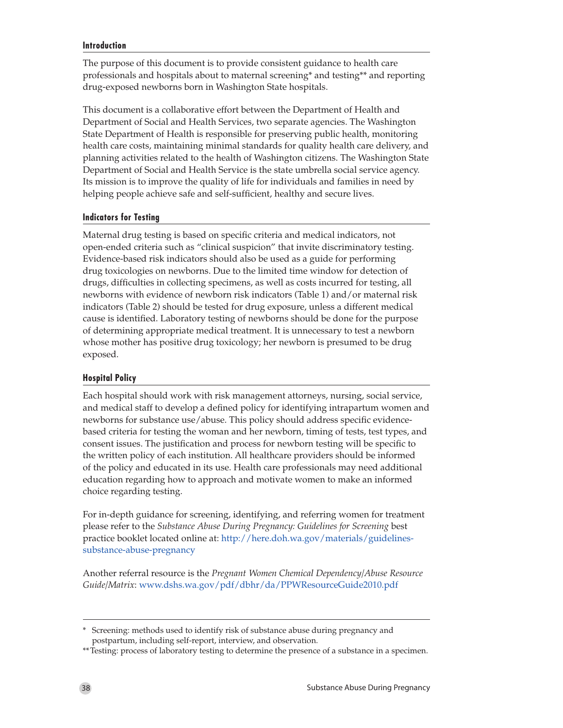## Introduction

The purpose of this document is to provide consistent guidance to health care professionals and hospitals about to maternal screening* and testing** and reporting drug-exposed newborns born in Washington State hospitals.

This document is a collaborative effort between the Department of Health and Department of Social and Health Services, two separate agencies. The Washington State Department of Health is responsible for preserving public health, monitoring health care costs, maintaining minimal standards for quality health care delivery, and planning activities related to the health of Washington citizens. The Washington State Department of Social and Health Service is the state umbrella social service agency. Its mission is to improve the quality of life for individuals and families in need by helping people achieve safe and self-sufficient, healthy and secure lives.

## Indicators for Testing

Maternal drug testing is based on specific criteria and medical indicators, not open-ended criteria such as "clinical suspicion" that invite discriminatory testing. Evidence-based risk indicators should also be used as a guide for performing drug toxicologies on newborns. Due to the limited time window for detection of drugs, difficulties in collecting specimens, as well as costs incurred for testing, all newborns with evidence of newborn risk indicators (Table 1) and/or maternal risk indicators (Table 2) should be tested for drug exposure, unless a different medical cause is identified. Laboratory testing of newborns should be done for the purpose of determining appropriate medical treatment. It is unnecessary to test a newborn whose mother has positive drug toxicology; her newborn is presumed to be drug exposed.

## Hospital Policy

Each hospital should work with risk management attorneys, nursing, social service, and medical staff to develop a defined policy for identifying intrapartum women and newborns for substance use/abuse. This policy should address specific evidence-based criteria for testing the woman and her newborn, timing of tests, test types, and consent issues. The justification and process for newborn testing will be specific to the written policy of each institution. All healthcare providers should be informed of the policy and educated in its use. Health care professionals may need additional education regarding how to approach and motivate women to make an informed choice regarding testing.

For in-depth guidance for screening, identifying, and referring women for treatment please refer to the *Substance Abuse During Pregnancy: Guidelines for Screening* best practice booklet located online at: http://here.doh.wa.gov/materials/guidelines-substance-abuse-pregnancy

Another referral resource is the *Pregnant Women Chemical Dependency/Abuse Resource Guide/Matrix*: www.dshs.wa.gov/pdf/dbhr/da/PPWResourceGuide2010.pdf

---

* Screening: methods used to identify risk of substance abuse during pregnancy and postpartum, including self-report, interview, and observation.

** Testing: process of laboratory testing to determine the presence of a substance in a specimen.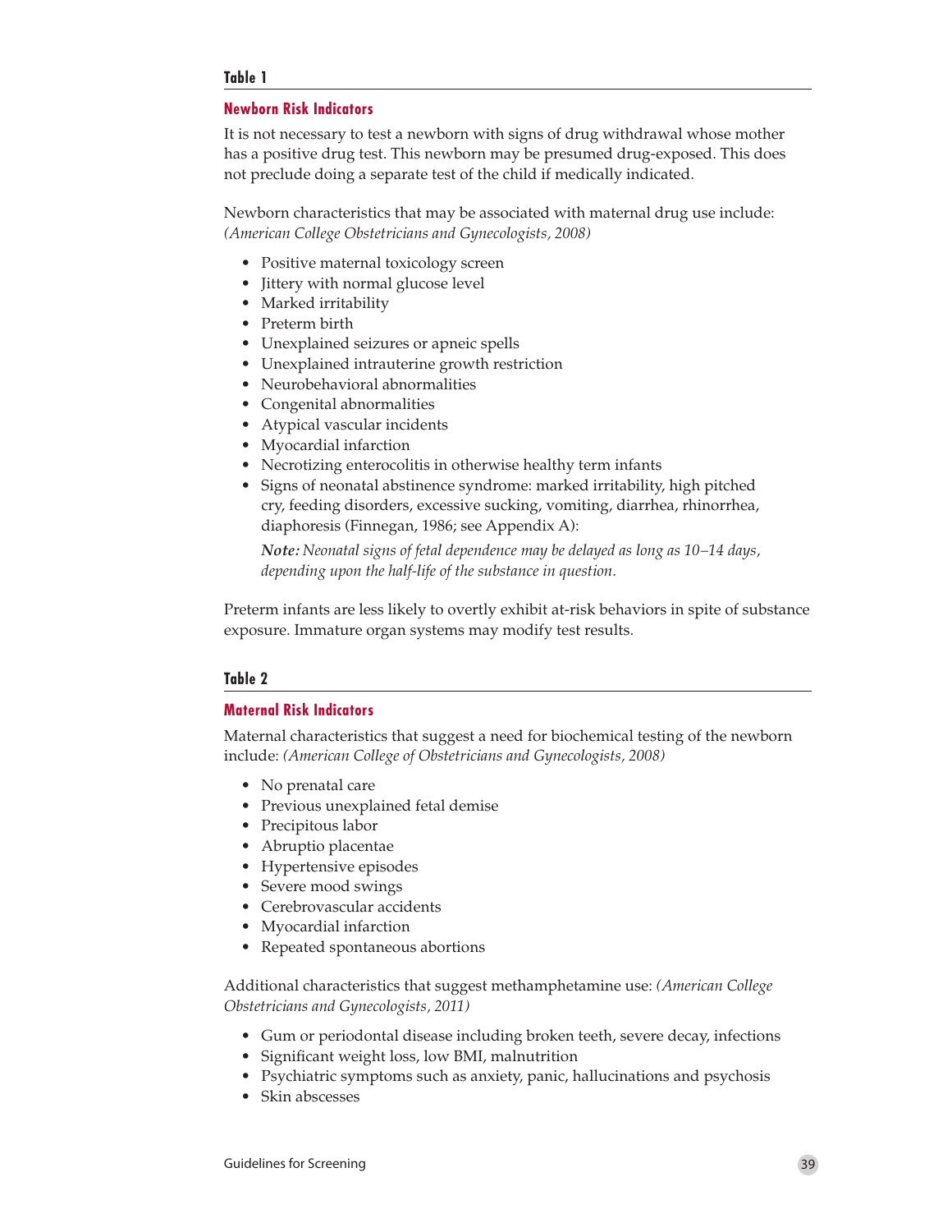### Table 1

#### Newborn Risk Indicators

It is not necessary to test a newborn with signs of drug withdrawal whose mother has a positive drug test. This newborn may be presumed drug-exposed. This does not preclude doing a separate test of the child if medically indicated.

Newborn characteristics that may be associated with maternal drug use include: *(American College Obstetricians and Gynecologists, 2008)*

- Positive maternal toxicology screen
- Jittery with normal glucose level
- Marked irritability
- Preterm birth
- Unexplained seizures or apneic spells
- Unexplained intrauterine growth restriction
- Neurobehavioral abnormalities
- Congenital abnormalities
- Atypical vascular incidents
- Myocardial infarction
- Necrotizing enterocolitis in otherwise healthy term infants
- Signs of neonatal abstinence syndrome: marked irritability, high pitched cry, feeding disorders, excessive sucking, vomiting, diarrhea, rhinorrhea, diaphoresis (Finnegan, 1986; see Appendix A):

  ***Note:*** *Neonatal signs of fetal dependence may be delayed as long as 10–14 days, depending upon the half-life of the substance in question.*

Preterm infants are less likely to overtly exhibit at-risk behaviors in spite of substance exposure. Immature organ systems may modify test results.

### Table 2

#### Maternal Risk Indicators

Maternal characteristics that suggest a need for biochemical testing of the newborn include: *(American College of Obstetricians and Gynecologists, 2008)*

- No prenatal care
- Previous unexplained fetal demise
- Precipitous labor
- Abruptio placentae
- Hypertensive episodes
- Severe mood swings
- Cerebrovascular accidents
- Myocardial infarction
- Repeated spontaneous abortions

Additional characteristics that suggest methamphetamine use: *(American College Obstetricians and Gynecologists, 2011)*

- Gum or periodontal disease including broken teeth, severe decay, infections
- Significant weight loss, low BMI, malnutrition
- Psychiatric symptoms such as anxiety, panic, hallucinations and psychosis
- Skin abscesses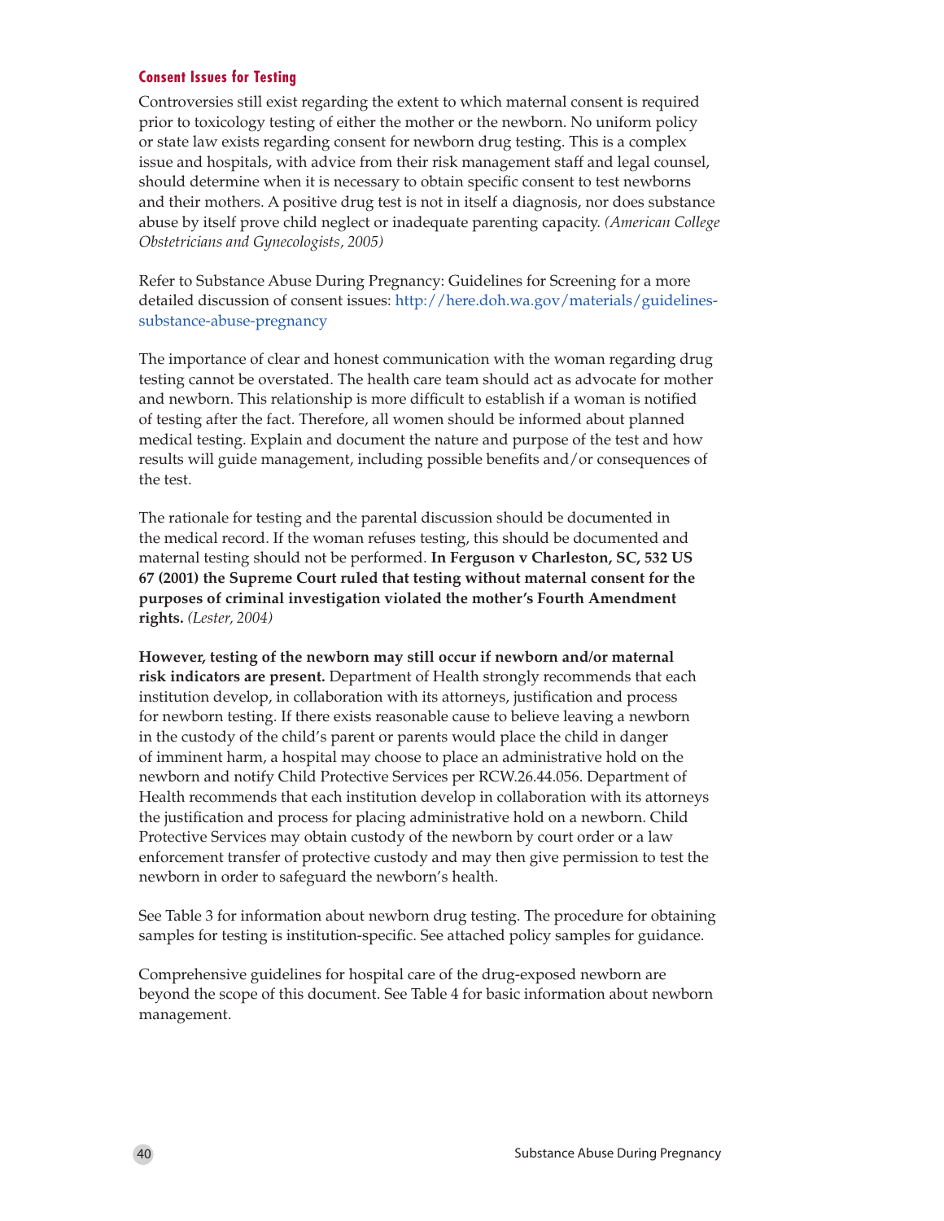### Consent Issues for Testing

Controversies still exist regarding the extent to which maternal consent is required prior to toxicology testing of either the mother or the newborn. No uniform policy or state law exists regarding consent for newborn drug testing. This is a complex issue and hospitals, with advice from their risk management staff and legal counsel, should determine when it is necessary to obtain specific consent to test newborns and their mothers. A positive drug test is not in itself a diagnosis, nor does substance abuse by itself prove child neglect or inadequate parenting capacity. *(American College Obstetricians and Gynecologists, 2005)*

Refer to Substance Abuse During Pregnancy: Guidelines for Screening for a more detailed discussion of consent issues: http://here.doh.wa.gov/materials/guidelines-substance-abuse-pregnancy

The importance of clear and honest communication with the woman regarding drug testing cannot be overstated. The health care team should act as advocate for mother and newborn. This relationship is more difficult to establish if a woman is notified of testing after the fact. Therefore, all women should be informed about planned medical testing. Explain and document the nature and purpose of the test and how results will guide management, including possible benefits and/or consequences of the test.

The rationale for testing and the parental discussion should be documented in the medical record. If the woman refuses testing, this should be documented and maternal testing should not be performed. **In Ferguson v Charleston, SC, 532 US 67 (2001) the Supreme Court ruled that testing without maternal consent for the purposes of criminal investigation violated the mother's Fourth Amendment rights.** *(Lester, 2004)*

**However, testing of the newborn may still occur if newborn and/or maternal risk indicators are present.** Department of Health strongly recommends that each institution develop, in collaboration with its attorneys, justification and process for newborn testing. If there exists reasonable cause to believe leaving a newborn in the custody of the child's parent or parents would place the child in danger of imminent harm, a hospital may choose to place an administrative hold on the newborn and notify Child Protective Services per RCW.26.44.056. Department of Health recommends that each institution develop in collaboration with its attorneys the justification and process for placing administrative hold on a newborn. Child Protective Services may obtain custody of the newborn by court order or a law enforcement transfer of protective custody and may then give permission to test the newborn in order to safeguard the newborn's health.

See Table 3 for information about newborn drug testing. The procedure for obtaining samples for testing is institution-specific. See attached policy samples for guidance.

Comprehensive guidelines for hospital care of the drug-exposed newborn are beyond the scope of this document. See Table 4 for basic information about newborn management.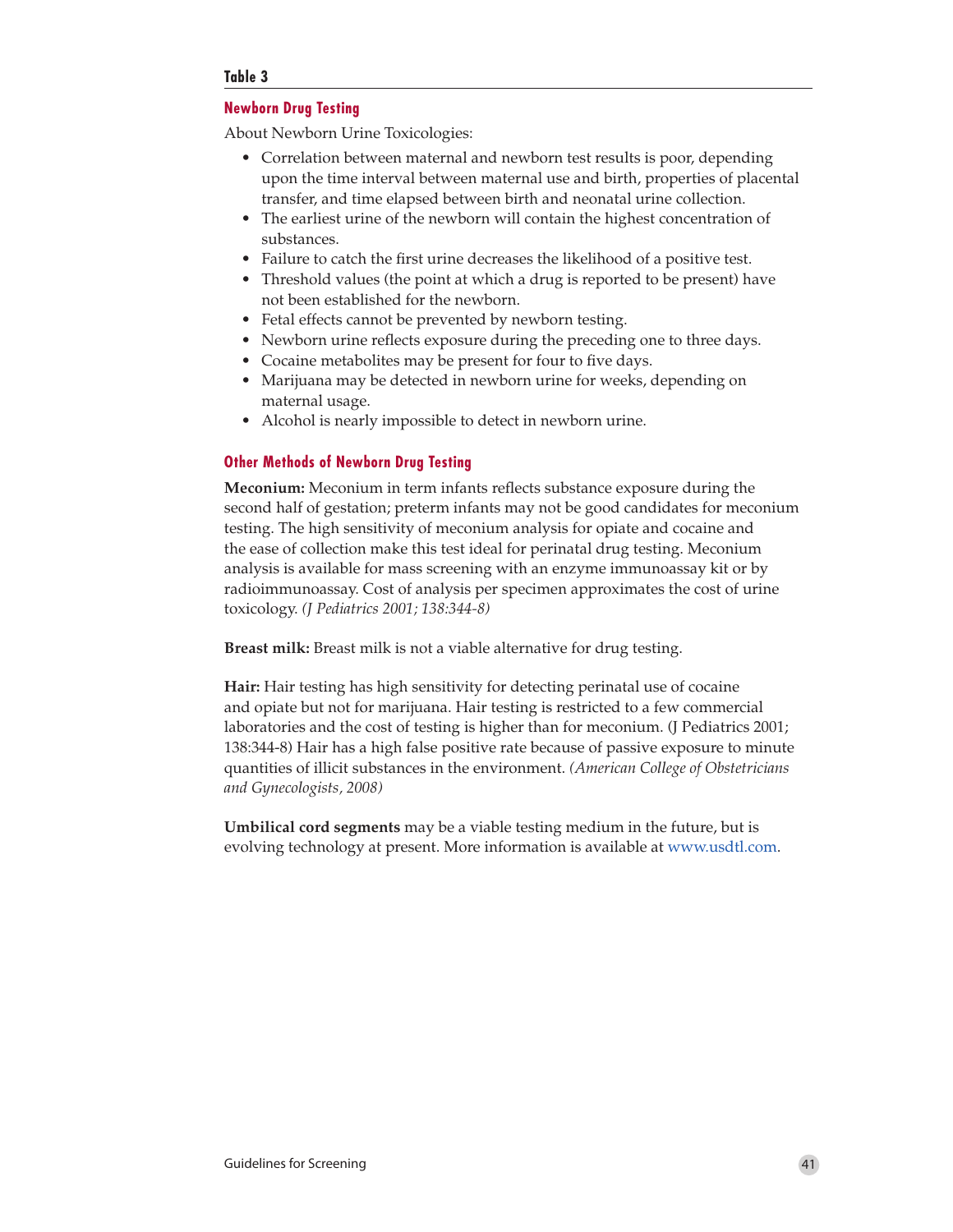**Table 3**

## Newborn Drug Testing

About Newborn Urine Toxicologies:

- Correlation between maternal and newborn test results is poor, depending upon the time interval between maternal use and birth, properties of placental transfer, and time elapsed between birth and neonatal urine collection.
- The earliest urine of the newborn will contain the highest concentration of substances.
- Failure to catch the first urine decreases the likelihood of a positive test.
- Threshold values (the point at which a drug is reported to be present) have not been established for the newborn.
- Fetal effects cannot be prevented by newborn testing.
- Newborn urine reflects exposure during the preceding one to three days.
- Cocaine metabolites may be present for four to five days.
- Marijuana may be detected in newborn urine for weeks, depending on maternal usage.
- Alcohol is nearly impossible to detect in newborn urine.

## Other Methods of Newborn Drug Testing

**Meconium:** Meconium in term infants reflects substance exposure during the second half of gestation; preterm infants may not be good candidates for meconium testing. The high sensitivity of meconium analysis for opiate and cocaine and the ease of collection make this test ideal for perinatal drug testing. Meconium analysis is available for mass screening with an enzyme immunoassay kit or by radioimmunoassay. Cost of analysis per specimen approximates the cost of urine toxicology. *(J Pediatrics 2001; 138:344-8)*

**Breast milk:** Breast milk is not a viable alternative for drug testing.

**Hair:** Hair testing has high sensitivity for detecting perinatal use of cocaine and opiate but not for marijuana. Hair testing is restricted to a few commercial laboratories and the cost of testing is higher than for meconium. (J Pediatrics 2001; 138:344-8) Hair has a high false positive rate because of passive exposure to minute quantities of illicit substances in the environment. *(American College of Obstetricians and Gynecologists, 2008)*

**Umbilical cord segments** may be a viable testing medium in the future, but is evolving technology at present. More information is available at www.usdtl.com.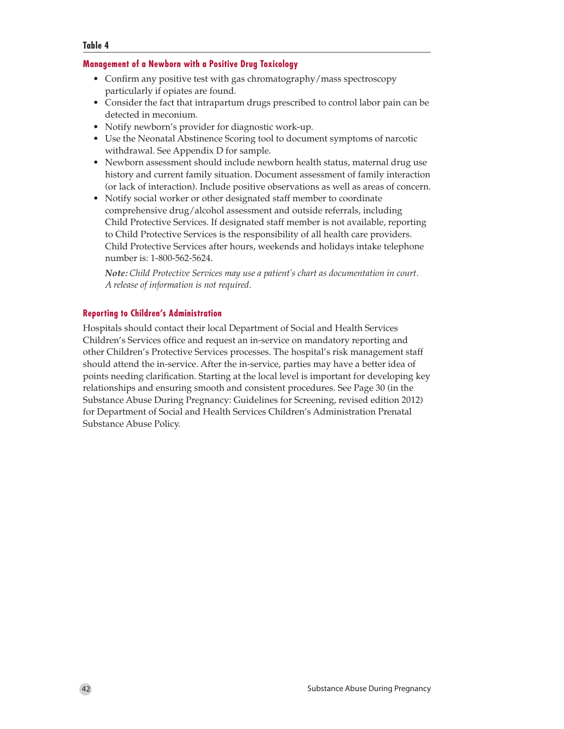**Table 4**

### Management of a Newborn with a Positive Drug Toxicology

- Confirm any positive test with gas chromatography/mass spectroscopy particularly if opiates are found.
- Consider the fact that intrapartum drugs prescribed to control labor pain can be detected in meconium.
- Notify newborn's provider for diagnostic work-up.
- Use the Neonatal Abstinence Scoring tool to document symptoms of narcotic withdrawal. See Appendix D for sample.
- Newborn assessment should include newborn health status, maternal drug use history and current family situation. Document assessment of family interaction (or lack of interaction). Include positive observations as well as areas of concern.
- Notify social worker or other designated staff member to coordinate comprehensive drug/alcohol assessment and outside referrals, including Child Protective Services. If designated staff member is not available, reporting to Child Protective Services is the responsibility of all health care providers. Child Protective Services after hours, weekends and holidays intake telephone number is: 1-800-562-5624.

  ***Note:*** *Child Protective Services may use a patient's chart as documentation in court. A release of information is not required.*

### Reporting to Children's Administration

Hospitals should contact their local Department of Social and Health Services Children's Services office and request an in-service on mandatory reporting and other Children's Protective Services processes. The hospital's risk management staff should attend the in-service. After the in-service, parties may have a better idea of points needing clarification. Starting at the local level is important for developing key relationships and ensuring smooth and consistent procedures. See Page 30 (in the Substance Abuse During Pregnancy: Guidelines for Screening, revised edition 2012) for Department of Social and Health Services Children's Administration Prenatal Substance Abuse Policy.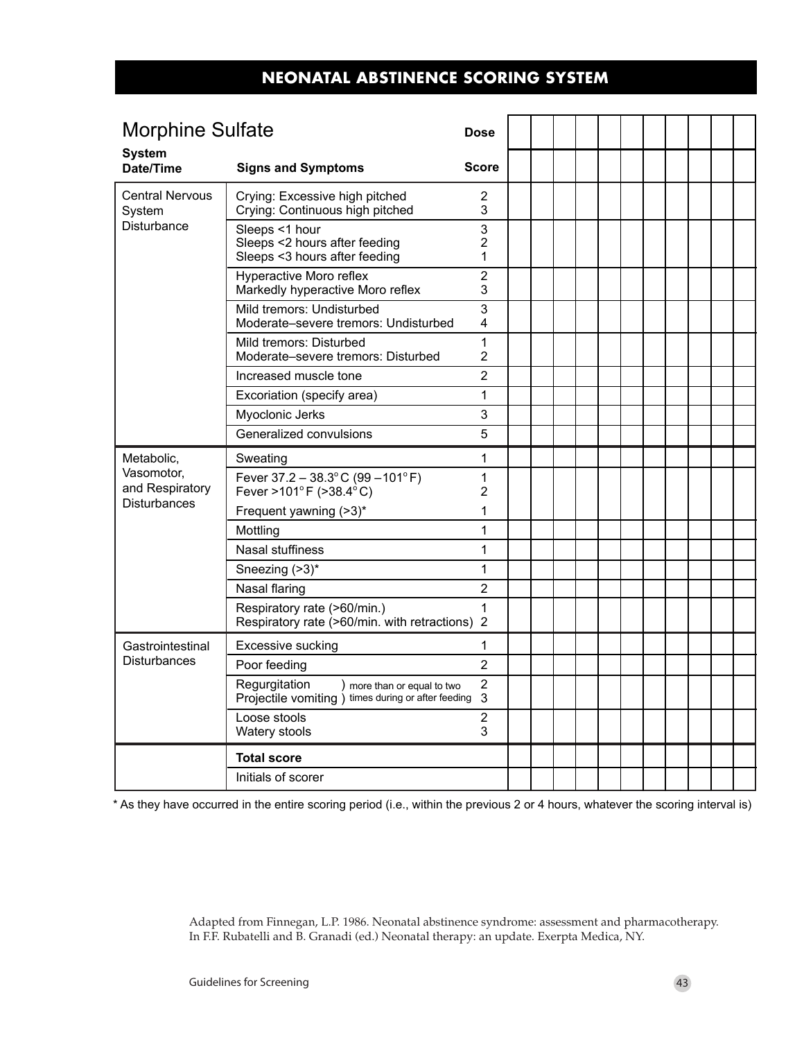## NEONATAL ABSTINENCE SCORING SYSTEM

| Morphine Sulfate | | Dose | | | | | | | | | | | |
|---|---|---|---|---|---|---|---|---|---|---|---|---|---|
| **System Date/Time** | **Signs and Symptoms** | **Score** | | | | | | | | | | | |
| Central Nervous System Disturbance | Crying: Excessive high pitched<br>Crying: Continuous high pitched | 2<br>3 | | | | | | | | | | | |
| | Sleeps <1 hour<br>Sleeps <2 hours after feeding<br>Sleeps <3 hours after feeding | 3<br>2<br>1 | | | | | | | | | | | |
| | Hyperactive Moro reflex<br>Markedly hyperactive Moro reflex | 2<br>3 | | | | | | | | | | | |
| | Mild tremors: Undisturbed<br>Moderate–severe tremors: Undisturbed | 3<br>4 | | | | | | | | | | | |
| | Mild tremors: Disturbed<br>Moderate–severe tremors: Disturbed | 1<br>2 | | | | | | | | | | | |
| | Increased muscle tone | 2 | | | | | | | | | | | |
| | Excoriation (specify area) | 1 | | | | | | | | | | | |
| | Myoclonic Jerks | 3 | | | | | | | | | | | |
| | Generalized convulsions | 5 | | | | | | | | | | | |
| Metabolic, Vasomotor, and Respiratory Disturbances | Sweating | 1 | | | | | | | | | | | |
| | Fever 37.2 – 38.3°C (99 –101°F)<br>Fever >101°F (>38.4°C) | 1<br>2 | | | | | | | | | | | |
| | Frequent yawning (>3)* | 1 | | | | | | | | | | | |
| | Mottling | 1 | | | | | | | | | | | |
| | Nasal stuffiness | 1 | | | | | | | | | | | |
| | Sneezing (>3)* | 1 | | | | | | | | | | | |
| | Nasal flaring | 2 | | | | | | | | | | | |
| | Respiratory rate (>60/min.)<br>Respiratory rate (>60/min. with retractions) | 1<br>2 | | | | | | | | | | | |
| Gastrointestinal Disturbances | Excessive sucking | 1 | | | | | | | | | | | |
| | Poor feeding | 2 | | | | | | | | | | | |
| | Regurgitation ) more than or equal to two<br>Projectile vomiting ) times during or after feeding | 2<br>3 | | | | | | | | | | | |
| | Loose stools<br>Watery stools | 2<br>3 | | | | | | | | | | | |
| | **Total score** | | | | | | | | | | | | |
| | Initials of scorer | | | | | | | | | | | | |

* As they have occurred in the entire scoring period (i.e., within the previous 2 or 4 hours, whatever the scoring interval is)

Adapted from Finnegan, L.P. 1986. Neonatal abstinence syndrome: assessment and pharmacotherapy. In F.F. Rubatelli and B. Granadi (ed.) Neonatal therapy: an update. Exerpta Medica, NY.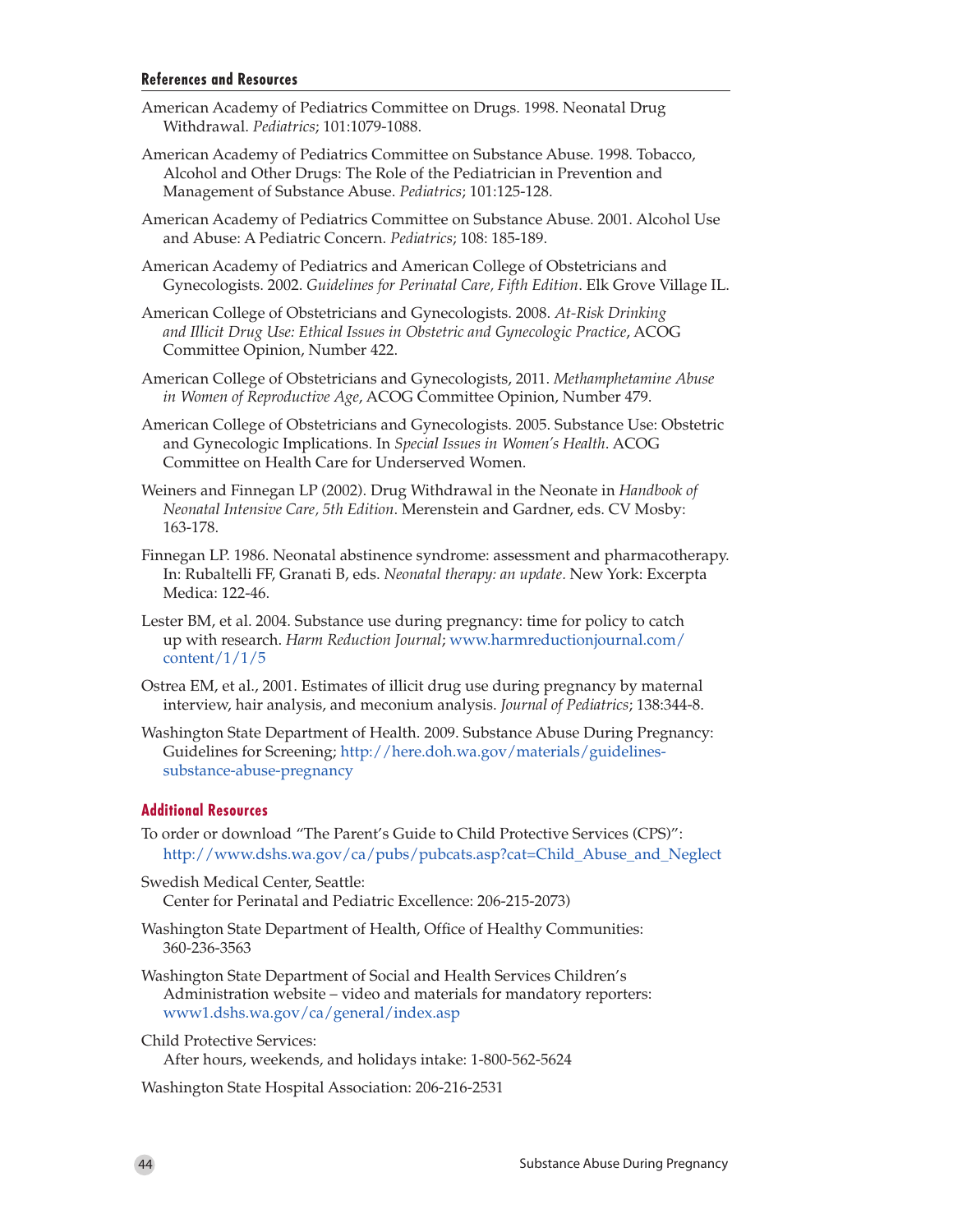## References and Resources

American Academy of Pediatrics Committee on Drugs. 1998. Neonatal Drug Withdrawal. *Pediatrics*; 101:1079-1088.

American Academy of Pediatrics Committee on Substance Abuse. 1998. Tobacco, Alcohol and Other Drugs: The Role of the Pediatrician in Prevention and Management of Substance Abuse. *Pediatrics*; 101:125-128.

American Academy of Pediatrics Committee on Substance Abuse. 2001. Alcohol Use and Abuse: A Pediatric Concern. *Pediatrics*; 108: 185-189.

American Academy of Pediatrics and American College of Obstetricians and Gynecologists. 2002. *Guidelines for Perinatal Care, Fifth Edition*. Elk Grove Village IL.

American College of Obstetricians and Gynecologists. 2008. *At-Risk Drinking and Illicit Drug Use: Ethical Issues in Obstetric and Gynecologic Practice*, ACOG Committee Opinion, Number 422.

American College of Obstetricians and Gynecologists, 2011. *Methamphetamine Abuse in Women of Reproductive Age*, ACOG Committee Opinion, Number 479.

American College of Obstetricians and Gynecologists. 2005. Substance Use: Obstetric and Gynecologic Implications. In *Special Issues in Women's Health*. ACOG Committee on Health Care for Underserved Women.

Weiners and Finnegan LP (2002). Drug Withdrawal in the Neonate in *Handbook of Neonatal Intensive Care, 5th Edition*. Merenstein and Gardner, eds. CV Mosby: 163-178.

Finnegan LP. 1986. Neonatal abstinence syndrome: assessment and pharmacotherapy. In: Rubaltelli FF, Granati B, eds. *Neonatal therapy: an update*. New York: Excerpta Medica: 122-46.

Lester BM, et al. 2004. Substance use during pregnancy: time for policy to catch up with research. *Harm Reduction Journal*; www.harmreductionjournal.com/content/1/1/5

Ostrea EM, et al., 2001. Estimates of illicit drug use during pregnancy by maternal interview, hair analysis, and meconium analysis. *Journal of Pediatrics*; 138:344-8.

Washington State Department of Health. 2009. Substance Abuse During Pregnancy: Guidelines for Screening; http://here.doh.wa.gov/materials/guidelines-substance-abuse-pregnancy

### Additional Resources

To order or download "The Parent's Guide to Child Protective Services (CPS)":
http://www.dshs.wa.gov/ca/pubs/pubcats.asp?cat=Child_Abuse_and_Neglect

Swedish Medical Center, Seattle:
Center for Perinatal and Pediatric Excellence: 206-215-2073)

Washington State Department of Health, Office of Healthy Communities:
360-236-3563

Washington State Department of Social and Health Services Children's Administration website – video and materials for mandatory reporters:
www1.dshs.wa.gov/ca/general/index.asp

Child Protective Services:
After hours, weekends, and holidays intake: 1-800-562-5624

Washington State Hospital Association: 206-216-2531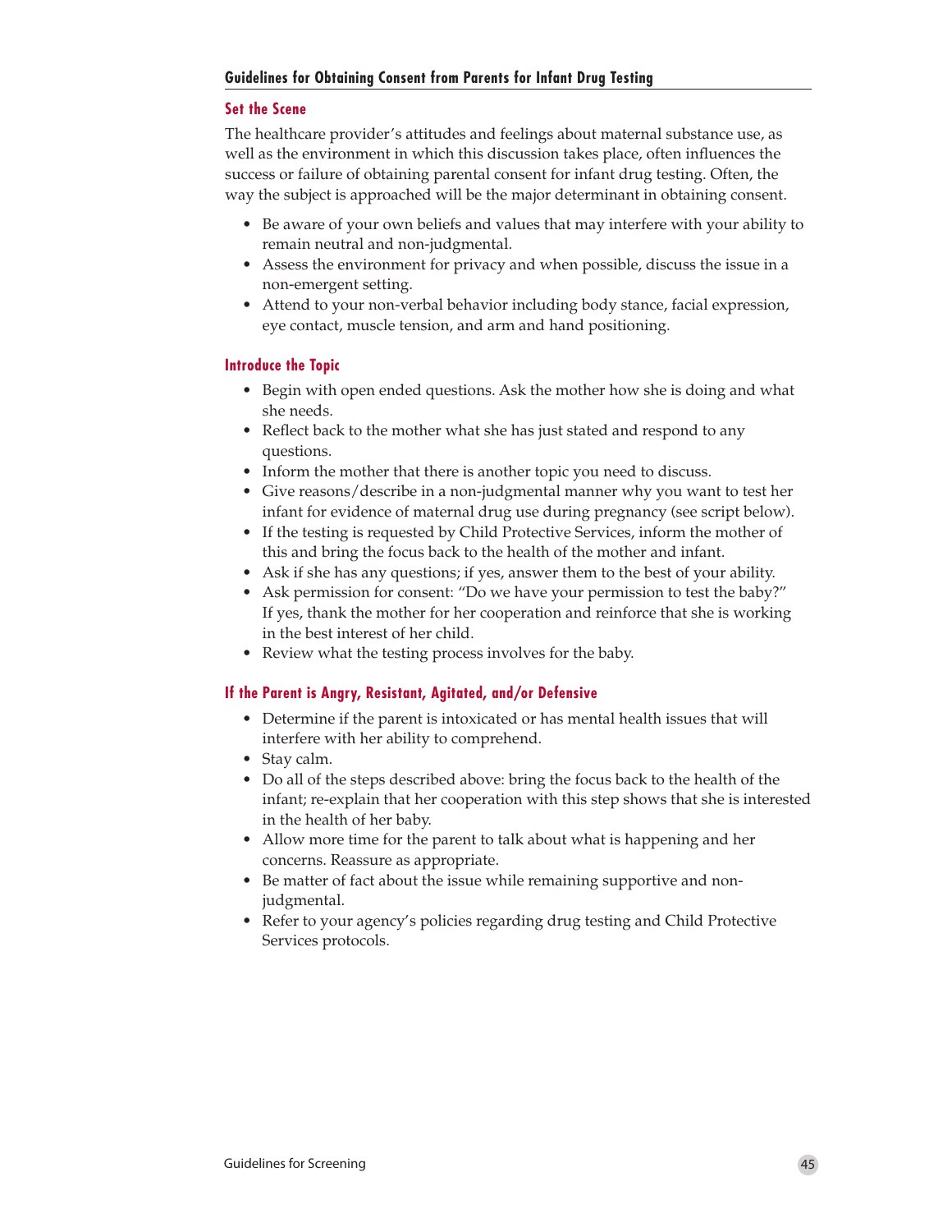## Guidelines for Obtaining Consent from Parents for Infant Drug Testing

### Set the Scene

The healthcare provider's attitudes and feelings about maternal substance use, as well as the environment in which this discussion takes place, often influences the success or failure of obtaining parental consent for infant drug testing. Often, the way the subject is approached will be the major determinant in obtaining consent.

- Be aware of your own beliefs and values that may interfere with your ability to remain neutral and non-judgmental.
- Assess the environment for privacy and when possible, discuss the issue in a non-emergent setting.
- Attend to your non-verbal behavior including body stance, facial expression, eye contact, muscle tension, and arm and hand positioning.

### Introduce the Topic

- Begin with open ended questions. Ask the mother how she is doing and what she needs.
- Reflect back to the mother what she has just stated and respond to any questions.
- Inform the mother that there is another topic you need to discuss.
- Give reasons/describe in a non-judgmental manner why you want to test her infant for evidence of maternal drug use during pregnancy (see script below).
- If the testing is requested by Child Protective Services, inform the mother of this and bring the focus back to the health of the mother and infant.
- Ask if she has any questions; if yes, answer them to the best of your ability.
- Ask permission for consent: "Do we have your permission to test the baby?" If yes, thank the mother for her cooperation and reinforce that she is working in the best interest of her child.
- Review what the testing process involves for the baby.

### If the Parent is Angry, Resistant, Agitated, and/or Defensive

- Determine if the parent is intoxicated or has mental health issues that will interfere with her ability to comprehend.
- Stay calm.
- Do all of the steps described above: bring the focus back to the health of the infant; re-explain that her cooperation with this step shows that she is interested in the health of her baby.
- Allow more time for the parent to talk about what is happening and her concerns. Reassure as appropriate.
- Be matter of fact about the issue while remaining supportive and non-judgmental.
- Refer to your agency's policies regarding drug testing and Child Protective Services protocols.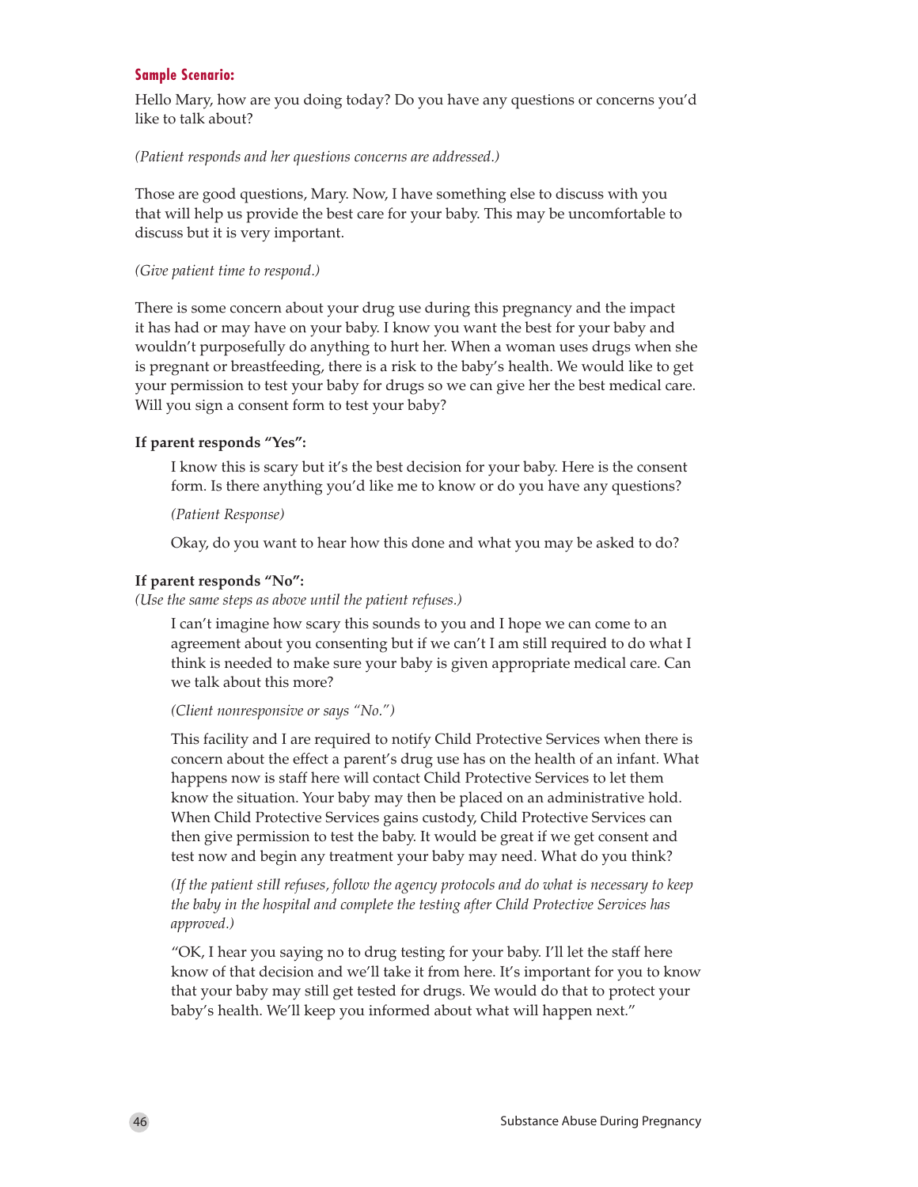**Sample Scenario:**

Hello Mary, how are you doing today? Do you have any questions or concerns you'd like to talk about?

*(Patient responds and her questions concerns are addressed.)*

Those are good questions, Mary. Now, I have something else to discuss with you that will help us provide the best care for your baby. This may be uncomfortable to discuss but it is very important.

*(Give patient time to respond.)*

There is some concern about your drug use during this pregnancy and the impact it has had or may have on your baby. I know you want the best for your baby and wouldn't purposefully do anything to hurt her. When a woman uses drugs when she is pregnant or breastfeeding, there is a risk to the baby's health. We would like to get your permission to test your baby for drugs so we can give her the best medical care. Will you sign a consent form to test your baby?

**If parent responds "Yes":**

> I know this is scary but it's the best decision for your baby. Here is the consent form. Is there anything you'd like me to know or do you have any questions?
>
> *(Patient Response)*
>
> Okay, do you want to hear how this done and what you may be asked to do?

**If parent responds "No":**
*(Use the same steps as above until the patient refuses.)*

> I can't imagine how scary this sounds to you and I hope we can come to an agreement about you consenting but if we can't I am still required to do what I think is needed to make sure your baby is given appropriate medical care. Can we talk about this more?
>
> *(Client nonresponsive or says "No.")*
>
> This facility and I are required to notify Child Protective Services when there is concern about the effect a parent's drug use has on the health of an infant. What happens now is staff here will contact Child Protective Services to let them know the situation. Your baby may then be placed on an administrative hold. When Child Protective Services gains custody, Child Protective Services can then give permission to test the baby. It would be great if we get consent and test now and begin any treatment your baby may need. What do you think?
>
> *(If the patient still refuses, follow the agency protocols and do what is necessary to keep the baby in the hospital and complete the testing after Child Protective Services has approved.)*
>
> "OK, I hear you saying no to drug testing for your baby. I'll let the staff here know of that decision and we'll take it from here. It's important for you to know that your baby may still get tested for drugs. We would do that to protect your baby's health. We'll keep you informed about what will happen next."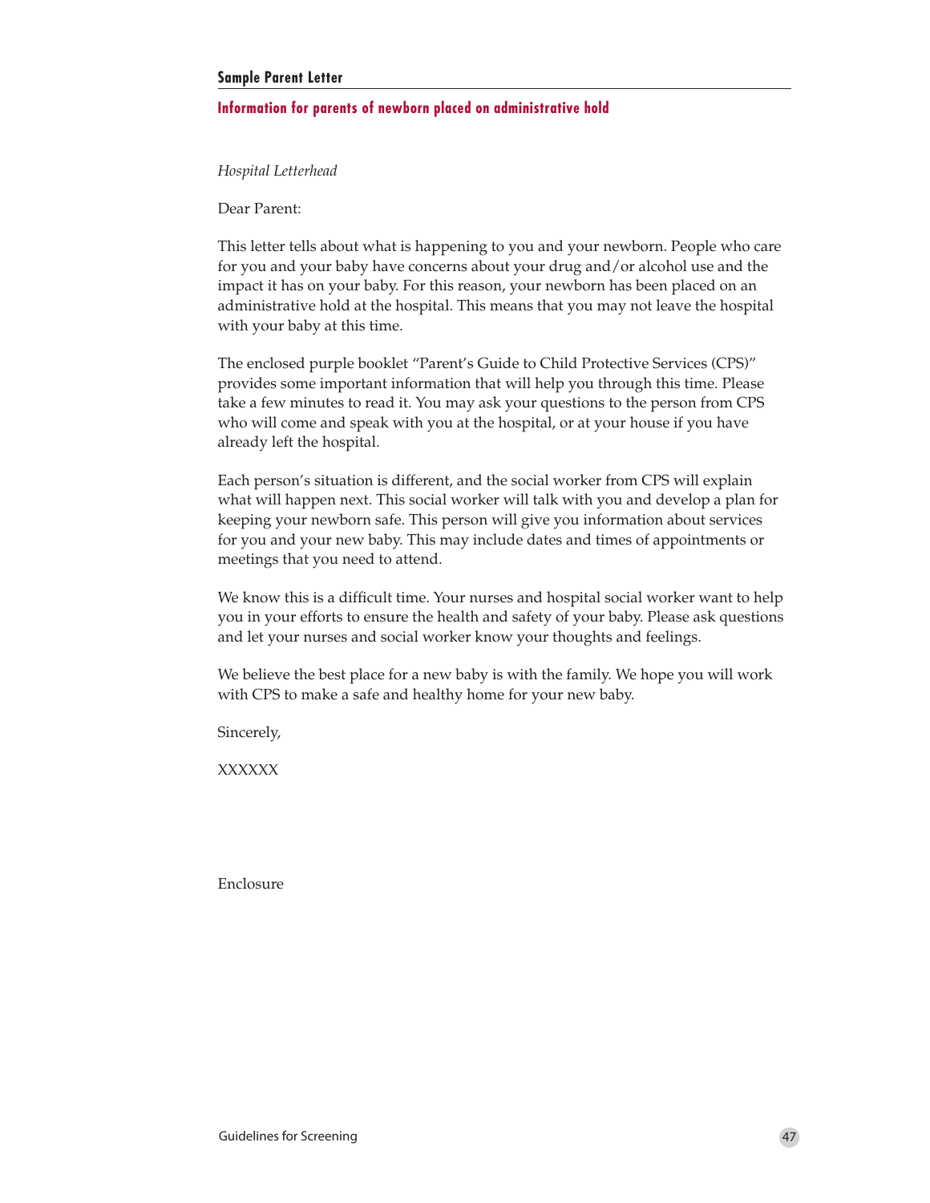**Sample Parent Letter**

**Information for parents of newborn placed on administrative hold**

*Hospital Letterhead*

Dear Parent:

This letter tells about what is happening to you and your newborn. People who care for you and your baby have concerns about your drug and/or alcohol use and the impact it has on your baby. For this reason, your newborn has been placed on an administrative hold at the hospital. This means that you may not leave the hospital with your baby at this time.

The enclosed purple booklet "Parent's Guide to Child Protective Services (CPS)" provides some important information that will help you through this time. Please take a few minutes to read it. You may ask your questions to the person from CPS who will come and speak with you at the hospital, or at your house if you have already left the hospital.

Each person's situation is different, and the social worker from CPS will explain what will happen next. This social worker will talk with you and develop a plan for keeping your newborn safe. This person will give you information about services for you and your new baby. This may include dates and times of appointments or meetings that you need to attend.

We know this is a difficult time. Your nurses and hospital social worker want to help you in your efforts to ensure the health and safety of your baby. Please ask questions and let your nurses and social worker know your thoughts and feelings.

We believe the best place for a new baby is with the family. We hope you will work with CPS to make a safe and healthy home for your new baby.

Sincerely,

XXXXXX

Enclosure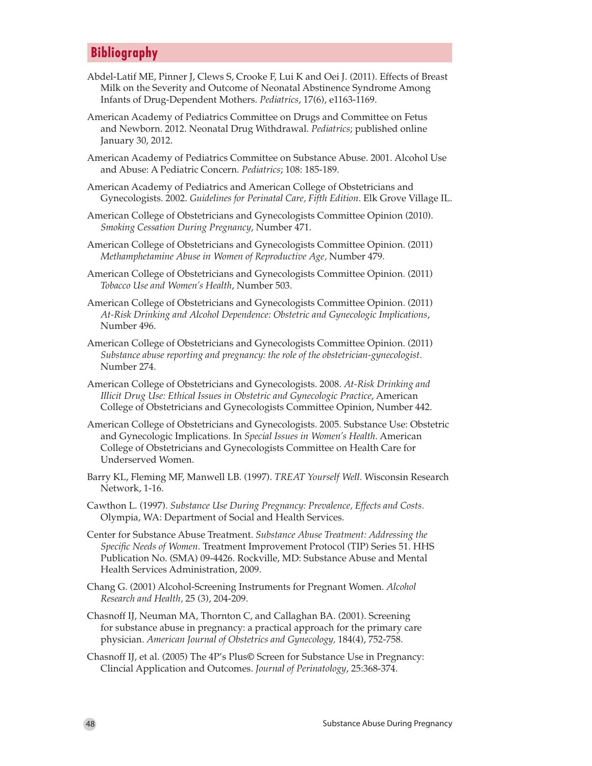## Bibliography

Abdel-Latif ME, Pinner J, Clews S, Crooke F, Lui K and Oei J. (2011). Effects of Breast Milk on the Severity and Outcome of Neonatal Abstinence Syndrome Among Infants of Drug-Dependent Mothers. *Pediatrics*, 17(6), e1163-1169.

American Academy of Pediatrics Committee on Drugs and Committee on Fetus and Newborn. 2012. Neonatal Drug Withdrawal. *Pediatrics*; published online January 30, 2012.

American Academy of Pediatrics Committee on Substance Abuse. 2001. Alcohol Use and Abuse: A Pediatric Concern. *Pediatrics*; 108: 185-189.

American Academy of Pediatrics and American College of Obstetricians and Gynecologists. 2002. *Guidelines for Perinatal Care, Fifth Edition*. Elk Grove Village IL.

American College of Obstetricians and Gynecologists Committee Opinion (2010). *Smoking Cessation During Pregnancy*, Number 471.

American College of Obstetricians and Gynecologists Committee Opinion. (2011) *Methamphetamine Abuse in Women of Reproductive Age,* Number 479.

American College of Obstetricians and Gynecologists Committee Opinion. (2011) *Tobacco Use and Women's Health*, Number 503.

American College of Obstetricians and Gynecologists Committee Opinion. (2011) *At-Risk Drinking and Alcohol Dependence: Obstetric and Gynecologic Implications*, Number 496.

American College of Obstetricians and Gynecologists Committee Opinion. (2011) *Substance abuse reporting and pregnancy: the role of the obstetrician-gynecologist.* Number 274.

American College of Obstetricians and Gynecologists. 2008. *At-Risk Drinking and Illicit Drug Use: Ethical Issues in Obstetric and Gynecologic Practice*, American College of Obstetricians and Gynecologists Committee Opinion, Number 442.

American College of Obstetricians and Gynecologists. 2005. Substance Use: Obstetric and Gynecologic Implications. In *Special Issues in Women's Health*. American College of Obstetricians and Gynecologists Committee on Health Care for Underserved Women.

Barry KL, Fleming MF, Manwell LB. (1997). *TREAT Yourself Well.* Wisconsin Research Network, 1-16.

Cawthon L. (1997). *Substance Use During Pregnancy: Prevalence, Effects and Costs.* Olympia, WA: Department of Social and Health Services.

Center for Substance Abuse Treatment. *Substance Abuse Treatment: Addressing the Specific Needs of Women.* Treatment Improvement Protocol (TIP) Series 51. HHS Publication No. (SMA) 09-4426. Rockville, MD: Substance Abuse and Mental Health Services Administration, 2009.

Chang G. (2001) Alcohol-Screening Instruments for Pregnant Women. *Alcohol Research and Health,* 25 (3), 204-209.

Chasnoff IJ, Neuman MA, Thornton C, and Callaghan BA. (2001). Screening for substance abuse in pregnancy: a practical approach for the primary care physician. *American Journal of Obstetrics and Gynecology,* 184(4), 752-758.

Chasnoff IJ, et al. (2005) The 4P's Plus© Screen for Substance Use in Pregnancy: Clincial Application and Outcomes. *Journal of Perinatology*, 25:368-374.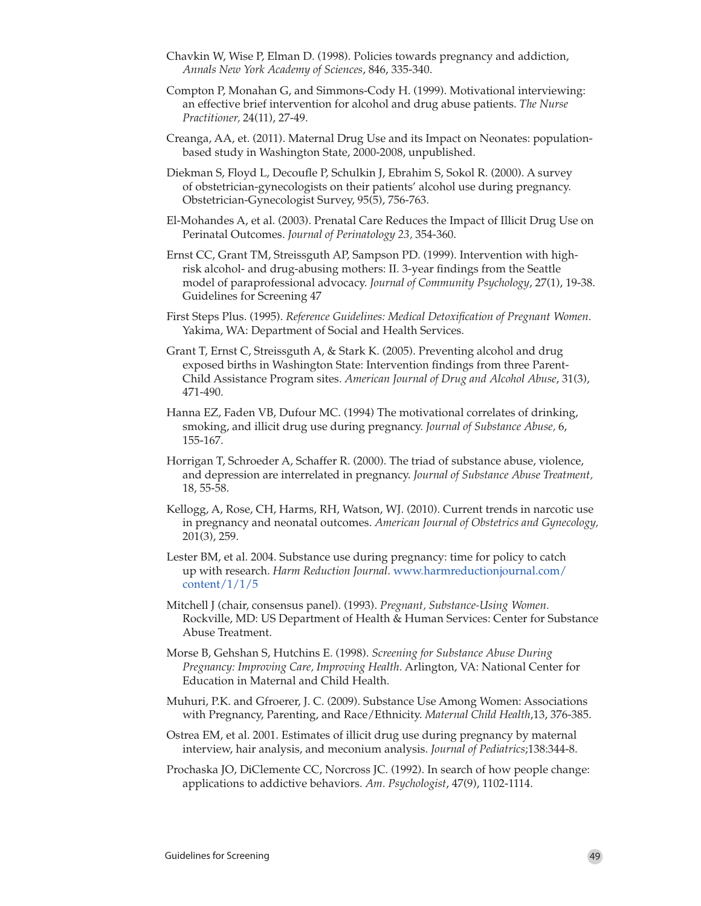Chavkin W, Wise P, Elman D. (1998). Policies towards pregnancy and addiction, *Annals New York Academy of Sciences*, 846, 335-340.

Compton P, Monahan G, and Simmons-Cody H. (1999). Motivational interviewing: an effective brief intervention for alcohol and drug abuse patients. *The Nurse Practitioner,* 24(11), 27-49.

Creanga, AA, et. (2011). Maternal Drug Use and its Impact on Neonates: population-based study in Washington State, 2000-2008, unpublished.

Diekman S, Floyd L, Decoufle P, Schulkin J, Ebrahim S, Sokol R. (2000). A survey of obstetrician-gynecologists on their patients' alcohol use during pregnancy. Obstetrician-Gynecologist Survey, 95(5), 756-763.

El-Mohandes A, et al. (2003). Prenatal Care Reduces the Impact of Illicit Drug Use on Perinatal Outcomes. *Journal of Perinatology 23,* 354-360.

Ernst CC, Grant TM, Streissguth AP, Sampson PD. (1999). Intervention with high-risk alcohol- and drug-abusing mothers: II. 3-year findings from the Seattle model of paraprofessional advocacy. *Journal of Community Psychology*, 27(1), 19-38. Guidelines for Screening 47

First Steps Plus. (1995). *Reference Guidelines: Medical Detoxification of Pregnant Women.* Yakima, WA: Department of Social and Health Services.

Grant T, Ernst C, Streissguth A, & Stark K. (2005). Preventing alcohol and drug exposed births in Washington State: Intervention findings from three Parent-Child Assistance Program sites. *American Journal of Drug and Alcohol Abuse*, 31(3), 471-490.

Hanna EZ, Faden VB, Dufour MC. (1994) The motivational correlates of drinking, smoking, and illicit drug use during pregnancy. *Journal of Substance Abuse,* 6, 155-167.

Horrigan T, Schroeder A, Schaffer R. (2000). The triad of substance abuse, violence, and depression are interrelated in pregnancy. *Journal of Substance Abuse Treatment,* 18, 55-58.

Kellogg, A, Rose, CH, Harms, RH, Watson, WJ. (2010). Current trends in narcotic use in pregnancy and neonatal outcomes. *American Journal of Obstetrics and Gynecology,* 201(3), 259.

Lester BM, et al. 2004. Substance use during pregnancy: time for policy to catch up with research. *Harm Reduction Journal.* www.harmreductionjournal.com/content/1/1/5

Mitchell J (chair, consensus panel). (1993). *Pregnant, Substance-Using Women.* Rockville, MD: US Department of Health & Human Services: Center for Substance Abuse Treatment.

Morse B, Gehshan S, Hutchins E. (1998). *Screening for Substance Abuse During Pregnancy: Improving Care, Improving Health.* Arlington, VA: National Center for Education in Maternal and Child Health.

Muhuri, P.K. and Gfroerer, J. C. (2009). Substance Use Among Women: Associations with Pregnancy, Parenting, and Race/Ethnicity. *Maternal Child Health*,13, 376-385.

Ostrea EM, et al. 2001. Estimates of illicit drug use during pregnancy by maternal interview, hair analysis, and meconium analysis. *Journal of Pediatrics*;138:344-8.

Prochaska JO, DiClemente CC, Norcross JC. (1992). In search of how people change: applications to addictive behaviors. *Am. Psychologist*, 47(9), 1102-1114.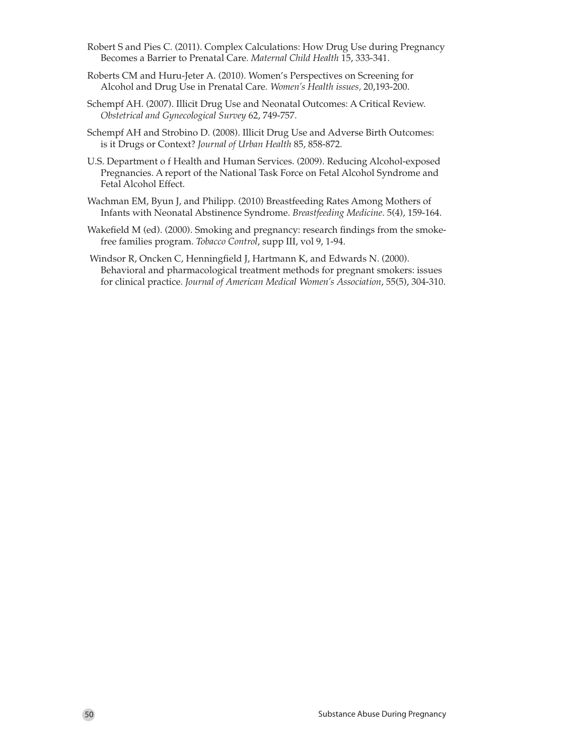Robert S and Pies C. (2011). Complex Calculations: How Drug Use during Pregnancy Becomes a Barrier to Prenatal Care. *Maternal Child Health* 15, 333-341.

Roberts CM and Huru-Jeter A. (2010). Women's Perspectives on Screening for Alcohol and Drug Use in Prenatal Care. *Women's Health issues,* 20,193-200.

Schempf AH. (2007). Illicit Drug Use and Neonatal Outcomes: A Critical Review. *Obstetrical and Gynecological Survey* 62, 749-757.

Schempf AH and Strobino D. (2008). Illicit Drug Use and Adverse Birth Outcomes: is it Drugs or Context? *Journal of Urban Health* 85, 858-872.

U.S. Department o f Health and Human Services. (2009). Reducing Alcohol-exposed Pregnancies. A report of the National Task Force on Fetal Alcohol Syndrome and Fetal Alcohol Effect.

Wachman EM, Byun J, and Philipp. (2010) Breastfeeding Rates Among Mothers of Infants with Neonatal Abstinence Syndrome. *Breastfeeding Medicine*. 5(4), 159-164.

Wakefield M (ed). (2000). Smoking and pregnancy: research findings from the smoke-free families program. *Tobacco Control*, supp III, vol 9, 1-94.

Windsor R, Oncken C, Henningfield J, Hartmann K, and Edwards N. (2000). Behavioral and pharmacological treatment methods for pregnant smokers: issues for clinical practice. *Journal of American Medical Women's Association*, 55(5), 304-310.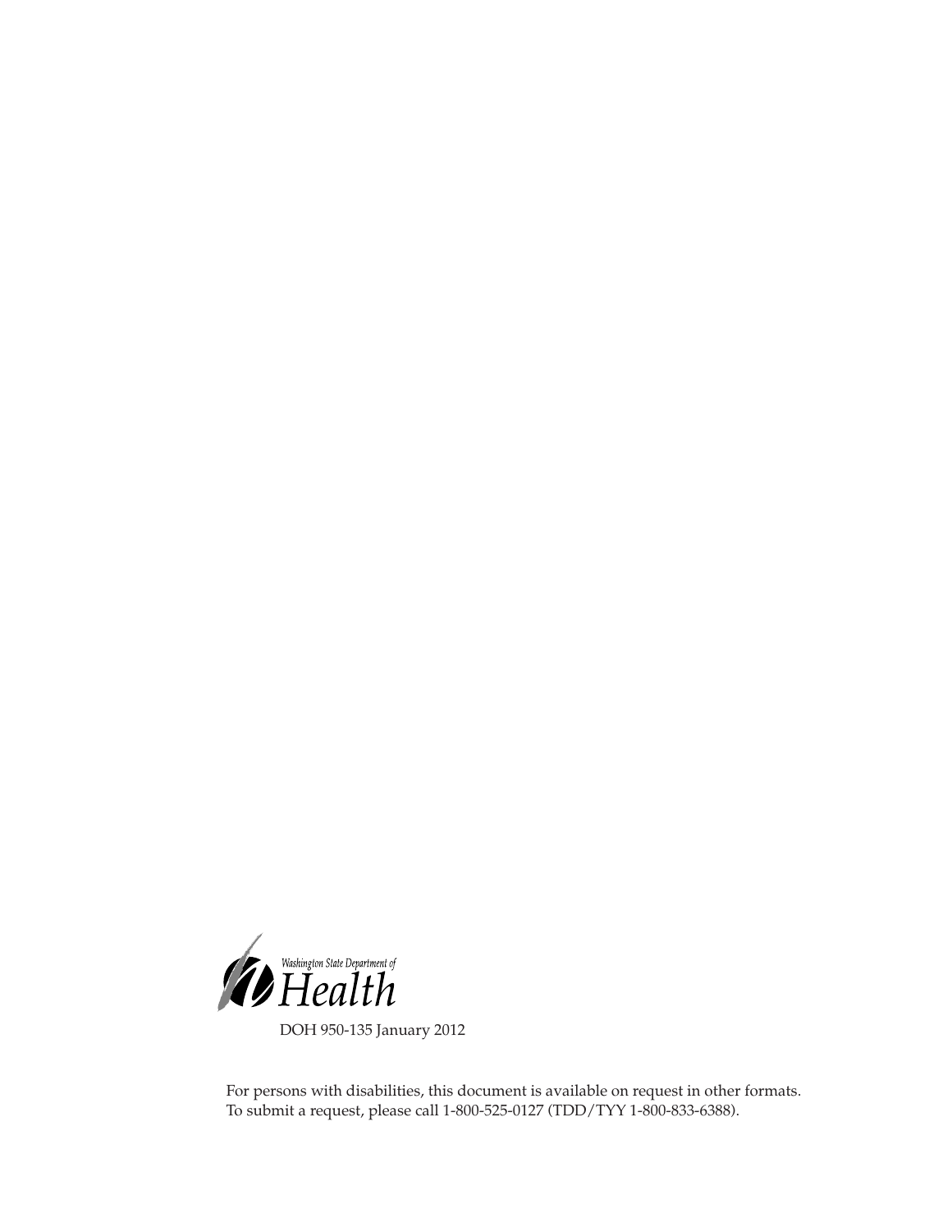Washington State Department of Health

DOH 950-135 January 2012

For persons with disabilities, this document is available on request in other formats. To submit a request, please call 1-800-525-0127 (TDD/TYY 1-800-833-6388).